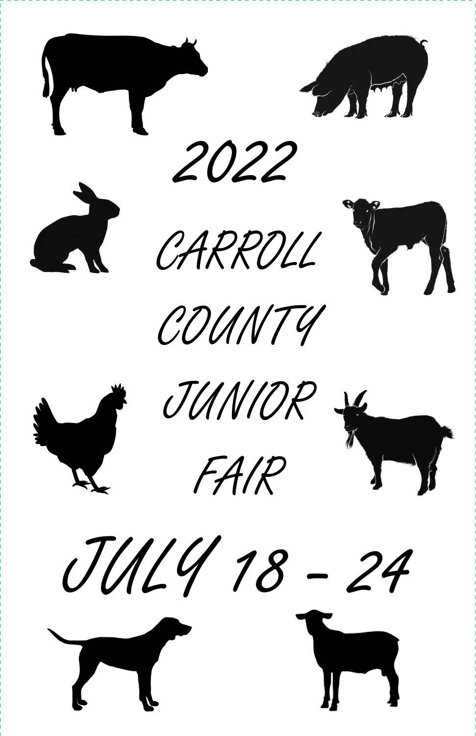# 2022

# CARROLL COUNTY JUNIOR FAIR

# JULY 18 – 24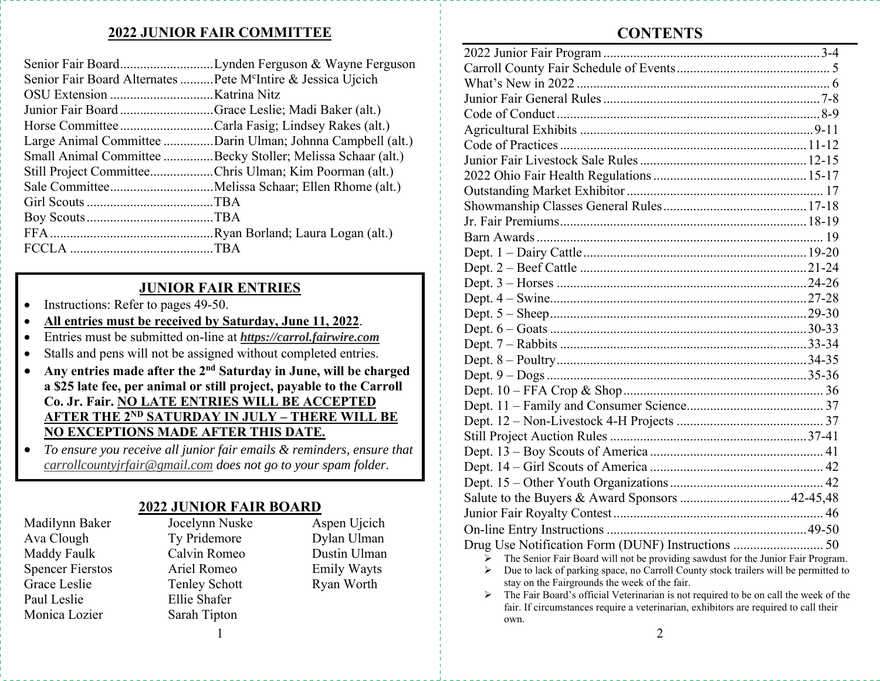## 2022 JUNIOR FAIR COMMITTEE

| Position | Members |
|---|---|
| Senior Fair Board | Lynden Ferguson & Wayne Ferguson |
| Senior Fair Board Alternates | Pete McIntire & Jessica Ujcich |
| OSU Extension | Katrina Nitz |
| Junior Fair Board | Grace Leslie; Madi Baker (alt.) |
| Horse Committee | Carla Fasig; Lindsey Rakes (alt.) |
| Large Animal Committee | Darin Ulman; Johnna Campbell (alt.) |
| Small Animal Committee | Becky Stoller; Melissa Schaar (alt.) |
| Still Project Committee | Chris Ulman; Kim Poorman (alt.) |
| Sale Committee | Melissa Schaar; Ellen Rhome (alt.) |
| Girl Scouts | TBA |
| Boy Scouts | TBA |
| FFA | Ryan Borland; Laura Logan (alt.) |
| FCCLA | TBA |

## JUNIOR FAIR ENTRIES

- Instructions: Refer to pages 49-50.
- **All entries must be received by Saturday, June 11, 2022**.
- Entries must be submitted on-line at ***https://carrol.fairwire.com***
- Stalls and pens will not be assigned without completed entries.
- **Any entries made after the 2nd Saturday in June, will be charged a $25 late fee, per animal or still project, payable to the Carroll Co. Jr. Fair. NO LATE ENTRIES WILL BE ACCEPTED AFTER THE 2ND SATURDAY IN JULY – THERE WILL BE NO EXCEPTIONS MADE AFTER THIS DATE.**
- *To ensure you receive all junior fair emails & reminders, ensure that carrollcountyjrfair@gmail.com does not go to your spam folder.*

## 2022 JUNIOR FAIR BOARD

| | | |
|---|---|---|
| Madilynn Baker | Jocelynn Nuske | Aspen Ujcich |
| Ava Clough | Ty Pridemore | Dylan Ulman |
| Maddy Faulk | Calvin Romeo | Dustin Ulman |
| Spencer Fierstos | Ariel Romeo | Emily Wayts |
| Grace Leslie | Tenley Schott | Ryan Worth |
| Paul Leslie | Ellie Shafer | |
| Monica Lozier | Sarah Tipton | |

## CONTENTS

| Section | Page |
|---|---|
| 2022 Junior Fair Program | 3-4 |
| Carroll County Fair Schedule of Events | 5 |
| What's New in 2022 | 6 |
| Junior Fair General Rules | 7-8 |
| Code of Conduct | 8-9 |
| Agricultural Exhibits | 9-11 |
| Code of Practices | 11-12 |
| Junior Fair Livestock Sale Rules | 12-15 |
| 2022 Ohio Fair Health Regulations | 15-17 |
| Outstanding Market Exhibitor | 17 |
| Showmanship Classes General Rules | 17-18 |
| Jr. Fair Premiums | 18-19 |
| Barn Awards | 19 |
| Dept. 1 – Dairy Cattle | 19-20 |
| Dept. 2 – Beef Cattle | 21-24 |
| Dept. 3 – Horses | 24-26 |
| Dept. 4 – Swine | 27-28 |
| Dept. 5 – Sheep | 29-30 |
| Dept. 6 – Goats | 30-33 |
| Dept. 7 – Rabbits | 33-34 |
| Dept. 8 – Poultry | 34-35 |
| Dept. 9 – Dogs | 35-36 |
| Dept. 10 – FFA Crop & Shop | 36 |
| Dept. 11 – Family and Consumer Science | 37 |
| Dept. 12 – Non-Livestock 4-H Projects | 37 |
| Still Project Auction Rules | 37-41 |
| Dept. 13 – Boy Scouts of America | 41 |
| Dept. 14 – Girl Scouts of America | 42 |
| Dept. 15 – Other Youth Organizations | 42 |
| Salute to the Buyers & Award Sponsors | 42-45,48 |
| Junior Fair Royalty Contest | 46 |
| On-line Entry Instructions | 49-50 |
| Drug Use Notification Form (DUNF) Instructions | 50 |

- The Senior Fair Board will not be providing sawdust for the Junior Fair Program.
- Due to lack of parking space, no Carroll County stock trailers will be permitted to stay on the Fairgrounds the week of the fair.
- The Fair Board's official Veterinarian is not required to be on call the week of the fair. If circumstances require a veterinarian, exhibitors are required to call their own.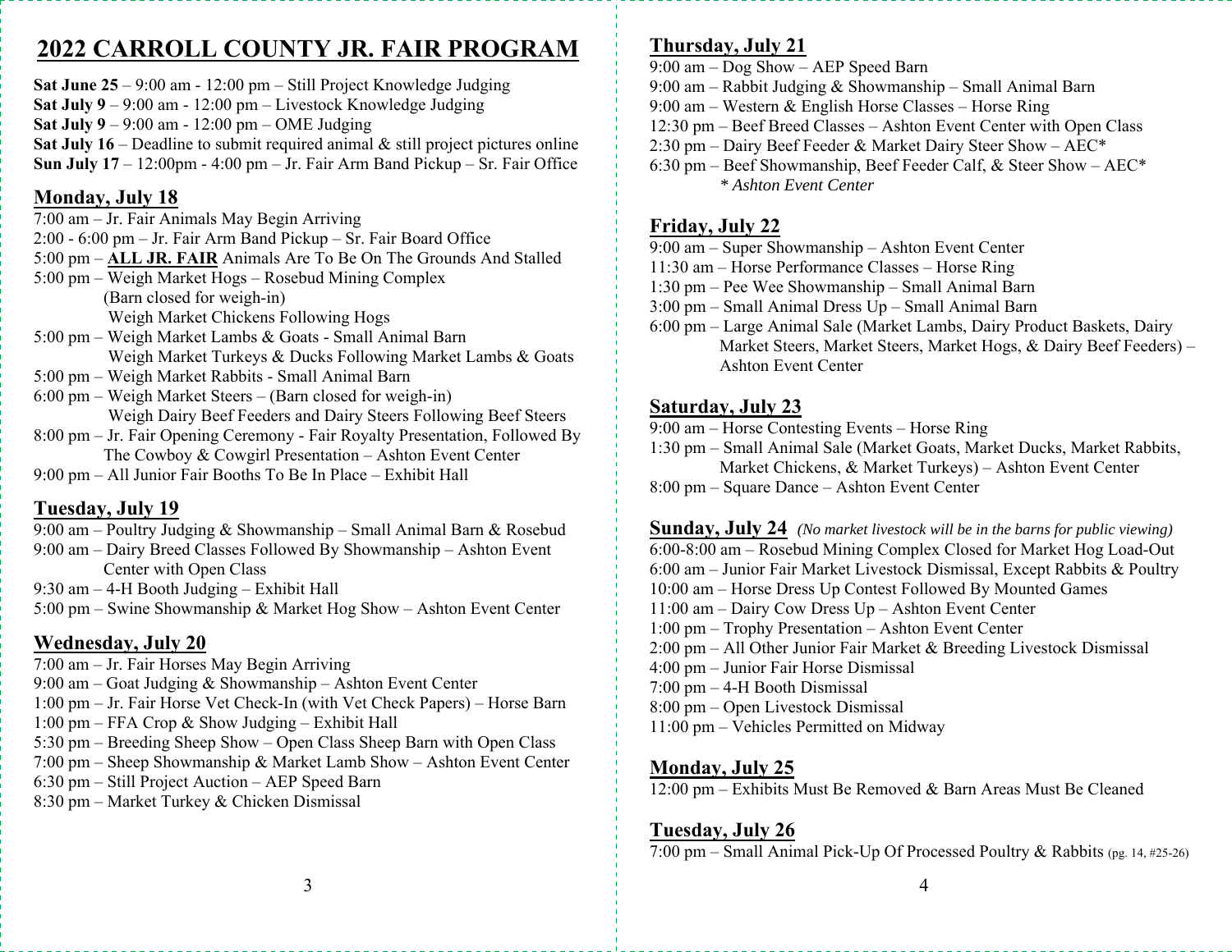# 2022 CARROLL COUNTY JR. FAIR PROGRAM

**Sat June 25** – 9:00 am - 12:00 pm – Still Project Knowledge Judging
**Sat July 9** – 9:00 am - 12:00 pm – Livestock Knowledge Judging
**Sat July 9** – 9:00 am - 12:00 pm – OME Judging
**Sat July 16** – Deadline to submit required animal & still project pictures online
**Sun July 17** – 12:00pm - 4:00 pm – Jr. Fair Arm Band Pickup – Sr. Fair Office

## Monday, July 18

7:00 am – Jr. Fair Animals May Begin Arriving
2:00 - 6:00 pm – Jr. Fair Arm Band Pickup – Sr. Fair Board Office
5:00 pm – **ALL JR. FAIR** Animals Are To Be On The Grounds And Stalled
5:00 pm – Weigh Market Hogs – Rosebud Mining Complex
(Barn closed for weigh-in)
Weigh Market Chickens Following Hogs
5:00 pm – Weigh Market Lambs & Goats - Small Animal Barn
Weigh Market Turkeys & Ducks Following Market Lambs & Goats
5:00 pm – Weigh Market Rabbits - Small Animal Barn
6:00 pm – Weigh Market Steers – (Barn closed for weigh-in)
Weigh Dairy Beef Feeders and Dairy Steers Following Beef Steers
8:00 pm – Jr. Fair Opening Ceremony - Fair Royalty Presentation, Followed By The Cowboy & Cowgirl Presentation – Ashton Event Center
9:00 pm – All Junior Fair Booths To Be In Place – Exhibit Hall

## Tuesday, July 19

9:00 am – Poultry Judging & Showmanship – Small Animal Barn & Rosebud
9:00 am – Dairy Breed Classes Followed By Showmanship – Ashton Event Center with Open Class
9:30 am – 4-H Booth Judging – Exhibit Hall
5:00 pm – Swine Showmanship & Market Hog Show – Ashton Event Center

## Wednesday, July 20

7:00 am – Jr. Fair Horses May Begin Arriving
9:00 am – Goat Judging & Showmanship – Ashton Event Center
1:00 pm – Jr. Fair Horse Vet Check-In (with Vet Check Papers) – Horse Barn
1:00 pm – FFA Crop & Show Judging – Exhibit Hall
5:30 pm – Breeding Sheep Show – Open Class Sheep Barn with Open Class
7:00 pm – Sheep Showmanship & Market Lamb Show – Ashton Event Center
6:30 pm – Still Project Auction – AEP Speed Barn
8:30 pm – Market Turkey & Chicken Dismissal

## Thursday, July 21

9:00 am – Dog Show – AEP Speed Barn
9:00 am – Rabbit Judging & Showmanship – Small Animal Barn
9:00 am – Western & English Horse Classes – Horse Ring
12:30 pm – Beef Breed Classes – Ashton Event Center with Open Class
2:30 pm – Dairy Beef Feeder & Market Dairy Steer Show – AEC*
6:30 pm – Beef Showmanship, Beef Feeder Calf, & Steer Show – AEC*
*\* Ashton Event Center*

## Friday, July 22

9:00 am – Super Showmanship – Ashton Event Center
11:30 am – Horse Performance Classes – Horse Ring
1:30 pm – Pee Wee Showmanship – Small Animal Barn
3:00 pm – Small Animal Dress Up – Small Animal Barn
6:00 pm – Large Animal Sale (Market Lambs, Dairy Product Baskets, Dairy Market Steers, Market Steers, Market Hogs, & Dairy Beef Feeders) – Ashton Event Center

## Saturday, July 23

9:00 am – Horse Contesting Events – Horse Ring
1:30 pm – Small Animal Sale (Market Goats, Market Ducks, Market Rabbits, Market Chickens, & Market Turkeys) – Ashton Event Center
8:00 pm – Square Dance – Ashton Event Center

## Sunday, July 24 *(No market livestock will be in the barns for public viewing)*

6:00-8:00 am – Rosebud Mining Complex Closed for Market Hog Load-Out
6:00 am – Junior Fair Market Livestock Dismissal, Except Rabbits & Poultry
10:00 am – Horse Dress Up Contest Followed By Mounted Games
11:00 am – Dairy Cow Dress Up – Ashton Event Center
1:00 pm – Trophy Presentation – Ashton Event Center
2:00 pm – All Other Junior Fair Market & Breeding Livestock Dismissal
4:00 pm – Junior Fair Horse Dismissal
7:00 pm – 4-H Booth Dismissal
8:00 pm – Open Livestock Dismissal
11:00 pm – Vehicles Permitted on Midway

## Monday, July 25

12:00 pm – Exhibits Must Be Removed & Barn Areas Must Be Cleaned

## Tuesday, July 26

7:00 pm – Small Animal Pick-Up Of Processed Poultry & Rabbits (pg. 14, #25-26)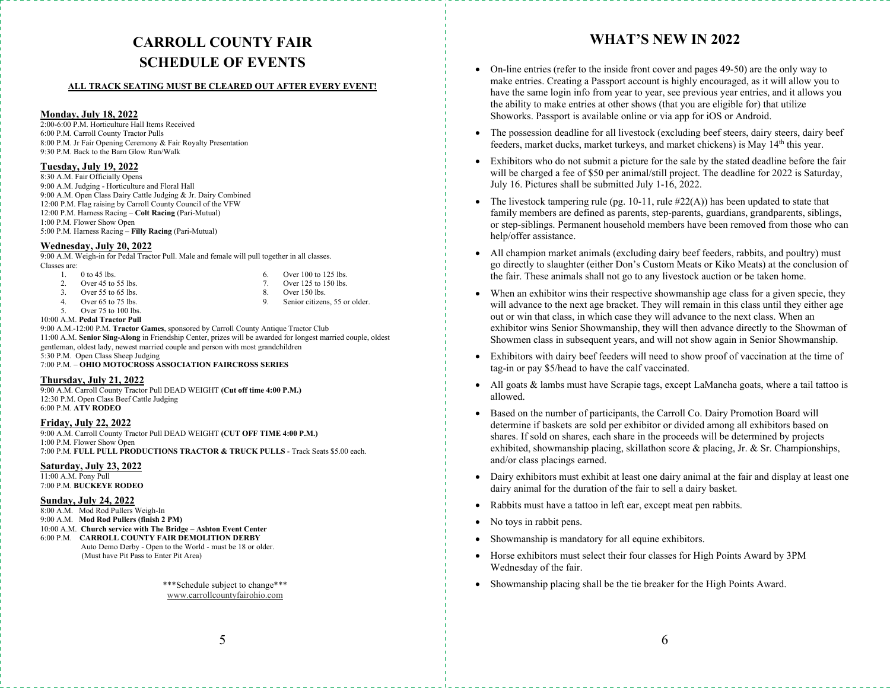# CARROLL COUNTY FAIR SCHEDULE OF EVENTS

**ALL TRACK SEATING MUST BE CLEARED OUT AFTER EVERY EVENT!**

## Monday, July 18, 2022

2:00-6:00 P.M. Horticulture Hall Items Received
6:00 P.M. Carroll County Tractor Pulls
8:00 P.M. Jr Fair Opening Ceremony & Fair Royalty Presentation
9:30 P.M. Back to the Barn Glow Run/Walk

## Tuesday, July 19, 2022

8:30 A.M. Fair Officially Opens
9:00 A.M. Judging - Horticulture and Floral Hall
9:00 A.M. Open Class Dairy Cattle Judging & Jr. Dairy Combined
12:00 P.M. Flag raising by Carroll County Council of the VFW
12:00 P.M. Harness Racing – **Colt Racing** (Pari-Mutual)
1:00 P.M. Flower Show Open
5:00 P.M. Harness Racing – **Filly Racing** (Pari-Mutual)

## Wednesday, July 20, 2022

9:00 A.M. Weigh-in for Pedal Tractor Pull. Male and female will pull together in all classes. Classes are:

1. 0 to 45 lbs.
2. Over 45 to 55 lbs.
3. Over 55 to 65 lbs.
4. Over 65 to 75 lbs.
5. Over 75 to 100 lbs.
6. Over 100 to 125 lbs.
7. Over 125 to 150 lbs.
8. Over 150 lbs.
9. Senior citizens, 55 or older.

10:00 A.M. **Pedal Tractor Pull**
9:00 A.M.-12:00 P.M. **Tractor Games**, sponsored by Carroll County Antique Tractor Club
11:00 A.M. **Senior Sing-Along** in Friendship Center, prizes will be awarded for longest married couple, oldest gentleman, oldest lady, newest married couple and person with most grandchildren
5:30 P.M. Open Class Sheep Judging
7:00 P.M. – **OHIO MOTOCROSS ASSOCIATION FAIRCROSS SERIES**

## Thursday, July 21, 2022

9:00 A.M. Carroll County Tractor Pull DEAD WEIGHT **(Cut off time 4:00 P.M.)**
12:30 P.M. Open Class Beef Cattle Judging
6:00 P.M. **ATV RODEO**

## Friday, July 22, 2022

9:00 A.M. Carroll County Tractor Pull DEAD WEIGHT **(CUT OFF TIME 4:00 P.M.)**
1:00 P.M. Flower Show Open
7:00 P.M. **FULL PULL PRODUCTIONS TRACTOR & TRUCK PULLS** - Track Seats $5.00 each.

## Saturday, July 23, 2022

11:00 A.M. Pony Pull
7:00 P.M. **BUCKEYE RODEO**

## Sunday, July 24, 2022

8:00 A.M. Mod Rod Pullers Weigh-In
9:00 A.M. **Mod Rod Pullers (finish 2 PM)**
10:00 A.M. **Church service with The Bridge – Ashton Event Center**
6:00 P.M. **CARROLL COUNTY FAIR DEMOLITION DERBY**
Auto Demo Derby - Open to the World - must be 18 or older.
(Must have Pit Pass to Enter Pit Area)

\*\*\*Schedule subject to change\*\*\*
www.carrollcountyfairohio.com

# WHAT'S NEW IN 2022

- On-line entries (refer to the inside front cover and pages 49-50) are the only way to make entries. Creating a Passport account is highly encouraged, as it will allow you to have the same login info from year to year, see previous year entries, and it allows you the ability to make entries at other shows (that you are eligible for) that utilize Showorks. Passport is available online or via app for iOS or Android.
- The possession deadline for all livestock (excluding beef steers, dairy steers, dairy beef feeders, market ducks, market turkeys, and market chickens) is May 14th this year.
- Exhibitors who do not submit a picture for the sale by the stated deadline before the fair will be charged a fee of $50 per animal/still project. The deadline for 2022 is Saturday, July 16. Pictures shall be submitted July 1-16, 2022.
- The livestock tampering rule (pg. 10-11, rule #22(A)) has been updated to state that family members are defined as parents, step-parents, guardians, grandparents, siblings, or step-siblings. Permanent household members have been removed from those who can help/offer assistance.
- All champion market animals (excluding dairy beef feeders, rabbits, and poultry) must go directly to slaughter (either Don's Custom Meats or Kiko Meats) at the conclusion of the fair. These animals shall not go to any livestock auction or be taken home.
- When an exhibitor wins their respective showmanship age class for a given specie, they will advance to the next age bracket. They will remain in this class until they either age out or win that class, in which case they will advance to the next class. When an exhibitor wins Senior Showmanship, they will then advance directly to the Showman of Showmen class in subsequent years, and will not show again in Senior Showmanship.
- Exhibitors with dairy beef feeders will need to show proof of vaccination at the time of tag-in or pay $5/head to have the calf vaccinated.
- All goats & lambs must have Scrapie tags, except LaMancha goats, where a tail tattoo is allowed.
- Based on the number of participants, the Carroll Co. Dairy Promotion Board will determine if baskets are sold per exhibitor or divided among all exhibitors based on shares. If sold on shares, each share in the proceeds will be determined by projects exhibited, showmanship placing, skillathon score & placing, Jr. & Sr. Championships, and/or class placings earned.
- Dairy exhibitors must exhibit at least one dairy animal at the fair and display at least one dairy animal for the duration of the fair to sell a dairy basket.
- Rabbits must have a tattoo in left ear, except meat pen rabbits.
- No toys in rabbit pens.
- Showmanship is mandatory for all equine exhibitors.
- Horse exhibitors must select their four classes for High Points Award by 3PM Wednesday of the fair.
- Showmanship placing shall be the tie breaker for the High Points Award.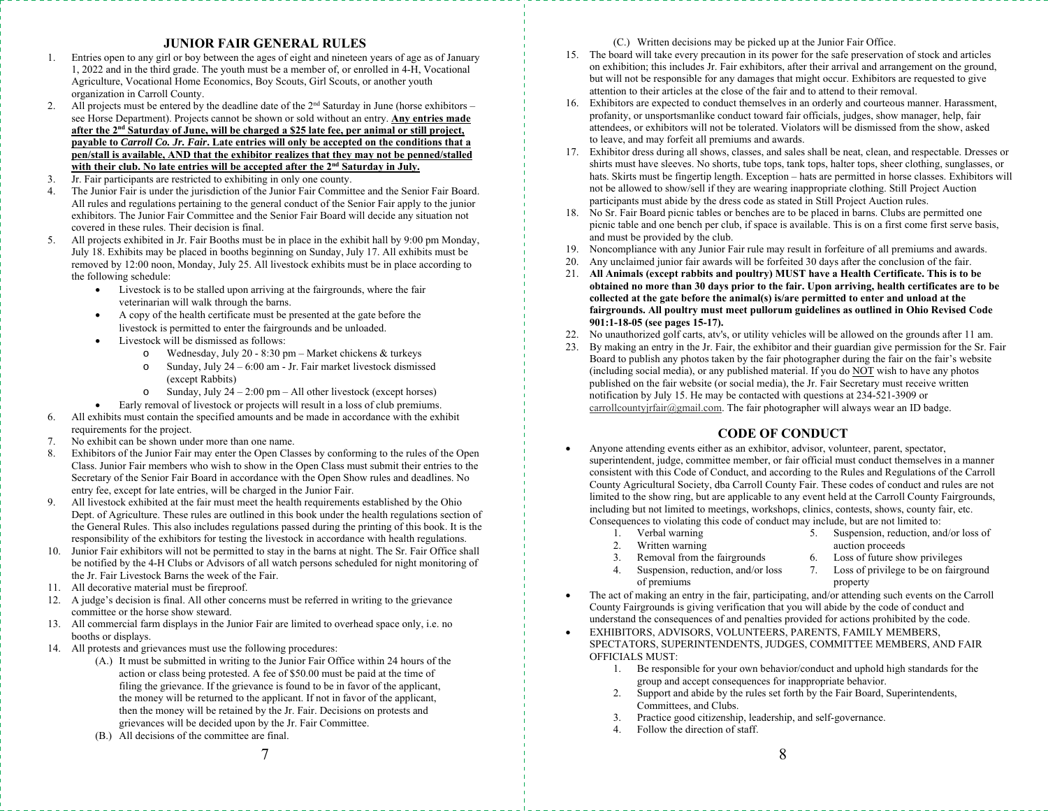## JUNIOR FAIR GENERAL RULES

1. Entries open to any girl or boy between the ages of eight and nineteen years of age as of January 1, 2022 and in the third grade. The youth must be a member of, or enrolled in 4-H, Vocational Agriculture, Vocational Home Economics, Boy Scouts, Girl Scouts, or another youth organization in Carroll County.
2. All projects must be entered by the deadline date of the 2nd Saturday in June (horse exhibitors – see Horse Department). Projects cannot be shown or sold without an entry. **Any entries made after the 2nd Saturday of June, will be charged a $25 late fee, per animal or still project, payable to *Carroll Co. Jr. Fair*. Late entries will only be accepted on the conditions that a pen/stall is available, AND that the exhibitor realizes that they may not be penned/stalled with their club. No late entries will be accepted after the 2nd Saturday in July.**
3. Jr. Fair participants are restricted to exhibiting in only one county.
4. The Junior Fair is under the jurisdiction of the Junior Fair Committee and the Senior Fair Board. All rules and regulations pertaining to the general conduct of the Senior Fair apply to the junior exhibitors. The Junior Fair Committee and the Senior Fair Board will decide any situation not covered in these rules. Their decision is final.
5. All projects exhibited in Jr. Fair Booths must be in place in the exhibit hall by 9:00 pm Monday, July 18. Exhibits may be placed in booths beginning on Sunday, July 17. All exhibits must be removed by 12:00 noon, Monday, July 25. All livestock exhibits must be in place according to the following schedule:
   - Livestock is to be stalled upon arriving at the fairgrounds, where the fair veterinarian will walk through the barns.
   - A copy of the health certificate must be presented at the gate before the livestock is permitted to enter the fairgrounds and be unloaded.
   - Livestock will be dismissed as follows:
     - Wednesday, July 20 - 8:30 pm – Market chickens & turkeys
     - Sunday, July 24 – 6:00 am - Jr. Fair market livestock dismissed (except Rabbits)
     - Sunday, July 24 – 2:00 pm – All other livestock (except horses)
   - Early removal of livestock or projects will result in a loss of club premiums.
6. All exhibits must contain the specified amounts and be made in accordance with the exhibit requirements for the project.
7. No exhibit can be shown under more than one name.
8. Exhibitors of the Junior Fair may enter the Open Classes by conforming to the rules of the Open Class. Junior Fair members who wish to show in the Open Class must submit their entries to the Secretary of the Senior Fair Board in accordance with the Open Show rules and deadlines. No entry fee, except for late entries, will be charged in the Junior Fair.
9. All livestock exhibited at the fair must meet the health requirements established by the Ohio Dept. of Agriculture. These rules are outlined in this book under the health regulations section of the General Rules. This also includes regulations passed during the printing of this book. It is the responsibility of the exhibitors for testing the livestock in accordance with health regulations.
10. Junior Fair exhibitors will not be permitted to stay in the barns at night. The Sr. Fair Office shall be notified by the 4-H Clubs or Advisors of all watch persons scheduled for night monitoring of the Jr. Fair Livestock Barns the week of the Fair.
11. All decorative material must be fireproof.
12. A judge's decision is final. All other concerns must be referred in writing to the grievance committee or the horse show steward.
13. All commercial farm displays in the Junior Fair are limited to overhead space only, i.e. no booths or displays.
14. All protests and grievances must use the following procedures:
    (A.) It must be submitted in writing to the Junior Fair Office within 24 hours of the action or class being protested. A fee of $50.00 must be paid at the time of filing the grievance. If the grievance is found to be in favor of the applicant, the money will be returned to the applicant. If not in favor of the applicant, then the money will be retained by the Jr. Fair. Decisions on protests and grievances will be decided upon by the Jr. Fair Committee.
    (B.) All decisions of the committee are final.
    (C.) Written decisions may be picked up at the Junior Fair Office.
15. The board will take every precaution in its power for the safe preservation of stock and articles on exhibition; this includes Jr. Fair exhibitors, after their arrival and arrangement on the ground, but will not be responsible for any damages that might occur. Exhibitors are requested to give attention to their articles at the close of the fair and to attend to their removal.
16. Exhibitors are expected to conduct themselves in an orderly and courteous manner. Harassment, profanity, or unsportsmanlike conduct toward fair officials, judges, show manager, help, fair attendees, or exhibitors will not be tolerated. Violators will be dismissed from the show, asked to leave, and may forfeit all premiums and awards.
17. Exhibitor dress during all shows, classes, and sales shall be neat, clean, and respectable. Dresses or shirts must have sleeves. No shorts, tube tops, tank tops, halter tops, sheer clothing, sunglasses, or hats. Skirts must be fingertip length. Exception – hats are permitted in horse classes. Exhibitors will not be allowed to show/sell if they are wearing inappropriate clothing. Still Project Auction participants must abide by the dress code as stated in Still Project Auction rules.
18. No Sr. Fair Board picnic tables or benches are to be placed in barns. Clubs are permitted one picnic table and one bench per club, if space is available. This is on a first come first serve basis, and must be provided by the club.
19. Noncompliance with any Junior Fair rule may result in forfeiture of all premiums and awards.
20. Any unclaimed junior fair awards will be forfeited 30 days after the conclusion of the fair.
21. **All Animals (except rabbits and poultry) MUST have a Health Certificate. This is to be obtained no more than 30 days prior to the fair. Upon arriving, health certificates are to be collected at the gate before the animal(s) is/are permitted to enter and unload at the fairgrounds. All poultry must meet pullorum guidelines as outlined in Ohio Revised Code 901:1-18-05 (see pages 15-17).**
22. No unauthorized golf carts, atv's, or utility vehicles will be allowed on the grounds after 11 am.
23. By making an entry in the Jr. Fair, the exhibitor and their guardian give permission for the Sr. Fair Board to publish any photos taken by the fair photographer during the fair on the fair's website (including social media), or any published material. If you do NOT wish to have any photos published on the fair website (or social media), the Jr. Fair Secretary must receive written notification by July 15. He may be contacted with questions at 234-521-3909 or carrollcountyjrfair@gmail.com. The fair photographer will always wear an ID badge.

## CODE OF CONDUCT

- Anyone attending events either as an exhibitor, advisor, volunteer, parent, spectator, superintendent, judge, committee member, or fair official must conduct themselves in a manner consistent with this Code of Conduct, and according to the Rules and Regulations of the Carroll County Agricultural Society, dba Carroll County Fair. These codes of conduct and rules are not limited to the show ring, but are applicable to any event held at the Carroll County Fairgrounds, including but not limited to meetings, workshops, clinics, contests, shows, county fair, etc. Consequences to violating this code of conduct may include, but are not limited to:
  1. Verbal warning
  2. Written warning
  3. Removal from the fairgrounds
  4. Suspension, reduction, and/or loss of premiums
  5. Suspension, reduction, and/or loss of auction proceeds
  6. Loss of future show privileges
  7. Loss of privilege to be on fairground property
- The act of making an entry in the fair, participating, and/or attending such events on the Carroll County Fairgrounds is giving verification that you will abide by the code of conduct and understand the consequences of and penalties provided for actions prohibited by the code.
- EXHIBITORS, ADVISORS, VOLUNTEERS, PARENTS, FAMILY MEMBERS, SPECTATORS, SUPERINTENDENTS, JUDGES, COMMITTEE MEMBERS, AND FAIR OFFICIALS MUST:
  1. Be responsible for your own behavior/conduct and uphold high standards for the group and accept consequences for inappropriate behavior.
  2. Support and abide by the rules set forth by the Fair Board, Superintendents, Committees, and Clubs.
  3. Practice good citizenship, leadership, and self-governance.
  4. Follow the direction of staff.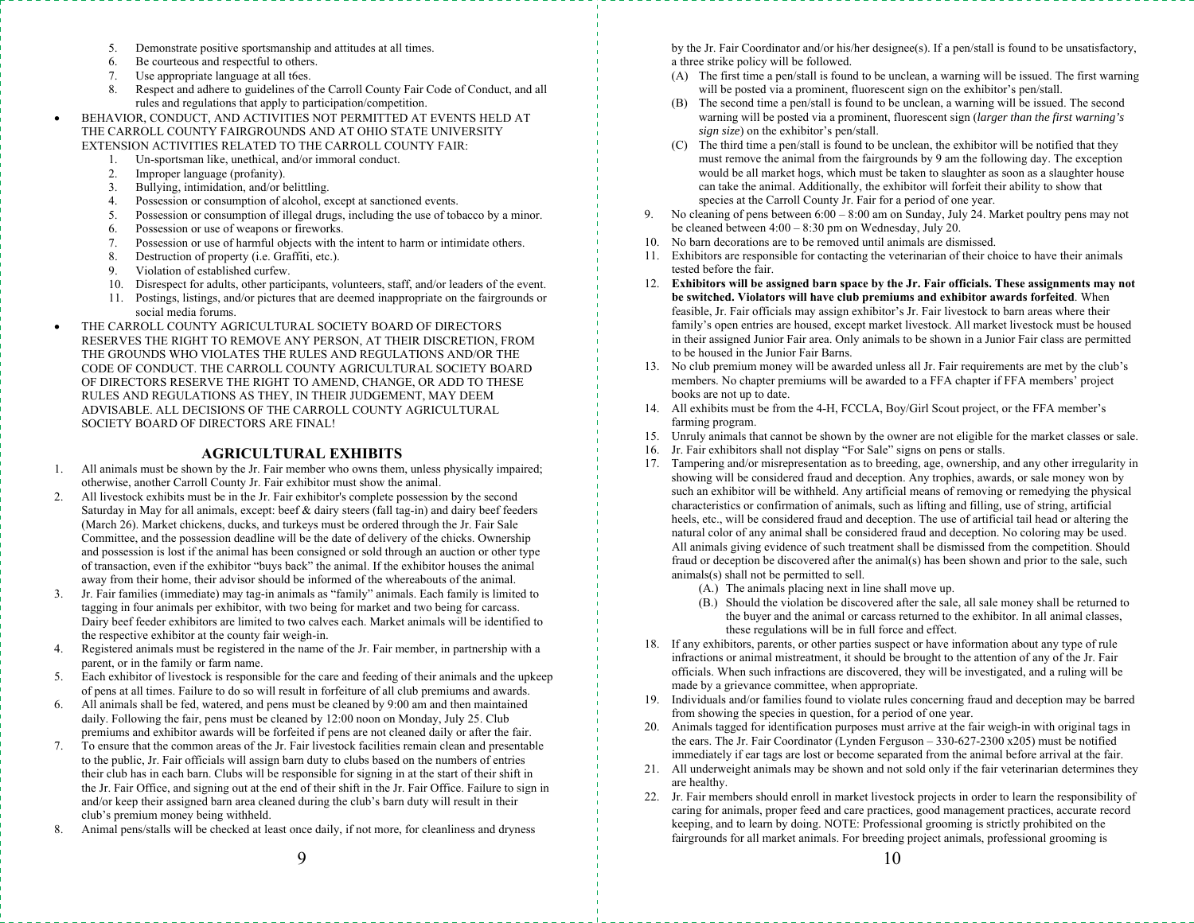5. Demonstrate positive sportsmanship and attitudes at all times.
6. Be courteous and respectful to others.
7. Use appropriate language at all t6es.
8. Respect and adhere to guidelines of the Carroll County Fair Code of Conduct, and all rules and regulations that apply to participation/competition.

- BEHAVIOR, CONDUCT, AND ACTIVITIES NOT PERMITTED AT EVENTS HELD AT THE CARROLL COUNTY FAIRGROUNDS AND AT OHIO STATE UNIVERSITY EXTENSION ACTIVITIES RELATED TO THE CARROLL COUNTY FAIR:
  1. Un-sportsman like, unethical, and/or immoral conduct.
  2. Improper language (profanity).
  3. Bullying, intimidation, and/or belittling.
  4. Possession or consumption of alcohol, except at sanctioned events.
  5. Possession or consumption of illegal drugs, including the use of tobacco by a minor.
  6. Possession or use of weapons or fireworks.
  7. Possession or use of harmful objects with the intent to harm or intimidate others.
  8. Destruction of property (i.e. Graffiti, etc.).
  9. Violation of established curfew.
  10. Disrespect for adults, other participants, volunteers, staff, and/or leaders of the event.
  11. Postings, listings, and/or pictures that are deemed inappropriate on the fairgrounds or social media forums.
- THE CARROLL COUNTY AGRICULTURAL SOCIETY BOARD OF DIRECTORS RESERVES THE RIGHT TO REMOVE ANY PERSON, AT THEIR DISCRETION, FROM THE GROUNDS WHO VIOLATES THE RULES AND REGULATIONS AND/OR THE CODE OF CONDUCT. THE CARROLL COUNTY AGRICULTURAL SOCIETY BOARD OF DIRECTORS RESERVE THE RIGHT TO AMEND, CHANGE, OR ADD TO THESE RULES AND REGULATIONS AS THEY, IN THEIR JUDGEMENT, MAY DEEM ADVISABLE. ALL DECISIONS OF THE CARROLL COUNTY AGRICULTURAL SOCIETY BOARD OF DIRECTORS ARE FINAL!

## AGRICULTURAL EXHIBITS

1. All animals must be shown by the Jr. Fair member who owns them, unless physically impaired; otherwise, another Carroll County Jr. Fair exhibitor must show the animal.
2. All livestock exhibits must be in the Jr. Fair exhibitor's complete possession by the second Saturday in May for all animals, except: beef & dairy steers (fall tag-in) and dairy beef feeders (March 26). Market chickens, ducks, and turkeys must be ordered through the Jr. Fair Sale Committee, and the possession deadline will be the date of delivery of the chicks. Ownership and possession is lost if the animal has been consigned or sold through an auction or other type of transaction, even if the exhibitor "buys back" the animal. If the exhibitor houses the animal away from their home, their advisor should be informed of the whereabouts of the animal.
3. Jr. Fair families (immediate) may tag-in animals as "family" animals. Each family is limited to tagging in four animals per exhibitor, with two being for market and two being for carcass. Dairy beef feeder exhibitors are limited to two calves each. Market animals will be identified to the respective exhibitor at the county fair weigh-in.
4. Registered animals must be registered in the name of the Jr. Fair member, in partnership with a parent, or in the family or farm name.
5. Each exhibitor of livestock is responsible for the care and feeding of their animals and the upkeep of pens at all times. Failure to do so will result in forfeiture of all club premiums and awards.
6. All animals shall be fed, watered, and pens must be cleaned by 9:00 am and then maintained daily. Following the fair, pens must be cleaned by 12:00 noon on Monday, July 25. Club premiums and exhibitor awards will be forfeited if pens are not cleaned daily or after the fair.
7. To ensure that the common areas of the Jr. Fair livestock facilities remain clean and presentable to the public, Jr. Fair officials will assign barn duty to clubs based on the numbers of entries their club has in each barn. Clubs will be responsible for signing in at the start of their shift in the Jr. Fair Office, and signing out at the end of their shift in the Jr. Fair Office. Failure to sign in and/or keep their assigned barn area cleaned during the club's barn duty will result in their club's premium money being withheld.
8. Animal pens/stalls will be checked at least once daily, if not more, for cleanliness and dryness by the Jr. Fair Coordinator and/or his/her designee(s). If a pen/stall is found to be unsatisfactory, a three strike policy will be followed.
   (A) The first time a pen/stall is found to be unclean, a warning will be issued. The first warning will be posted via a prominent, fluorescent sign on the exhibitor's pen/stall.
   (B) The second time a pen/stall is found to be unclean, a warning will be issued. The second warning will be posted via a prominent, fluorescent sign (*larger than the first warning's sign size*) on the exhibitor's pen/stall.
   (C) The third time a pen/stall is found to be unclean, the exhibitor will be notified that they must remove the animal from the fairgrounds by 9 am the following day. The exception would be all market hogs, which must be taken to slaughter as soon as a slaughter house can take the animal. Additionally, the exhibitor will forfeit their ability to show that species at the Carroll County Jr. Fair for a period of one year.
9. No cleaning of pens between 6:00 – 8:00 am on Sunday, July 24. Market poultry pens may not be cleaned between 4:00 – 8:30 pm on Wednesday, July 20.
10. No barn decorations are to be removed until animals are dismissed.
11. Exhibitors are responsible for contacting the veterinarian of their choice to have their animals tested before the fair.
12. **Exhibitors will be assigned barn space by the Jr. Fair officials. These assignments may not be switched. Violators will have club premiums and exhibitor awards forfeited**. When feasible, Jr. Fair officials may assign exhibitor's Jr. Fair livestock to barn areas where their family's open entries are housed, except market livestock. All market livestock must be housed in their assigned Junior Fair area. Only animals to be shown in a Junior Fair class are permitted to be housed in the Junior Fair Barns.
13. No club premium money will be awarded unless all Jr. Fair requirements are met by the club's members. No chapter premiums will be awarded to a FFA chapter if FFA members' project books are not up to date.
14. All exhibits must be from the 4-H, FCCLA, Boy/Girl Scout project, or the FFA member's farming program.
15. Unruly animals that cannot be shown by the owner are not eligible for the market classes or sale.
16. Jr. Fair exhibitors shall not display "For Sale" signs on pens or stalls.
17. Tampering and/or misrepresentation as to breeding, age, ownership, and any other irregularity in showing will be considered fraud and deception. Any trophies, awards, or sale money won by such an exhibitor will be withheld. Any artificial means of removing or remedying the physical characteristics or confirmation of animals, such as lifting and filling, use of string, artificial heels, etc., will be considered fraud and deception. The use of artificial tail head or altering the natural color of any animal shall be considered fraud and deception. No coloring may be used. All animals giving evidence of such treatment shall be dismissed from the competition. Should fraud or deception be discovered after the animal(s) has been shown and prior to the sale, such animals(s) shall not be permitted to sell.
   (A.) The animals placing next in line shall move up.
   (B.) Should the violation be discovered after the sale, all sale money shall be returned to the buyer and the animal or carcass returned to the exhibitor. In all animal classes, these regulations will be in full force and effect.
18. If any exhibitors, parents, or other parties suspect or have information about any type of rule infractions or animal mistreatment, it should be brought to the attention of any of the Jr. Fair officials. When such infractions are discovered, they will be investigated, and a ruling will be made by a grievance committee, when appropriate.
19. Individuals and/or families found to violate rules concerning fraud and deception may be barred from showing the species in question, for a period of one year.
20. Animals tagged for identification purposes must arrive at the fair weigh-in with original tags in the ears. The Jr. Fair Coordinator (Lynden Ferguson – 330-627-2300 x205) must be notified immediately if ear tags are lost or become separated from the animal before arrival at the fair.
21. All underweight animals may be shown and not sold only if the fair veterinarian determines they are healthy.
22. Jr. Fair members should enroll in market livestock projects in order to learn the responsibility of caring for animals, proper feed and care practices, good management practices, accurate record keeping, and to learn by doing. NOTE: Professional grooming is strictly prohibited on the fairgrounds for all market animals. For breeding project animals, professional grooming is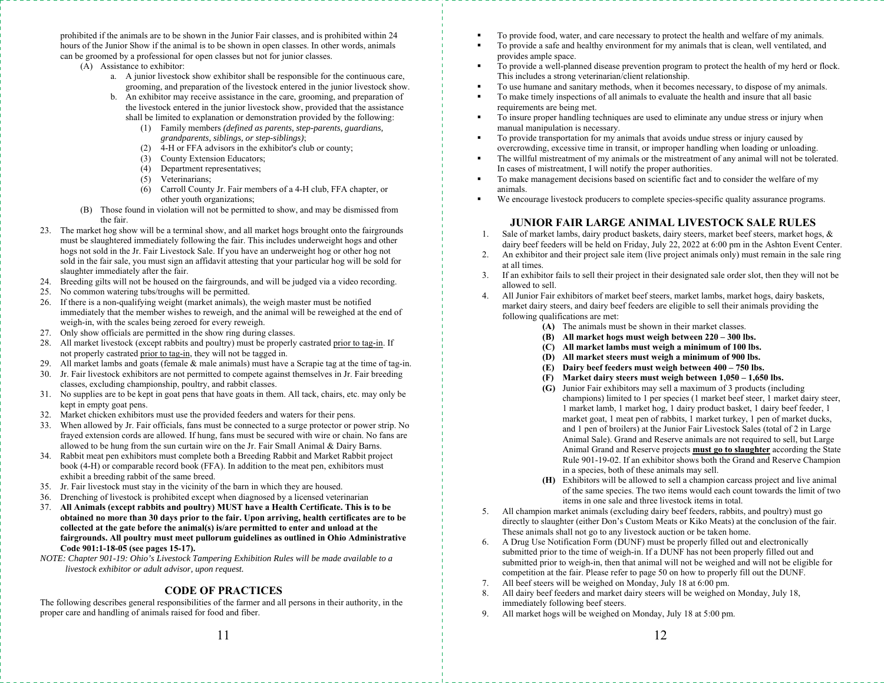prohibited if the animals are to be shown in the Junior Fair classes, and is prohibited within 24 hours of the Junior Show if the animal is to be shown in open classes. In other words, animals can be groomed by a professional for open classes but not for junior classes.

(A) Assistance to exhibitor:

a. A junior livestock show exhibitor shall be responsible for the continuous care, grooming, and preparation of the livestock entered in the junior livestock show.

b. An exhibitor may receive assistance in the care, grooming, and preparation of the livestock entered in the junior livestock show, provided that the assistance shall be limited to explanation or demonstration provided by the following:

(1) Family members *(defined as parents, step-parents, guardians, grandparents, siblings, or step-siblings)*;

(2) 4-H or FFA advisors in the exhibitor's club or county;

(3) County Extension Educators;

(4) Department representatives;

(5) Veterinarians;

(6) Carroll County Jr. Fair members of a 4-H club, FFA chapter, or other youth organizations;

(B) Those found in violation will not be permitted to show, and may be dismissed from the fair.

23. The market hog show will be a terminal show, and all market hogs brought onto the fairgrounds must be slaughtered immediately following the fair. This includes underweight hogs and other hogs not sold in the Jr. Fair Livestock Sale. If you have an underweight hog or other hog not sold in the fair sale, you must sign an affidavit attesting that your particular hog will be sold for slaughter immediately after the fair.
24. Breeding gilts will not be housed on the fairgrounds, and will be judged via a video recording.
25. No common watering tubs/troughs will be permitted.
26. If there is a non-qualifying weight (market animals), the weigh master must be notified immediately that the member wishes to reweigh, and the animal will be reweighed at the end of weigh-in, with the scales being zeroed for every reweigh.
27. Only show officials are permitted in the show ring during classes.
28. All market livestock (except rabbits and poultry) must be properly castrated prior to tag-in. If not properly castrated prior to tag-in, they will not be tagged in.
29. All market lambs and goats (female & male animals) must have a Scrapie tag at the time of tag-in.
30. Jr. Fair livestock exhibitors are not permitted to compete against themselves in Jr. Fair breeding classes, excluding championship, poultry, and rabbit classes.
31. No supplies are to be kept in goat pens that have goats in them. All tack, chairs, etc. may only be kept in empty goat pens.
32. Market chicken exhibitors must use the provided feeders and waters for their pens.
33. When allowed by Jr. Fair officials, fans must be connected to a surge protector or power strip. No frayed extension cords are allowed. If hung, fans must be secured with wire or chain. No fans are allowed to be hung from the sun curtain wire on the Jr. Fair Small Animal & Dairy Barns.
34. Rabbit meat pen exhibitors must complete both a Breeding Rabbit and Market Rabbit project book (4-H) or comparable record book (FFA). In addition to the meat pen, exhibitors must exhibit a breeding rabbit of the same breed.
35. Jr. Fair livestock must stay in the vicinity of the barn in which they are housed.
36. Drenching of livestock is prohibited except when diagnosed by a licensed veterinarian
37. **All Animals (except rabbits and poultry) MUST have a Health Certificate. This is to be obtained no more than 30 days prior to the fair. Upon arriving, health certificates are to be collected at the gate before the animal(s) is/are permitted to enter and unload at the fairgrounds. All poultry must meet pullorum guidelines as outlined in Ohio Administrative Code 901:1-18-05 (see pages 15-17).**

*NOTE: Chapter 901-19: Ohio's Livestock Tampering Exhibition Rules will be made available to a livestock exhibitor or adult advisor, upon request.*

## CODE OF PRACTICES

The following describes general responsibilities of the farmer and all persons in their authority, in the proper care and handling of animals raised for food and fiber.

- To provide food, water, and care necessary to protect the health and welfare of my animals.
- To provide a safe and healthy environment for my animals that is clean, well ventilated, and provides ample space.
- To provide a well-planned disease prevention program to protect the health of my herd or flock. This includes a strong veterinarian/client relationship.
- To use humane and sanitary methods, when it becomes necessary, to dispose of my animals.
- To make timely inspections of all animals to evaluate the health and insure that all basic requirements are being met.
- To insure proper handling techniques are used to eliminate any undue stress or injury when manual manipulation is necessary.
- To provide transportation for my animals that avoids undue stress or injury caused by overcrowding, excessive time in transit, or improper handling when loading or unloading.
- The willful mistreatment of my animals or the mistreatment of any animal will not be tolerated. In cases of mistreatment, I will notify the proper authorities.
- To make management decisions based on scientific fact and to consider the welfare of my animals.
- We encourage livestock producers to complete species-specific quality assurance programs.

## JUNIOR FAIR LARGE ANIMAL LIVESTOCK SALE RULES

1. Sale of market lambs, dairy product baskets, dairy steers, market beef steers, market hogs, & dairy beef feeders will be held on Friday, July 22, 2022 at 6:00 pm in the Ashton Event Center.
2. An exhibitor and their project sale item (live project animals only) must remain in the sale ring at all times.
3. If an exhibitor fails to sell their project in their designated sale order slot, then they will not be allowed to sell.
4. All Junior Fair exhibitors of market beef steers, market lambs, market hogs, dairy baskets, market dairy steers, and dairy beef feeders are eligible to sell their animals providing the following qualifications are met:

   **(A)** The animals must be shown in their market classes.

   **(B) All market hogs must weigh between 220 – 300 lbs.**

   **(C) All market lambs must weigh a minimum of 100 lbs.**

   **(D) All market steers must weigh a minimum of 900 lbs.**

   **(E) Dairy beef feeders must weigh between 400 – 750 lbs.**

   **(F) Market dairy steers must weigh between 1,050 – 1,650 lbs.**

   **(G)** Junior Fair exhibitors may sell a maximum of 3 products (including champions) limited to 1 per species (1 market beef steer, 1 market dairy steer, 1 market lamb, 1 market hog, 1 dairy product basket, 1 dairy beef feeder, 1 market goat, 1 meat pen of rabbits, 1 market turkey, 1 pen of market ducks, and 1 pen of broilers) at the Junior Fair Livestock Sales (total of 2 in Large Animal Sale). Grand and Reserve animals are not required to sell, but Large Animal Grand and Reserve projects **must go to slaughter** according the State Rule 901-19-02. If an exhibitor shows both the Grand and Reserve Champion in a species, both of these animals may sell.

   **(H)** Exhibitors will be allowed to sell a champion carcass project and live animal of the same species. The two items would each count towards the limit of two items in one sale and three livestock items in total.

5. All champion market animals (excluding dairy beef feeders, rabbits, and poultry) must go directly to slaughter (either Don's Custom Meats or Kiko Meats) at the conclusion of the fair. These animals shall not go to any livestock auction or be taken home.
6. A Drug Use Notification Form (DUNF) must be properly filled out and electronically submitted prior to the time of weigh-in. If a DUNF has not been properly filled out and submitted prior to weigh-in, then that animal will not be weighed and will not be eligible for competition at the fair. Please refer to page 50 on how to properly fill out the DUNF.
7. All beef steers will be weighed on Monday, July 18 at 6:00 pm.
8. All dairy beef feeders and market dairy steers will be weighed on Monday, July 18, immediately following beef steers.
9. All market hogs will be weighed on Monday, July 18 at 5:00 pm.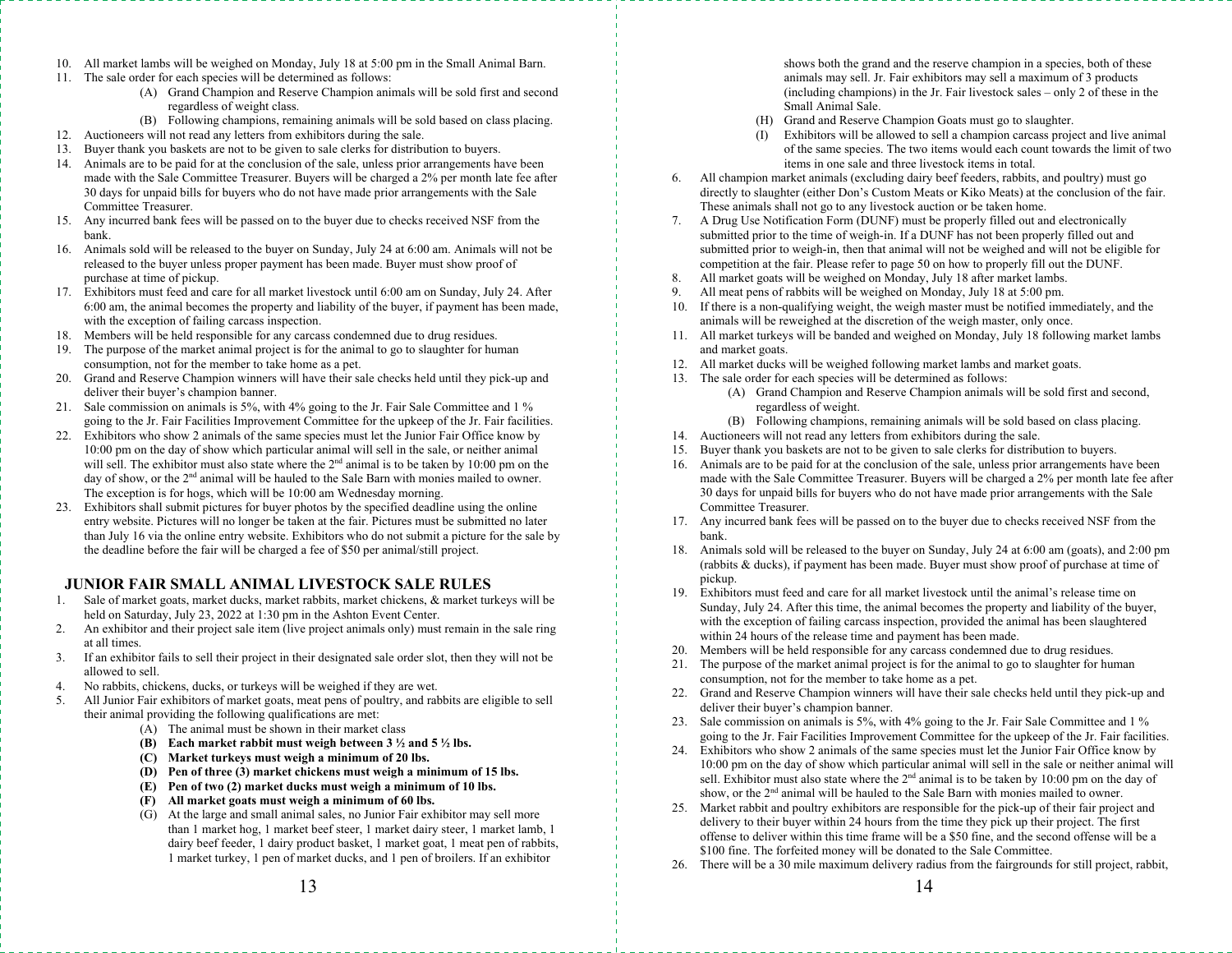10. All market lambs will be weighed on Monday, July 18 at 5:00 pm in the Small Animal Barn.
11. The sale order for each species will be determined as follows:
    - (A) Grand Champion and Reserve Champion animals will be sold first and second regardless of weight class.
    - (B) Following champions, remaining animals will be sold based on class placing.
12. Auctioneers will not read any letters from exhibitors during the sale.
13. Buyer thank you baskets are not to be given to sale clerks for distribution to buyers.
14. Animals are to be paid for at the conclusion of the sale, unless prior arrangements have been made with the Sale Committee Treasurer. Buyers will be charged a 2% per month late fee after 30 days for unpaid bills for buyers who do not have made prior arrangements with the Sale Committee Treasurer.
15. Any incurred bank fees will be passed on to the buyer due to checks received NSF from the bank.
16. Animals sold will be released to the buyer on Sunday, July 24 at 6:00 am. Animals will not be released to the buyer unless proper payment has been made. Buyer must show proof of purchase at time of pickup.
17. Exhibitors must feed and care for all market livestock until 6:00 am on Sunday, July 24. After 6:00 am, the animal becomes the property and liability of the buyer, if payment has been made, with the exception of failing carcass inspection.
18. Members will be held responsible for any carcass condemned due to drug residues.
19. The purpose of the market animal project is for the animal to go to slaughter for human consumption, not for the member to take home as a pet.
20. Grand and Reserve Champion winners will have their sale checks held until they pick-up and deliver their buyer's champion banner.
21. Sale commission on animals is 5%, with 4% going to the Jr. Fair Sale Committee and 1 % going to the Jr. Fair Facilities Improvement Committee for the upkeep of the Jr. Fair facilities.
22. Exhibitors who show 2 animals of the same species must let the Junior Fair Office know by 10:00 pm on the day of show which particular animal will sell in the sale, or neither animal will sell. The exhibitor must also state where the 2nd animal is to be taken by 10:00 pm on the day of show, or the 2nd animal will be hauled to the Sale Barn with monies mailed to owner. The exception is for hogs, which will be 10:00 am Wednesday morning.
23. Exhibitors shall submit pictures for buyer photos by the specified deadline using the online entry website. Pictures will no longer be taken at the fair. Pictures must be submitted no later than July 16 via the online entry website. Exhibitors who do not submit a picture for the sale by the deadline before the fair will be charged a fee of $50 per animal/still project.

## JUNIOR FAIR SMALL ANIMAL LIVESTOCK SALE RULES

1. Sale of market goats, market ducks, market rabbits, market chickens, & market turkeys will be held on Saturday, July 23, 2022 at 1:30 pm in the Ashton Event Center.
2. An exhibitor and their project sale item (live project animals only) must remain in the sale ring at all times.
3. If an exhibitor fails to sell their project in their designated sale order slot, then they will not be allowed to sell.
4. No rabbits, chickens, ducks, or turkeys will be weighed if they are wet.
5. All Junior Fair exhibitors of market goats, meat pens of poultry, and rabbits are eligible to sell their animal providing the following qualifications are met:
    - (A) The animal must be shown in their market class
    - **(B) Each market rabbit must weigh between 3 ½ and 5 ½ lbs.**
    - **(C) Market turkeys must weigh a minimum of 20 lbs.**
    - **(D) Pen of three (3) market chickens must weigh a minimum of 15 lbs.**
    - **(E) Pen of two (2) market ducks must weigh a minimum of 10 lbs.**
    - **(F) All market goats must weigh a minimum of 60 lbs.**
    - (G) At the large and small animal sales, no Junior Fair exhibitor may sell more than 1 market hog, 1 market beef steer, 1 market dairy steer, 1 market lamb, 1 dairy beef feeder, 1 dairy product basket, 1 market goat, 1 meat pen of rabbits, 1 market turkey, 1 pen of market ducks, and 1 pen of broilers. If an exhibitor shows both the grand and the reserve champion in a species, both of these animals may sell. Jr. Fair exhibitors may sell a maximum of 3 products (including champions) in the Jr. Fair livestock sales – only 2 of these in the Small Animal Sale.
    - (H) Grand and Reserve Champion Goats must go to slaughter.
    - (I) Exhibitors will be allowed to sell a champion carcass project and live animal of the same species. The two items would each count towards the limit of two items in one sale and three livestock items in total.
6. All champion market animals (excluding dairy beef feeders, rabbits, and poultry) must go directly to slaughter (either Don's Custom Meats or Kiko Meats) at the conclusion of the fair. These animals shall not go to any livestock auction or be taken home.
7. A Drug Use Notification Form (DUNF) must be properly filled out and electronically submitted prior to the time of weigh-in. If a DUNF has not been properly filled out and submitted prior to weigh-in, then that animal will not be weighed and will not be eligible for competition at the fair. Please refer to page 50 on how to properly fill out the DUNF.
8. All market goats will be weighed on Monday, July 18 after market lambs.
9. All meat pens of rabbits will be weighed on Monday, July 18 at 5:00 pm.
10. If there is a non-qualifying weight, the weigh master must be notified immediately, and the animals will be reweighed at the discretion of the weigh master, only once.
11. All market turkeys will be banded and weighed on Monday, July 18 following market lambs and market goats.
12. All market ducks will be weighed following market lambs and market goats.
13. The sale order for each species will be determined as follows:
    - (A) Grand Champion and Reserve Champion animals will be sold first and second, regardless of weight.
    - (B) Following champions, remaining animals will be sold based on class placing.
14. Auctioneers will not read any letters from exhibitors during the sale.
15. Buyer thank you baskets are not to be given to sale clerks for distribution to buyers.
16. Animals are to be paid for at the conclusion of the sale, unless prior arrangements have been made with the Sale Committee Treasurer. Buyers will be charged a 2% per month late fee after 30 days for unpaid bills for buyers who do not have made prior arrangements with the Sale Committee Treasurer.
17. Any incurred bank fees will be passed on to the buyer due to checks received NSF from the bank.
18. Animals sold will be released to the buyer on Sunday, July 24 at 6:00 am (goats), and 2:00 pm (rabbits & ducks), if payment has been made. Buyer must show proof of purchase at time of pickup.
19. Exhibitors must feed and care for all market livestock until the animal's release time on Sunday, July 24. After this time, the animal becomes the property and liability of the buyer, with the exception of failing carcass inspection, provided the animal has been slaughtered within 24 hours of the release time and payment has been made.
20. Members will be held responsible for any carcass condemned due to drug residues.
21. The purpose of the market animal project is for the animal to go to slaughter for human consumption, not for the member to take home as a pet.
22. Grand and Reserve Champion winners will have their sale checks held until they pick-up and deliver their buyer's champion banner.
23. Sale commission on animals is 5%, with 4% going to the Jr. Fair Sale Committee and 1 % going to the Jr. Fair Facilities Improvement Committee for the upkeep of the Jr. Fair facilities.
24. Exhibitors who show 2 animals of the same species must let the Junior Fair Office know by 10:00 pm on the day of show which particular animal will sell in the sale or neither animal will sell. Exhibitor must also state where the 2nd animal is to be taken by 10:00 pm on the day of show, or the 2nd animal will be hauled to the Sale Barn with monies mailed to owner.
25. Market rabbit and poultry exhibitors are responsible for the pick-up of their fair project and delivery to their buyer within 24 hours from the time they pick up their project. The first offense to deliver within this time frame will be a $50 fine, and the second offense will be a $100 fine. The forfeited money will be donated to the Sale Committee.
26. There will be a 30 mile maximum delivery radius from the fairgrounds for still project, rabbit,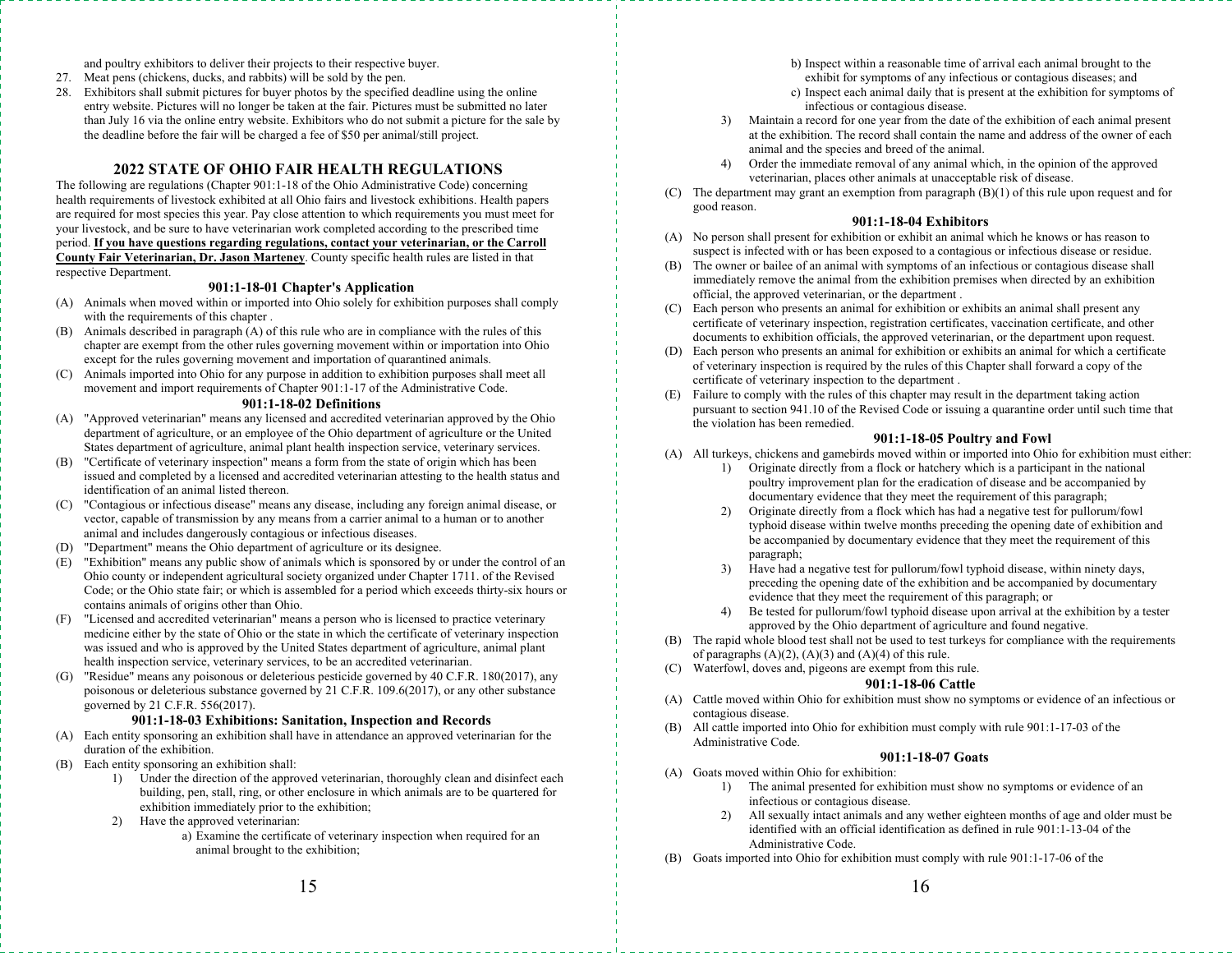and poultry exhibitors to deliver their projects to their respective buyer.

27. Meat pens (chickens, ducks, and rabbits) will be sold by the pen.
28. Exhibitors shall submit pictures for buyer photos by the specified deadline using the online entry website. Pictures will no longer be taken at the fair. Pictures must be submitted no later than July 16 via the online entry website. Exhibitors who do not submit a picture for the sale by the deadline before the fair will be charged a fee of $50 per animal/still project.

## 2022 STATE OF OHIO FAIR HEALTH REGULATIONS

The following are regulations (Chapter 901:1-18 of the Ohio Administrative Code) concerning health requirements of livestock exhibited at all Ohio fairs and livestock exhibitions. Health papers are required for most species this year. Pay close attention to which requirements you must meet for your livestock, and be sure to have veterinarian work completed according to the prescribed time period. **If you have questions regarding regulations, contact your veterinarian, or the Carroll County Fair Veterinarian, Dr. Jason Marteney**. County specific health rules are listed in that respective Department.

### 901:1-18-01 Chapter's Application

(A) Animals when moved within or imported into Ohio solely for exhibition purposes shall comply with the requirements of this chapter .

(B) Animals described in paragraph (A) of this rule who are in compliance with the rules of this chapter are exempt from the other rules governing movement within or importation into Ohio except for the rules governing movement and importation of quarantined animals.

(C) Animals imported into Ohio for any purpose in addition to exhibition purposes shall meet all movement and import requirements of Chapter 901:1-17 of the Administrative Code.

### 901:1-18-02 Definitions

(A) "Approved veterinarian" means any licensed and accredited veterinarian approved by the Ohio department of agriculture, or an employee of the Ohio department of agriculture or the United States department of agriculture, animal plant health inspection service, veterinary services.

(B) "Certificate of veterinary inspection" means a form from the state of origin which has been issued and completed by a licensed and accredited veterinarian attesting to the health status and identification of an animal listed thereon.

(C) "Contagious or infectious disease" means any disease, including any foreign animal disease, or vector, capable of transmission by any means from a carrier animal to a human or to another animal and includes dangerously contagious or infectious diseases.

(D) "Department" means the Ohio department of agriculture or its designee.

(E) "Exhibition" means any public show of animals which is sponsored by or under the control of an Ohio county or independent agricultural society organized under Chapter 1711. of the Revised Code; or the Ohio state fair; or which is assembled for a period which exceeds thirty-six hours or contains animals of origins other than Ohio.

(F) "Licensed and accredited veterinarian" means a person who is licensed to practice veterinary medicine either by the state of Ohio or the state in which the certificate of veterinary inspection was issued and who is approved by the United States department of agriculture, animal plant health inspection service, veterinary services, to be an accredited veterinarian.

(G) "Residue" means any poisonous or deleterious pesticide governed by 40 C.F.R. 180(2017), any poisonous or deleterious substance governed by 21 C.F.R. 109.6(2017), or any other substance governed by 21 C.F.R. 556(2017).

### 901:1-18-03 Exhibitions: Sanitation, Inspection and Records

(A) Each entity sponsoring an exhibition shall have in attendance an approved veterinarian for the duration of the exhibition.

(B) Each entity sponsoring an exhibition shall:
   1) Under the direction of the approved veterinarian, thoroughly clean and disinfect each building, pen, stall, ring, or other enclosure in which animals are to be quartered for exhibition immediately prior to the exhibition;
   2) Have the approved veterinarian:
      a) Examine the certificate of veterinary inspection when required for an animal brought to the exhibition;
      b) Inspect within a reasonable time of arrival each animal brought to the exhibit for symptoms of any infectious or contagious diseases; and
      c) Inspect each animal daily that is present at the exhibition for symptoms of infectious or contagious disease.
   3) Maintain a record for one year from the date of the exhibition of each animal present at the exhibition. The record shall contain the name and address of the owner of each animal and the species and breed of the animal.
   4) Order the immediate removal of any animal which, in the opinion of the approved veterinarian, places other animals at unacceptable risk of disease.

(C) The department may grant an exemption from paragraph (B)(1) of this rule upon request and for good reason.

### 901:1-18-04 Exhibitors

(A) No person shall present for exhibition or exhibit an animal which he knows or has reason to suspect is infected with or has been exposed to a contagious or infectious disease or residue.

(B) The owner or bailee of an animal with symptoms of an infectious or contagious disease shall immediately remove the animal from the exhibition premises when directed by an exhibition official, the approved veterinarian, or the department .

(C) Each person who presents an animal for exhibition or exhibits an animal shall present any certificate of veterinary inspection, registration certificates, vaccination certificate, and other documents to exhibition officials, the approved veterinarian, or the department upon request.

(D) Each person who presents an animal for exhibition or exhibits an animal for which a certificate of veterinary inspection is required by the rules of this Chapter shall forward a copy of the certificate of veterinary inspection to the department .

(E) Failure to comply with the rules of this chapter may result in the department taking action pursuant to section 941.10 of the Revised Code or issuing a quarantine order until such time that the violation has been remedied.

### 901:1-18-05 Poultry and Fowl

(A) All turkeys, chickens and gamebirds moved within or imported into Ohio for exhibition must either:
   1) Originate directly from a flock or hatchery which is a participant in the national poultry improvement plan for the eradication of disease and be accompanied by documentary evidence that they meet the requirement of this paragraph;
   2) Originate directly from a flock which has had a negative test for pullorum/fowl typhoid disease within twelve months preceding the opening date of exhibition and be accompanied by documentary evidence that they meet the requirement of this paragraph;
   3) Have had a negative test for pullorum/fowl typhoid disease, within ninety days, preceding the opening date of the exhibition and be accompanied by documentary evidence that they meet the requirement of this paragraph; or
   4) Be tested for pullorum/fowl typhoid disease upon arrival at the exhibition by a tester approved by the Ohio department of agriculture and found negative.

(B) The rapid whole blood test shall not be used to test turkeys for compliance with the requirements of paragraphs (A)(2), (A)(3) and (A)(4) of this rule.

(C) Waterfowl, doves and, pigeons are exempt from this rule.

### 901:1-18-06 Cattle

(A) Cattle moved within Ohio for exhibition must show no symptoms or evidence of an infectious or contagious disease.

(B) All cattle imported into Ohio for exhibition must comply with rule 901:1-17-03 of the Administrative Code.

### 901:1-18-07 Goats

(A) Goats moved within Ohio for exhibition:
   1) The animal presented for exhibition must show no symptoms or evidence of an infectious or contagious disease.
   2) All sexually intact animals and any wether eighteen months of age and older must be identified with an official identification as defined in rule 901:1-13-04 of the Administrative Code.

(B) Goats imported into Ohio for exhibition must comply with rule 901:1-17-06 of the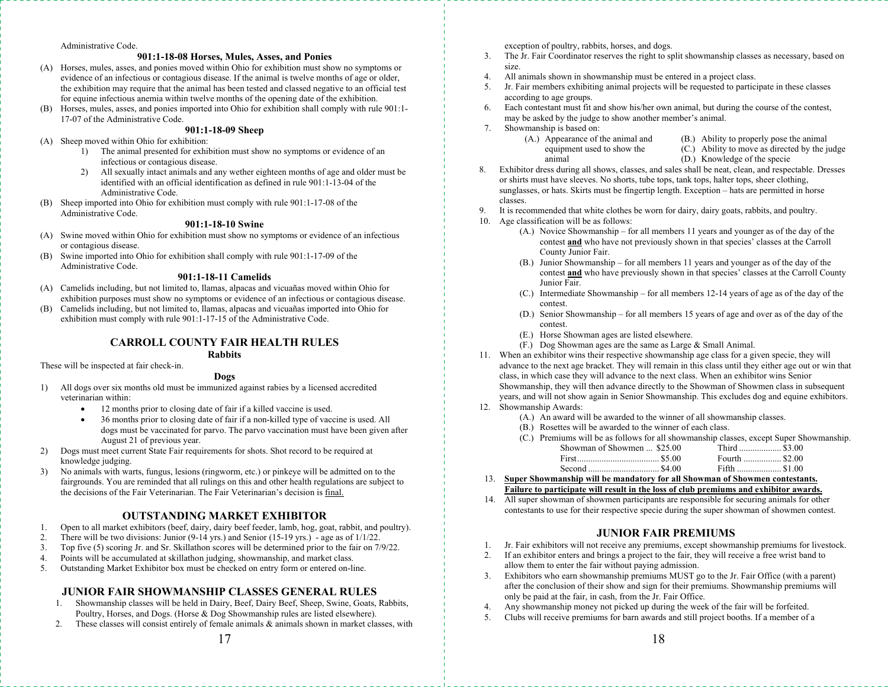Administrative Code.

### 901:1-18-08 Horses, Mules, Asses, and Ponies

(A) Horses, mules, asses, and ponies moved within Ohio for exhibition must show no symptoms or evidence of an infectious or contagious disease. If the animal is twelve months of age or older, the exhibition may require that the animal has been tested and classed negative to an official test for equine infectious anemia within twelve months of the opening date of the exhibition.

(B) Horses, mules, asses, and ponies imported into Ohio for exhibition shall comply with rule 901:1-17-07 of the Administrative Code.

### 901:1-18-09 Sheep

(A) Sheep moved within Ohio for exhibition:

1) The animal presented for exhibition must show no symptoms or evidence of an infectious or contagious disease.
2) All sexually intact animals and any wether eighteen months of age and older must be identified with an official identification as defined in rule 901:1-13-04 of the Administrative Code.

(B) Sheep imported into Ohio for exhibition must comply with rule 901:1-17-08 of the Administrative Code.

### 901:1-18-10 Swine

(A) Swine moved within Ohio for exhibition must show no symptoms or evidence of an infectious or contagious disease.

(B) Swine imported into Ohio for exhibition shall comply with rule 901:1-17-09 of the Administrative Code.

### 901:1-18-11 Camelids

(A) Camelids including, but not limited to, llamas, alpacas and vicuañas moved within Ohio for exhibition purposes must show no symptoms or evidence of an infectious or contagious disease.

(B) Camelids including, but not limited to, llamas, alpacas and vicuañas imported into Ohio for exhibition must comply with rule 901:1-17-15 of the Administrative Code.

## CARROLL COUNTY FAIR HEALTH RULES

### Rabbits

These will be inspected at fair check-in.

### Dogs

1) All dogs over six months old must be immunized against rabies by a licensed accredited veterinarian within:
   - 12 months prior to closing date of fair if a killed vaccine is used.
   - 36 months prior to closing date of fair if a non-killed type of vaccine is used. All dogs must be vaccinated for parvo. The parvo vaccination must have been given after August 21 of previous year.
2) Dogs must meet current State Fair requirements for shots. Shot record to be required at knowledge judging.
3) No animals with warts, fungus, lesions (ringworm, etc.) or pinkeye will be admitted on to the fairgrounds. You are reminded that all rulings on this and other health regulations are subject to the decisions of the Fair Veterinarian. The Fair Veterinarian's decision is final.

## OUTSTANDING MARKET EXHIBITOR

1. Open to all market exhibitors (beef, dairy, dairy beef feeder, lamb, hog, goat, rabbit, and poultry).
2. There will be two divisions: Junior (9-14 yrs.) and Senior (15-19 yrs.) - age as of 1/1/22.
3. Top five (5) scoring Jr. and Sr. Skillathon scores will be determined prior to the fair on 7/9/22.
4. Points will be accumulated at skillathon judging, showmanship, and market class.
5. Outstanding Market Exhibitor box must be checked on entry form or entered on-line.

## JUNIOR FAIR SHOWMANSHIP CLASSES GENERAL RULES

1. Showmanship classes will be held in Dairy, Beef, Dairy Beef, Sheep, Swine, Goats, Rabbits, Poultry, Horses, and Dogs. (Horse & Dog Showmanship rules are listed elsewhere).
2. These classes will consist entirely of female animals & animals shown in market classes, with exception of poultry, rabbits, horses, and dogs.
3. The Jr. Fair Coordinator reserves the right to split showmanship classes as necessary, based on size.
4. All animals shown in showmanship must be entered in a project class.
5. Jr. Fair members exhibiting animal projects will be requested to participate in these classes according to age groups.
6. Each contestant must fit and show his/her own animal, but during the course of the contest, may be asked by the judge to show another member's animal.
7. Showmanship is based on:
   - (A.) Appearance of the animal and equipment used to show the animal
   - (B.) Ability to properly pose the animal
   - (C.) Ability to move as directed by the judge
   - (D.) Knowledge of the specie
8. Exhibitor dress during all shows, classes, and sales shall be neat, clean, and respectable. Dresses or shirts must have sleeves. No shorts, tube tops, tank tops, halter tops, sheer clothing, sunglasses, or hats. Skirts must be fingertip length. Exception – hats are permitted in horse classes.
9. It is recommended that white clothes be worn for dairy, dairy goats, rabbits, and poultry.
10. Age classification will be as follows:
    - (A.) Novice Showmanship – for all members 11 years and younger as of the day of the contest **and** who have not previously shown in that species' classes at the Carroll County Junior Fair.
    - (B.) Junior Showmanship – for all members 11 years and younger as of the day of the contest **and** who have previously shown in that species' classes at the Carroll County Junior Fair.
    - (C.) Intermediate Showmanship – for all members 12-14 years of age as of the day of the contest.
    - (D.) Senior Showmanship – for all members 15 years of age and over as of the day of the contest.
    - (E.) Horse Showman ages are listed elsewhere.
    - (F.) Dog Showman ages are the same as Large & Small Animal.
11. When an exhibitor wins their respective showmanship age class for a given specie, they will advance to the next age bracket. They will remain in this class until they either age out or win that class, in which case they will advance to the next class. When an exhibitor wins Senior Showmanship, they will then advance directly to the Showman of Showmen class in subsequent years, and will not show again in Senior Showmanship. This excludes dog and equine exhibitors.
12. Showmanship Awards:
    - (A.) An award will be awarded to the winner of all showmanship classes.
    - (B.) Rosettes will be awarded to the winner of each class.
    - (C.) Premiums will be as follows for all showmanship classes, except Super Showmanship.

| | | | |
|---|---|---|---|
| Showman of Showmen | $25.00 | Third | $3.00 |
| First | $5.00 | Fourth | $2.00 |
| Second | $4.00 | Fifth | $1.00 |

13. **Super Showmanship will be mandatory for all Showman of Showmen contestants. Failure to participate will result in the loss of club premiums and exhibitor awards.**
14. All super showman of showmen participants are responsible for securing animals for other contestants to use for their respective specie during the super showman of showmen contest.

## JUNIOR FAIR PREMIUMS

1. Jr. Fair exhibitors will not receive any premiums, except showmanship premiums for livestock.
2. If an exhibitor enters and brings a project to the fair, they will receive a free wrist band to allow them to enter the fair without paying admission.
3. Exhibitors who earn showmanship premiums MUST go to the Jr. Fair Office (with a parent) after the conclusion of their show and sign for their premiums. Showmanship premiums will only be paid at the fair, in cash, from the Jr. Fair Office.
4. Any showmanship money not picked up during the week of the fair will be forfeited.
5. Clubs will receive premiums for barn awards and still project booths. If a member of a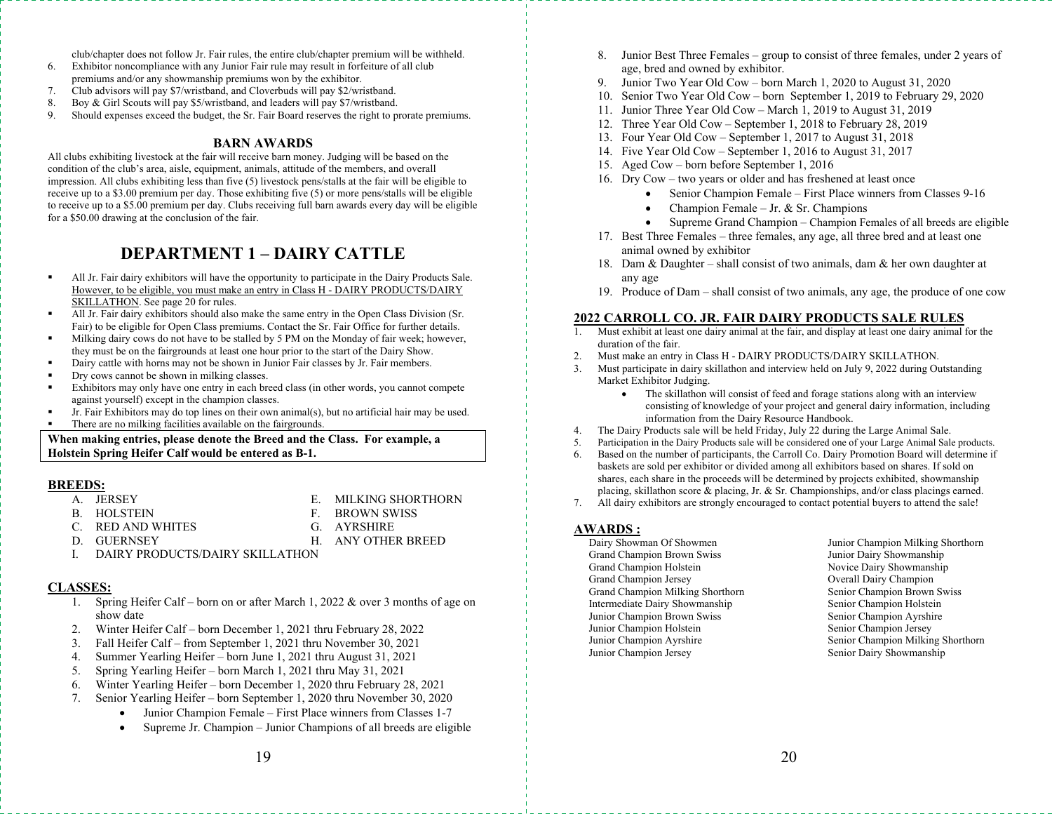club/chapter does not follow Jr. Fair rules, the entire club/chapter premium will be withheld.

6. Exhibitor noncompliance with any Junior Fair rule may result in forfeiture of all club premiums and/or any showmanship premiums won by the exhibitor.
7. Club advisors will pay $7/wristband, and Cloverbuds will pay $2/wristband.
8. Boy & Girl Scouts will pay $5/wristband, and leaders will pay $7/wristband.
9. Should expenses exceed the budget, the Sr. Fair Board reserves the right to prorate premiums.

### BARN AWARDS

All clubs exhibiting livestock at the fair will receive barn money. Judging will be based on the condition of the club's area, aisle, equipment, animals, attitude of the members, and overall impression. All clubs exhibiting less than five (5) livestock pens/stalls at the fair will be eligible to receive up to a $3.00 premium per day. Those exhibiting five (5) or more pens/stalls will be eligible to receive up to a $5.00 premium per day. Clubs receiving full barn awards every day will be eligible for a $50.00 drawing at the conclusion of the fair.

## DEPARTMENT 1 – DAIRY CATTLE

- All Jr. Fair dairy exhibitors will have the opportunity to participate in the Dairy Products Sale. However, to be eligible, you must make an entry in Class H - DAIRY PRODUCTS/DAIRY SKILLATHON. See page 20 for rules.
- All Jr. Fair dairy exhibitors should also make the same entry in the Open Class Division (Sr. Fair) to be eligible for Open Class premiums. Contact the Sr. Fair Office for further details.
- Milking dairy cows do not have to be stalled by 5 PM on the Monday of fair week; however, they must be on the fairgrounds at least one hour prior to the start of the Dairy Show.
- Dairy cattle with horns may not be shown in Junior Fair classes by Jr. Fair members.
- Dry cows cannot be shown in milking classes.
- Exhibitors may only have one entry in each breed class (in other words, you cannot compete against yourself) except in the champion classes.
- Jr. Fair Exhibitors may do top lines on their own animal(s), but no artificial hair may be used.
- There are no milking facilities available on the fairgrounds.

**When making entries, please denote the Breed and the Class. For example, a Holstein Spring Heifer Calf would be entered as B-1.**

### BREEDS:

A. JERSEY
B. HOLSTEIN
C. RED AND WHITES
D. GUERNSEY
E. MILKING SHORTHORN
F. BROWN SWISS
G. AYRSHIRE
H. ANY OTHER BREED
I. DAIRY PRODUCTS/DAIRY SKILLATHON

### CLASSES:

1. Spring Heifer Calf – born on or after March 1, 2022 & over 3 months of age on show date
2. Winter Heifer Calf – born December 1, 2021 thru February 28, 2022
3. Fall Heifer Calf – from September 1, 2021 thru November 30, 2021
4. Summer Yearling Heifer – born June 1, 2021 thru August 31, 2021
5. Spring Yearling Heifer – born March 1, 2021 thru May 31, 2021
6. Winter Yearling Heifer – born December 1, 2020 thru February 28, 2021
7. Senior Yearling Heifer – born September 1, 2020 thru November 30, 2020
   - Junior Champion Female – First Place winners from Classes 1-7
   - Supreme Jr. Champion – Junior Champions of all breeds are eligible
8. Junior Best Three Females – group to consist of three females, under 2 years of age, bred and owned by exhibitor.
9. Junior Two Year Old Cow – born March 1, 2020 to August 31, 2020
10. Senior Two Year Old Cow – born September 1, 2019 to February 29, 2020
11. Junior Three Year Old Cow – March 1, 2019 to August 31, 2019
12. Three Year Old Cow – September 1, 2018 to February 28, 2019
13. Four Year Old Cow – September 1, 2017 to August 31, 2018
14. Five Year Old Cow – September 1, 2016 to August 31, 2017
15. Aged Cow – born before September 1, 2016
16. Dry Cow – two years or older and has freshened at least once
    - Senior Champion Female – First Place winners from Classes 9-16
    - Champion Female – Jr. & Sr. Champions
    - Supreme Grand Champion – Champion Females of all breeds are eligible
17. Best Three Females – three females, any age, all three bred and at least one animal owned by exhibitor
18. Dam & Daughter – shall consist of two animals, dam & her own daughter at any age
19. Produce of Dam – shall consist of two animals, any age, the produce of one cow

### 2022 CARROLL CO. JR. FAIR DAIRY PRODUCTS SALE RULES

1. Must exhibit at least one dairy animal at the fair, and display at least one dairy animal for the duration of the fair.
2. Must make an entry in Class H - DAIRY PRODUCTS/DAIRY SKILLATHON.
3. Must participate in dairy skillathon and interview held on July 9, 2022 during Outstanding Market Exhibitor Judging.
   - The skillathon will consist of feed and forage stations along with an interview consisting of knowledge of your project and general dairy information, including information from the Dairy Resource Handbook.
4. The Dairy Products sale will be held Friday, July 22 during the Large Animal Sale.
5. Participation in the Dairy Products sale will be considered one of your Large Animal Sale products.
6. Based on the number of participants, the Carroll Co. Dairy Promotion Board will determine if baskets are sold per exhibitor or divided among all exhibitors based on shares. If sold on shares, each share in the proceeds will be determined by projects exhibited, showmanship placing, skillathon score & placing, Jr. & Sr. Championships, and/or class placings earned.
7. All dairy exhibitors are strongly encouraged to contact potential buyers to attend the sale!

### AWARDS :

Dairy Showman Of Showmen
Grand Champion Brown Swiss
Grand Champion Holstein
Grand Champion Jersey
Grand Champion Milking Shorthorn
Intermediate Dairy Showmanship
Junior Champion Brown Swiss
Junior Champion Holstein
Junior Champion Ayrshire
Junior Champion Jersey
Junior Champion Milking Shorthorn
Junior Dairy Showmanship
Novice Dairy Showmanship
Overall Dairy Champion
Senior Champion Brown Swiss
Senior Champion Holstein
Senior Champion Ayrshire
Senior Champion Jersey
Senior Champion Milking Shorthorn
Senior Dairy Showmanship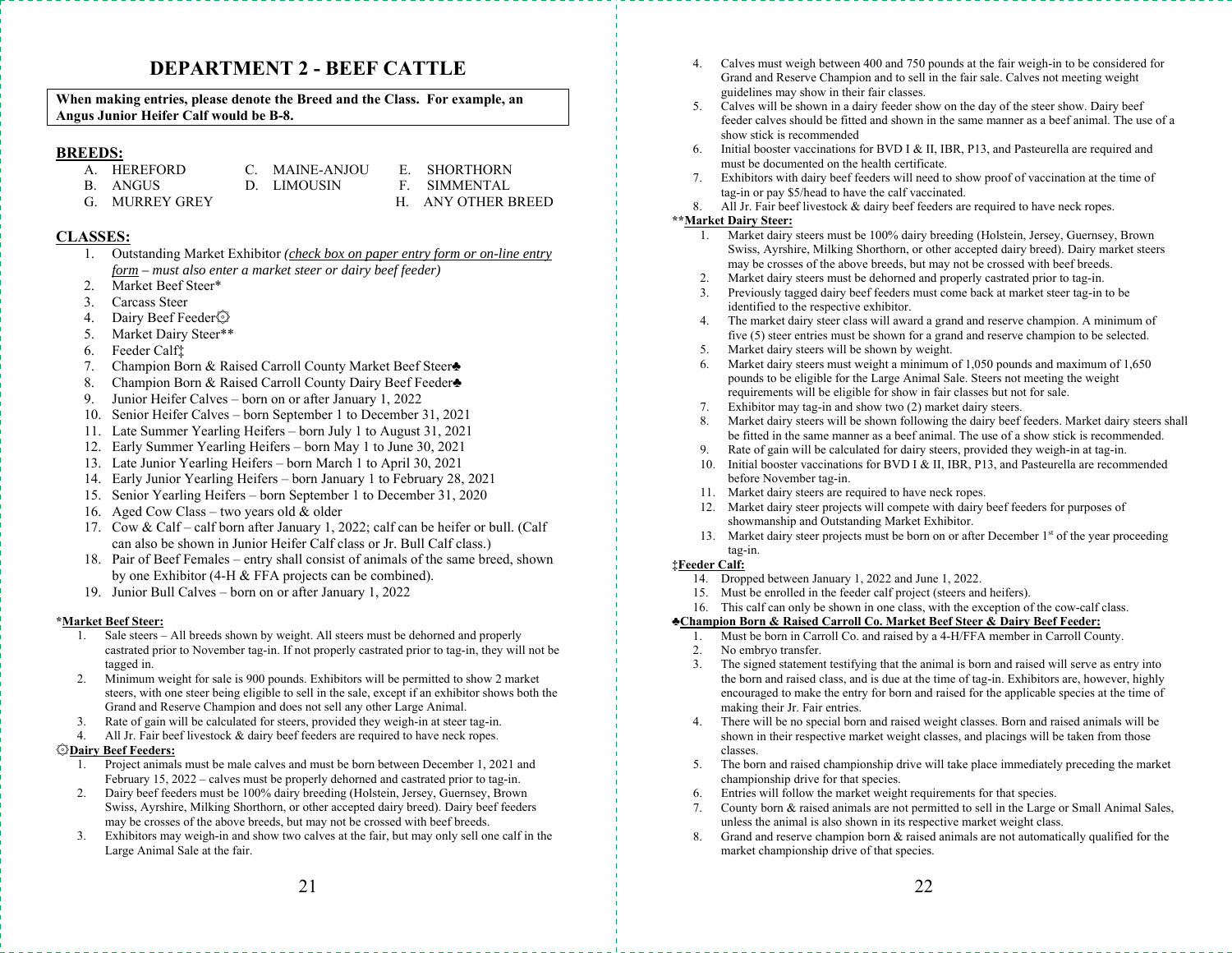# DEPARTMENT 2 - BEEF CATTLE

**When making entries, please denote the Breed and the Class. For example, an Angus Junior Heifer Calf would be B-8.**

**BREEDS:**

A. HEREFORD
B. ANGUS
G. MURREY GREY
C. MAINE-ANJOU
D. LIMOUSIN
E. SHORTHORN
F. SIMMENTAL
H. ANY OTHER BREED

**CLASSES:**

1. Outstanding Market Exhibitor *(check box on paper entry form or on-line entry form – must also enter a market steer or dairy beef feeder)*
2. Market Beef Steer*
3. Carcass Steer
4. Dairy Beef Feeder۞
5. Market Dairy Steer**
6. Feeder Calf‡
7. Champion Born & Raised Carroll County Market Beef Steer♣
8. Champion Born & Raised Carroll County Dairy Beef Feeder♣
9. Junior Heifer Calves – born on or after January 1, 2022
10. Senior Heifer Calves – born September 1 to December 31, 2021
11. Late Summer Yearling Heifers – born July 1 to August 31, 2021
12. Early Summer Yearling Heifers – born May 1 to June 30, 2021
13. Late Junior Yearling Heifers – born March 1 to April 30, 2021
14. Early Junior Yearling Heifers – born January 1 to February 28, 2021
15. Senior Yearling Heifers – born September 1 to December 31, 2020
16. Aged Cow Class – two years old & older
17. Cow & Calf – calf born after January 1, 2022; calf can be heifer or bull. (Calf can also be shown in Junior Heifer Calf class or Jr. Bull Calf class.)
18. Pair of Beef Females – entry shall consist of animals of the same breed, shown by one Exhibitor (4-H & FFA projects can be combined).
19. Junior Bull Calves – born on or after January 1, 2022

***Market Beef Steer:**

1. Sale steers – All breeds shown by weight. All steers must be dehorned and properly castrated prior to November tag-in. If not properly castrated prior to tag-in, they will not be tagged in.
2. Minimum weight for sale is 900 pounds. Exhibitors will be permitted to show 2 market steers, with one steer being eligible to sell in the sale, except if an exhibitor shows both the Grand and Reserve Champion and does not sell any other Large Animal.
3. Rate of gain will be calculated for steers, provided they weigh-in at steer tag-in.
4. All Jr. Fair beef livestock & dairy beef feeders are required to have neck ropes.

**۞Dairy Beef Feeders:**

1. Project animals must be male calves and must be born between December 1, 2021 and February 15, 2022 – calves must be properly dehorned and castrated prior to tag-in.
2. Dairy beef feeders must be 100% dairy breeding (Holstein, Jersey, Guernsey, Brown Swiss, Ayrshire, Milking Shorthorn, or other accepted dairy breed). Dairy beef feeders may be crosses of the above breeds, but may not be crossed with beef breeds.
3. Exhibitors may weigh-in and show two calves at the fair, but may only sell one calf in the Large Animal Sale at the fair.
4. Calves must weigh between 400 and 750 pounds at the fair weigh-in to be considered for Grand and Reserve Champion and to sell in the fair sale. Calves not meeting weight guidelines may show in their fair classes.
5. Calves will be shown in a dairy feeder show on the day of the steer show. Dairy beef feeder calves should be fitted and shown in the same manner as a beef animal. The use of a show stick is recommended
6. Initial booster vaccinations for BVD I & II, IBR, P13, and Pasteurella are required and must be documented on the health certificate.
7. Exhibitors with dairy beef feeders will need to show proof of vaccination at the time of tag-in or pay $5/head to have the calf vaccinated.
8. All Jr. Fair beef livestock & dairy beef feeders are required to have neck ropes.

****Market Dairy Steer:**

1. Market dairy steers must be 100% dairy breeding (Holstein, Jersey, Guernsey, Brown Swiss, Ayrshire, Milking Shorthorn, or other accepted dairy breed). Dairy market steers may be crosses of the above breeds, but may not be crossed with beef breeds.
2. Market dairy steers must be dehorned and properly castrated prior to tag-in.
3. Previously tagged dairy beef feeders must come back at market steer tag-in to be identified to the respective exhibitor.
4. The market dairy steer class will award a grand and reserve champion. A minimum of five (5) steer entries must be shown for a grand and reserve champion to be selected.
5. Market dairy steers will be shown by weight.
6. Market dairy steers must weight a minimum of 1,050 pounds and maximum of 1,650 pounds to be eligible for the Large Animal Sale. Steers not meeting the weight requirements will be eligible for show in fair classes but not for sale.
7. Exhibitor may tag-in and show two (2) market dairy steers.
8. Market dairy steers will be shown following the dairy beef feeders. Market dairy steers shall be fitted in the same manner as a beef animal. The use of a show stick is recommended.
9. Rate of gain will be calculated for dairy steers, provided they weigh-in at tag-in.
10. Initial booster vaccinations for BVD I & II, IBR, P13, and Pasteurella are recommended before November tag-in.
11. Market dairy steers are required to have neck ropes.
12. Market dairy steer projects will compete with dairy beef feeders for purposes of showmanship and Outstanding Market Exhibitor.
13. Market dairy steer projects must be born on or after December 1st of the year proceeding tag-in.

**‡Feeder Calf:**

14. Dropped between January 1, 2022 and June 1, 2022.
15. Must be enrolled in the feeder calf project (steers and heifers).
16. This calf can only be shown in one class, with the exception of the cow-calf class.

**♣Champion Born & Raised Carroll Co. Market Beef Steer & Dairy Beef Feeder:**

1. Must be born in Carroll Co. and raised by a 4-H/FFA member in Carroll County.
2. No embryo transfer.
3. The signed statement testifying that the animal is born and raised will serve as entry into the born and raised class, and is due at the time of tag-in. Exhibitors are, however, highly encouraged to make the entry for born and raised for the applicable species at the time of making their Jr. Fair entries.
4. There will be no special born and raised weight classes. Born and raised animals will be shown in their respective market weight classes, and placings will be taken from those classes.
5. The born and raised championship drive will take place immediately preceding the market championship drive for that species.
6. Entries will follow the market weight requirements for that species.
7. County born & raised animals are not permitted to sell in the Large or Small Animal Sales, unless the animal is also shown in its respective market weight class.
8. Grand and reserve champion born & raised animals are not automatically qualified for the market championship drive of that species.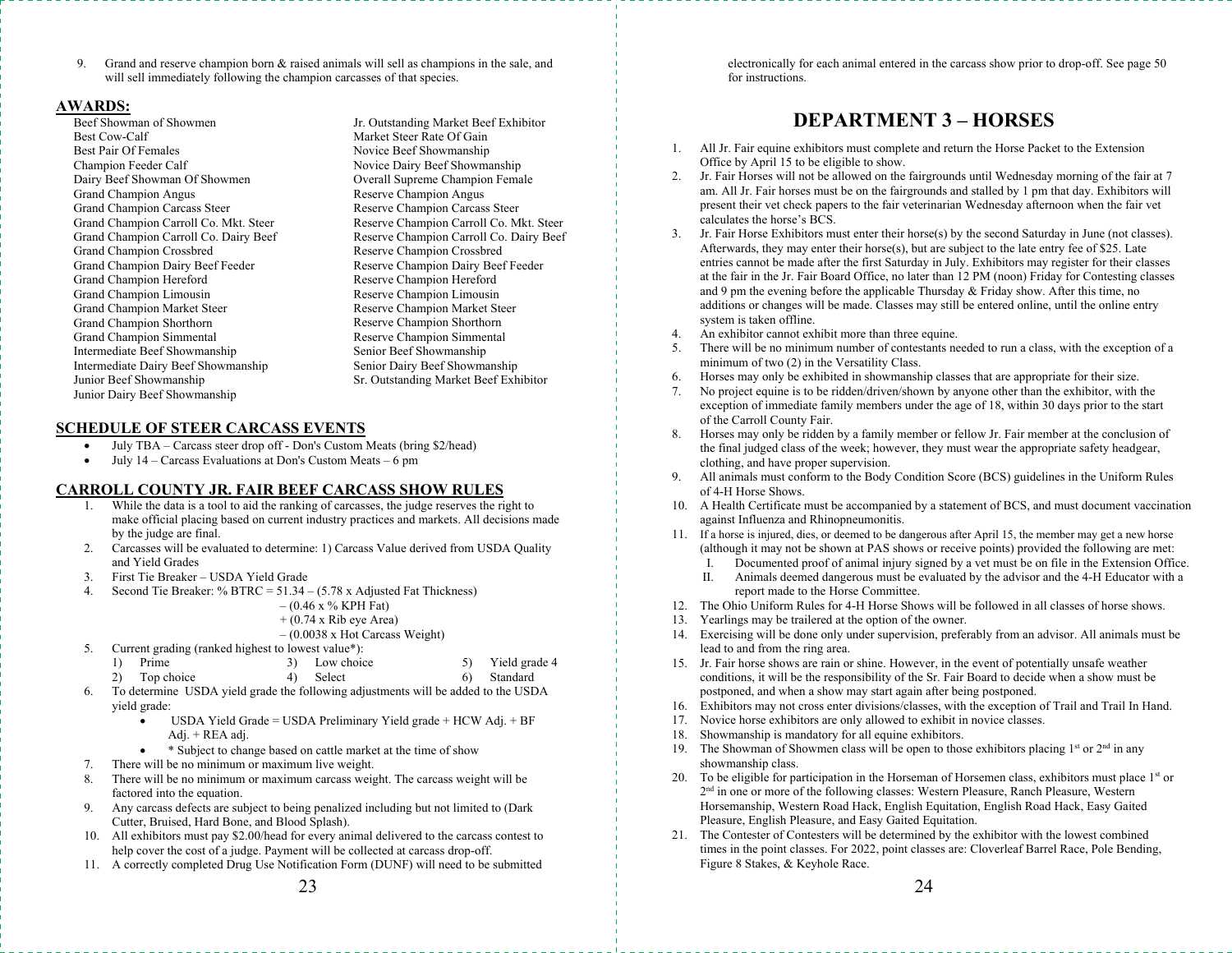9. Grand and reserve champion born & raised animals will sell as champions in the sale, and will sell immediately following the champion carcasses of that species.

## AWARDS:

- Beef Showman of Showmen
- Best Cow-Calf
- Best Pair Of Females
- Champion Feeder Calf
- Dairy Beef Showman Of Showmen
- Grand Champion Angus
- Grand Champion Carcass Steer
- Grand Champion Carroll Co. Mkt. Steer
- Grand Champion Carroll Co. Dairy Beef
- Grand Champion Crossbred
- Grand Champion Dairy Beef Feeder
- Grand Champion Hereford
- Grand Champion Limousin
- Grand Champion Market Steer
- Grand Champion Shorthorn
- Grand Champion Simmental
- Intermediate Beef Showmanship
- Intermediate Dairy Beef Showmanship
- Junior Beef Showmanship
- Junior Dairy Beef Showmanship
- Jr. Outstanding Market Beef Exhibitor
- Market Steer Rate Of Gain
- Novice Beef Showmanship
- Novice Dairy Beef Showmanship
- Overall Supreme Champion Female
- Reserve Champion Angus
- Reserve Champion Carcass Steer
- Reserve Champion Carroll Co. Mkt. Steer
- Reserve Champion Carroll Co. Dairy Beef
- Reserve Champion Crossbred
- Reserve Champion Dairy Beef Feeder
- Reserve Champion Hereford
- Reserve Champion Limousin
- Reserve Champion Market Steer
- Reserve Champion Shorthorn
- Reserve Champion Simmental
- Senior Beef Showmanship
- Senior Dairy Beef Showmanship
- Sr. Outstanding Market Beef Exhibitor

## SCHEDULE OF STEER CARCASS EVENTS

- July TBA – Carcass steer drop off - Don's Custom Meats (bring $2/head)
- July 14 – Carcass Evaluations at Don's Custom Meats – 6 pm

## CARROLL COUNTY JR. FAIR BEEF CARCASS SHOW RULES

1. While the data is a tool to aid the ranking of carcasses, the judge reserves the right to make official placing based on current industry practices and markets. All decisions made by the judge are final.
2. Carcasses will be evaluated to determine: 1) Carcass Value derived from USDA Quality and Yield Grades
3. First Tie Breaker – USDA Yield Grade
4. Second Tie Breaker: % BTRC = 51.34 – (5.78 x Adjusted Fat Thickness)
   – (0.46 x % KPH Fat)
   + (0.74 x Rib eye Area)
   – (0.0038 x Hot Carcass Weight)
5. Current grading (ranked highest to lowest value*):
   1) Prime
   2) Top choice
   3) Low choice
   4) Select
   5) Yield grade 4
   6) Standard
6. To determine USDA yield grade the following adjustments will be added to the USDA yield grade:
   - USDA Yield Grade = USDA Preliminary Yield grade + HCW Adj. + BF Adj. + REA adj.
   - * Subject to change based on cattle market at the time of show
7. There will be no minimum or maximum live weight.
8. There will be no minimum or maximum carcass weight. The carcass weight will be factored into the equation.
9. Any carcass defects are subject to being penalized including but not limited to (Dark Cutter, Bruised, Hard Bone, and Blood Splash).
10. All exhibitors must pay $2.00/head for every animal delivered to the carcass contest to help cover the cost of a judge. Payment will be collected at carcass drop-off.
11. A correctly completed Drug Use Notification Form (DUNF) will need to be submitted electronically for each animal entered in the carcass show prior to drop-off. See page 50 for instructions.

# DEPARTMENT 3 – HORSES

1. All Jr. Fair equine exhibitors must complete and return the Horse Packet to the Extension Office by April 15 to be eligible to show.
2. Jr. Fair Horses will not be allowed on the fairgrounds until Wednesday morning of the fair at 7 am. All Jr. Fair horses must be on the fairgrounds and stalled by 1 pm that day. Exhibitors will present their vet check papers to the fair veterinarian Wednesday afternoon when the fair vet calculates the horse's BCS.
3. Jr. Fair Horse Exhibitors must enter their horse(s) by the second Saturday in June (not classes). Afterwards, they may enter their horse(s), but are subject to the late entry fee of $25. Late entries cannot be made after the first Saturday in July. Exhibitors may register for their classes at the fair in the Jr. Fair Board Office, no later than 12 PM (noon) Friday for Contesting classes and 9 pm the evening before the applicable Thursday & Friday show. After this time, no additions or changes will be made. Classes may still be entered online, until the online entry system is taken offline.
4. An exhibitor cannot exhibit more than three equine.
5. There will be no minimum number of contestants needed to run a class, with the exception of a minimum of two (2) in the Versatility Class.
6. Horses may only be exhibited in showmanship classes that are appropriate for their size.
7. No project equine is to be ridden/driven/shown by anyone other than the exhibitor, with the exception of immediate family members under the age of 18, within 30 days prior to the start of the Carroll County Fair.
8. Horses may only be ridden by a family member or fellow Jr. Fair member at the conclusion of the final judged class of the week; however, they must wear the appropriate safety headgear, clothing, and have proper supervision.
9. All animals must conform to the Body Condition Score (BCS) guidelines in the Uniform Rules of 4-H Horse Shows.
10. A Health Certificate must be accompanied by a statement of BCS, and must document vaccination against Influenza and Rhinopneumonitis.
11. If a horse is injured, dies, or deemed to be dangerous after April 15, the member may get a new horse (although it may not be shown at PAS shows or receive points) provided the following are met:
    I. Documented proof of animal injury signed by a vet must be on file in the Extension Office.
    II. Animals deemed dangerous must be evaluated by the advisor and the 4-H Educator with a report made to the Horse Committee.
12. The Ohio Uniform Rules for 4-H Horse Shows will be followed in all classes of horse shows.
13. Yearlings may be trailered at the option of the owner.
14. Exercising will be done only under supervision, preferably from an advisor. All animals must be lead to and from the ring area.
15. Jr. Fair horse shows are rain or shine. However, in the event of potentially unsafe weather conditions, it will be the responsibility of the Sr. Fair Board to decide when a show must be postponed, and when a show may start again after being postponed.
16. Exhibitors may not cross enter divisions/classes, with the exception of Trail and Trail In Hand.
17. Novice horse exhibitors are only allowed to exhibit in novice classes.
18. Showmanship is mandatory for all equine exhibitors.
19. The Showman of Showmen class will be open to those exhibitors placing 1st or 2nd in any showmanship class.
20. To be eligible for participation in the Horseman of Horsemen class, exhibitors must place 1st or 2nd in one or more of the following classes: Western Pleasure, Ranch Pleasure, Western Horsemanship, Western Road Hack, English Equitation, English Road Hack, Easy Gaited Pleasure, English Pleasure, and Easy Gaited Equitation.
21. The Contester of Contesters will be determined by the exhibitor with the lowest combined times in the point classes. For 2022, point classes are: Cloverleaf Barrel Race, Pole Bending, Figure 8 Stakes, & Keyhole Race.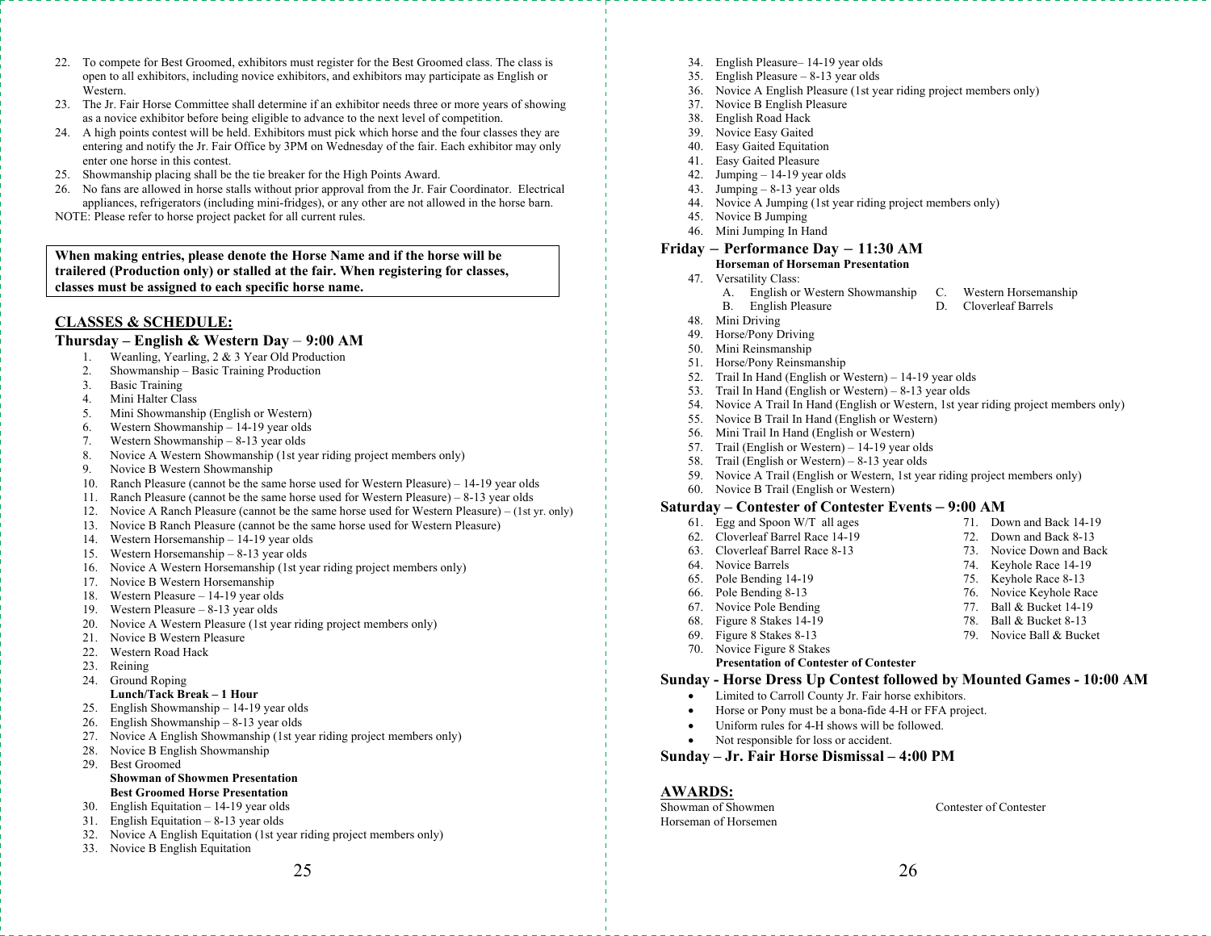22. To compete for Best Groomed, exhibitors must register for the Best Groomed class. The class is open to all exhibitors, including novice exhibitors, and exhibitors may participate as English or Western.
23. The Jr. Fair Horse Committee shall determine if an exhibitor needs three or more years of showing as a novice exhibitor before being eligible to advance to the next level of competition.
24. A high points contest will be held. Exhibitors must pick which horse and the four classes they are entering and notify the Jr. Fair Office by 3PM on Wednesday of the fair. Each exhibitor may only enter one horse in this contest.
25. Showmanship placing shall be the tie breaker for the High Points Award.
26. No fans are allowed in horse stalls without prior approval from the Jr. Fair Coordinator. Electrical appliances, refrigerators (including mini-fridges), or any other are not allowed in the horse barn.

NOTE: Please refer to horse project packet for all current rules.

**When making entries, please denote the Horse Name and if the horse will be trailered (Production only) or stalled at the fair. When registering for classes, classes must be assigned to each specific horse name.**

## CLASSES & SCHEDULE:

### Thursday – English & Western Day – 9:00 AM

1. Weanling, Yearling, 2 & 3 Year Old Production
2. Showmanship – Basic Training Production
3. Basic Training
4. Mini Halter Class
5. Mini Showmanship (English or Western)
6. Western Showmanship – 14-19 year olds
7. Western Showmanship – 8-13 year olds
8. Novice A Western Showmanship (1st year riding project members only)
9. Novice B Western Showmanship
10. Ranch Pleasure (cannot be the same horse used for Western Pleasure) – 14-19 year olds
11. Ranch Pleasure (cannot be the same horse used for Western Pleasure) – 8-13 year olds
12. Novice A Ranch Pleasure (cannot be the same horse used for Western Pleasure) – (1st yr. only)
13. Novice B Ranch Pleasure (cannot be the same horse used for Western Pleasure)
14. Western Horsemanship – 14-19 year olds
15. Western Horsemanship – 8-13 year olds
16. Novice A Western Horsemanship (1st year riding project members only)
17. Novice B Western Horsemanship
18. Western Pleasure – 14-19 year olds
19. Western Pleasure – 8-13 year olds
20. Novice A Western Pleasure (1st year riding project members only)
21. Novice B Western Pleasure
22. Western Road Hack
23. Reining
24. Ground Roping

**Lunch/Tack Break – 1 Hour**

25. English Showmanship – 14-19 year olds
26. English Showmanship – 8-13 year olds
27. Novice A English Showmanship (1st year riding project members only)
28. Novice B English Showmanship
29. Best Groomed

**Showman of Showmen Presentation**

**Best Groomed Horse Presentation**

30. English Equitation – 14-19 year olds
31. English Equitation – 8-13 year olds
32. Novice A English Equitation (1st year riding project members only)
33. Novice B English Equitation
34. English Pleasure– 14-19 year olds
35. English Pleasure – 8-13 year olds
36. Novice A English Pleasure (1st year riding project members only)
37. Novice B English Pleasure
38. English Road Hack
39. Novice Easy Gaited
40. Easy Gaited Equitation
41. Easy Gaited Pleasure
42. Jumping – 14-19 year olds
43. Jumping – 8-13 year olds
44. Novice A Jumping (1st year riding project members only)
45. Novice B Jumping
46. Mini Jumping In Hand

### Friday – Performance Day – 11:30 AM

**Horseman of Horseman Presentation**

47. Versatility Class:
    - A. English or Western Showmanship
    - B. English Pleasure
    - C. Western Horsemanship
    - D. Cloverleaf Barrels
48. Mini Driving
49. Horse/Pony Driving
50. Mini Reinsmanship
51. Horse/Pony Reinsmanship
52. Trail In Hand (English or Western) – 14-19 year olds
53. Trail In Hand (English or Western) – 8-13 year olds
54. Novice A Trail In Hand (English or Western, 1st year riding project members only)
55. Novice B Trail In Hand (English or Western)
56. Mini Trail In Hand (English or Western)
57. Trail (English or Western) – 14-19 year olds
58. Trail (English or Western) – 8-13 year olds
59. Novice A Trail (English or Western, 1st year riding project members only)
60. Novice B Trail (English or Western)

### Saturday – Contester of Contester Events – 9:00 AM

61. Egg and Spoon W/T all ages
62. Cloverleaf Barrel Race 14-19
63. Cloverleaf Barrel Race 8-13
64. Novice Barrels
65. Pole Bending 14-19
66. Pole Bending 8-13
67. Novice Pole Bending
68. Figure 8 Stakes 14-19
69. Figure 8 Stakes 8-13
70. Novice Figure 8 Stakes
71. Down and Back 14-19
72. Down and Back 8-13
73. Novice Down and Back
74. Keyhole Race 14-19
75. Keyhole Race 8-13
76. Novice Keyhole Race
77. Ball & Bucket 14-19
78. Ball & Bucket 8-13
79. Novice Ball & Bucket

**Presentation of Contester of Contester**

### Sunday - Horse Dress Up Contest followed by Mounted Games - 10:00 AM

- Limited to Carroll County Jr. Fair horse exhibitors.
- Horse or Pony must be a bona-fide 4-H or FFA project.
- Uniform rules for 4-H shows will be followed.
- Not responsible for loss or accident.

### Sunday – Jr. Fair Horse Dismissal – 4:00 PM

## AWARDS:

Showman of Showmen
Horseman of Horsemen
Contester of Contester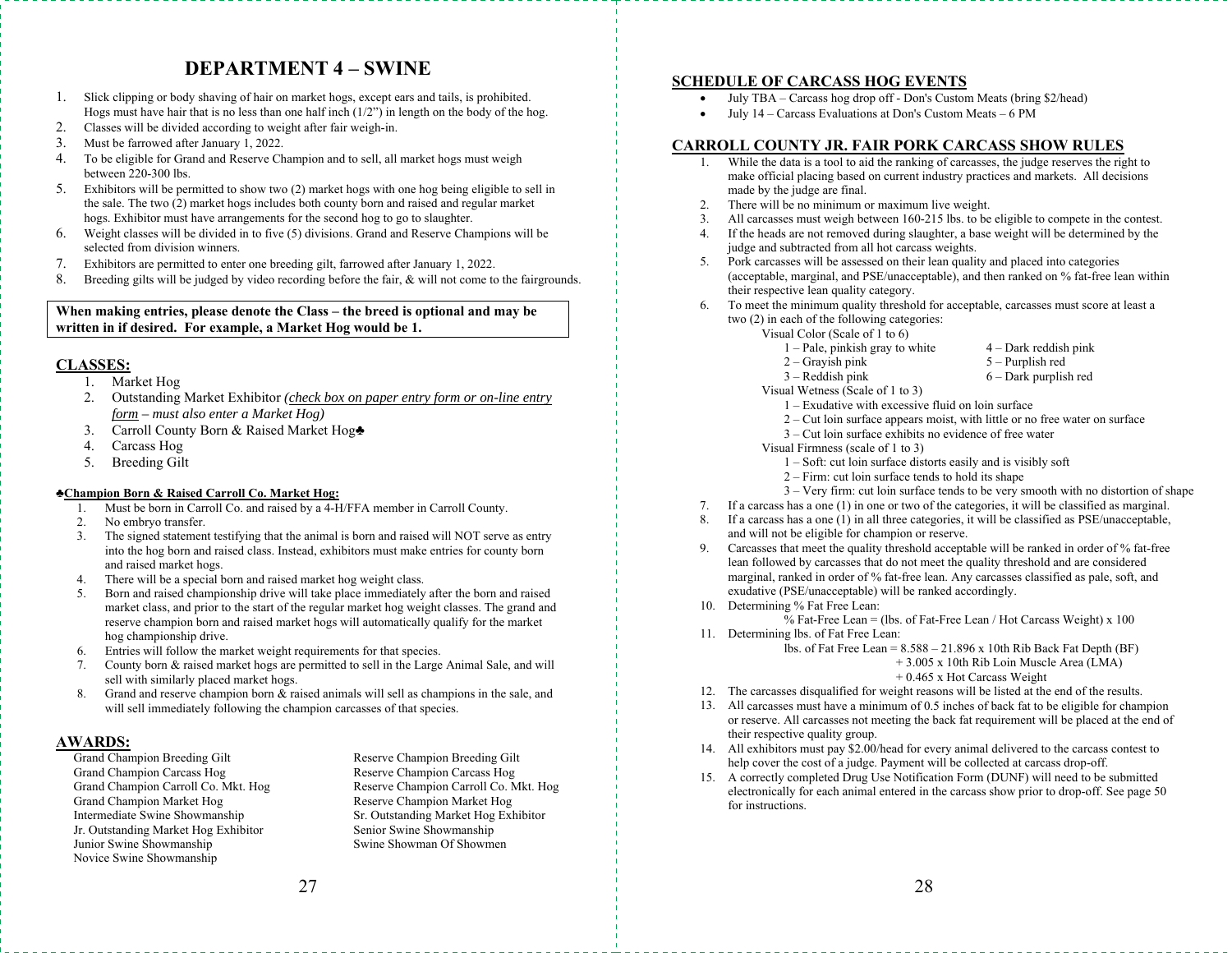# DEPARTMENT 4 – SWINE

1. Slick clipping or body shaving of hair on market hogs, except ears and tails, is prohibited. Hogs must have hair that is no less than one half inch (1/2") in length on the body of the hog.
2. Classes will be divided according to weight after fair weigh-in.
3. Must be farrowed after January 1, 2022.
4. To be eligible for Grand and Reserve Champion and to sell, all market hogs must weigh between 220-300 lbs.
5. Exhibitors will be permitted to show two (2) market hogs with one hog being eligible to sell in the sale. The two (2) market hogs includes both county born and raised and regular market hogs. Exhibitor must have arrangements for the second hog to go to slaughter.
6. Weight classes will be divided in to five (5) divisions. Grand and Reserve Champions will be selected from division winners.
7. Exhibitors are permitted to enter one breeding gilt, farrowed after January 1, 2022.
8. Breeding gilts will be judged by video recording before the fair, & will not come to the fairgrounds.

**When making entries, please denote the Class – the breed is optional and may be written in if desired. For example, a Market Hog would be 1.**

## CLASSES:

1. Market Hog
2. Outstanding Market Exhibitor *(check box on paper entry form or on-line entry form – must also enter a Market Hog)*
3. Carroll County Born & Raised Market Hog♣
4. Carcass Hog
5. Breeding Gilt

**♣Champion Born & Raised Carroll Co. Market Hog:**

1. Must be born in Carroll Co. and raised by a 4-H/FFA member in Carroll County.
2. No embryo transfer.
3. The signed statement testifying that the animal is born and raised will NOT serve as entry into the hog born and raised class. Instead, exhibitors must make entries for county born and raised market hogs.
4. There will be a special born and raised market hog weight class.
5. Born and raised championship drive will take place immediately after the born and raised market class, and prior to the start of the regular market hog weight classes. The grand and reserve champion born and raised market hogs will automatically qualify for the market hog championship drive.
6. Entries will follow the market weight requirements for that species.
7. County born & raised market hogs are permitted to sell in the Large Animal Sale, and will sell with similarly placed market hogs.
8. Grand and reserve champion born & raised animals will sell as champions in the sale, and will sell immediately following the champion carcasses of that species.

## AWARDS:

- Grand Champion Breeding Gilt
- Reserve Champion Breeding Gilt
- Grand Champion Carcass Hog
- Reserve Champion Carcass Hog
- Grand Champion Carroll Co. Mkt. Hog
- Reserve Champion Carroll Co. Mkt. Hog
- Grand Champion Market Hog
- Reserve Champion Market Hog
- Intermediate Swine Showmanship
- Sr. Outstanding Market Hog Exhibitor
- Jr. Outstanding Market Hog Exhibitor
- Senior Swine Showmanship
- Junior Swine Showmanship
- Swine Showman Of Showmen
- Novice Swine Showmanship

## SCHEDULE OF CARCASS HOG EVENTS

- July TBA – Carcass hog drop off - Don's Custom Meats (bring $2/head)
- July 14 – Carcass Evaluations at Don's Custom Meats – 6 PM

## CARROLL COUNTY JR. FAIR PORK CARCASS SHOW RULES

1. While the data is a tool to aid the ranking of carcasses, the judge reserves the right to make official placing based on current industry practices and markets. All decisions made by the judge are final.
2. There will be no minimum or maximum live weight.
3. All carcasses must weigh between 160-215 lbs. to be eligible to compete in the contest.
4. If the heads are not removed during slaughter, a base weight will be determined by the judge and subtracted from all hot carcass weights.
5. Pork carcasses will be assessed on their lean quality and placed into categories (acceptable, marginal, and PSE/unacceptable), and then ranked on % fat-free lean within their respective lean quality category.
6. To meet the minimum quality threshold for acceptable, carcasses must score at least a two (2) in each of the following categories:
   - Visual Color (Scale of 1 to 6)
     - 1 – Pale, pinkish gray to white
     - 2 – Grayish pink
     - 3 – Reddish pink
     - 4 – Dark reddish pink
     - 5 – Purplish red
     - 6 – Dark purplish red
   - Visual Wetness (Scale of 1 to 3)
     - 1 – Exudative with excessive fluid on loin surface
     - 2 – Cut loin surface appears moist, with little or no free water on surface
     - 3 – Cut loin surface exhibits no evidence of free water
   - Visual Firmness (scale of 1 to 3)
     - 1 – Soft: cut loin surface distorts easily and is visibly soft
     - 2 – Firm: cut loin surface tends to hold its shape
     - 3 – Very firm: cut loin surface tends to be very smooth with no distortion of shape
7. If a carcass has a one (1) in one or two of the categories, it will be classified as marginal.
8. If a carcass has a one (1) in all three categories, it will be classified as PSE/unacceptable, and will not be eligible for champion or reserve.
9. Carcasses that meet the quality threshold acceptable will be ranked in order of % fat-free lean followed by carcasses that do not meet the quality threshold and are considered marginal, ranked in order of % fat-free lean. Any carcasses classified as pale, soft, and exudative (PSE/unacceptable) will be ranked accordingly.
10. Determining % Fat Free Lean:
    % Fat-Free Lean = (lbs. of Fat-Free Lean / Hot Carcass Weight) x 100
11. Determining lbs. of Fat Free Lean:
    lbs. of Fat Free Lean = 8.588 – 21.896 x 10th Rib Back Fat Depth (BF)
    + 3.005 x 10th Rib Loin Muscle Area (LMA)
    + 0.465 x Hot Carcass Weight
12. The carcasses disqualified for weight reasons will be listed at the end of the results.
13. All carcasses must have a minimum of 0.5 inches of back fat to be eligible for champion or reserve. All carcasses not meeting the back fat requirement will be placed at the end of their respective quality group.
14. All exhibitors must pay $2.00/head for every animal delivered to the carcass contest to help cover the cost of a judge. Payment will be collected at carcass drop-off.
15. A correctly completed Drug Use Notification Form (DUNF) will need to be submitted electronically for each animal entered in the carcass show prior to drop-off. See page 50 for instructions.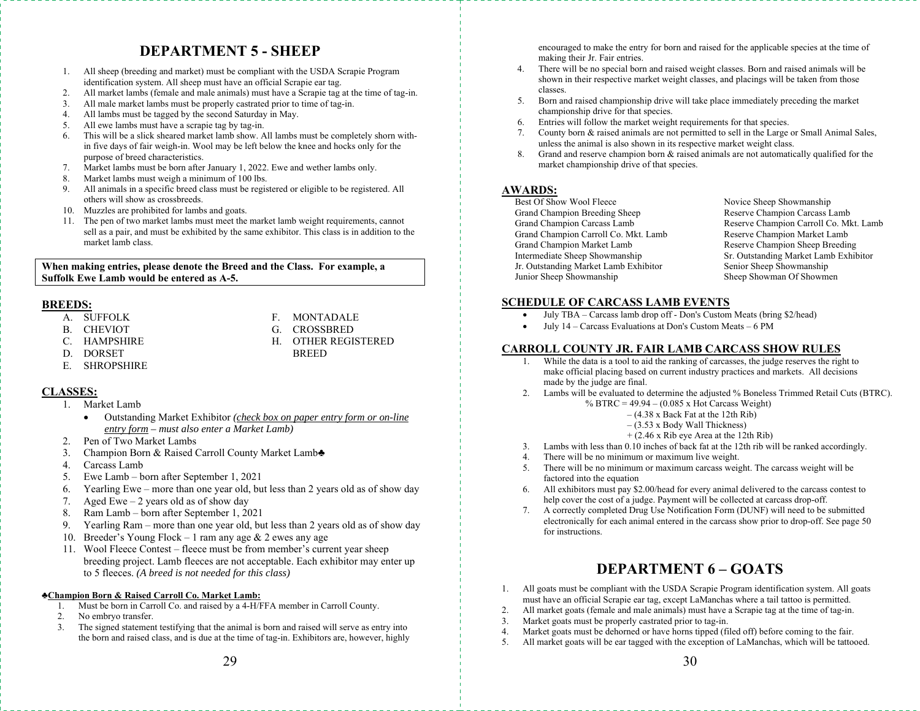# DEPARTMENT 5 - SHEEP

1. All sheep (breeding and market) must be compliant with the USDA Scrapie Program identification system. All sheep must have an official Scrapie ear tag.
2. All market lambs (female and male animals) must have a Scrapie tag at the time of tag-in.
3. All male market lambs must be properly castrated prior to time of tag-in.
4. All lambs must be tagged by the second Saturday in May.
5. All ewe lambs must have a scrapie tag by tag-in.
6. This will be a slick sheared market lamb show. All lambs must be completely shorn within five days of fair weigh-in. Wool may be left below the knee and hocks only for the purpose of breed characteristics.
7. Market lambs must be born after January 1, 2022. Ewe and wether lambs only.
8. Market lambs must weigh a minimum of 100 lbs.
9. All animals in a specific breed class must be registered or eligible to be registered. All others will show as crossbreeds.
10. Muzzles are prohibited for lambs and goats.
11. The pen of two market lambs must meet the market lamb weight requirements, cannot sell as a pair, and must be exhibited by the same exhibitor. This class is in addition to the market lamb class.

**When making entries, please denote the Breed and the Class. For example, a Suffolk Ewe Lamb would be entered as A-5.**

## BREEDS:

- A. SUFFOLK
- B. CHEVIOT
- C. HAMPSHIRE
- D. DORSET
- E. SHROPSHIRE
- F. MONTADALE
- G. CROSSBRED
- H. OTHER REGISTERED BREED

## CLASSES:

1. Market Lamb
   - Outstanding Market Exhibitor *(check box on paper entry form or on-line entry form – must also enter a Market Lamb)*
2. Pen of Two Market Lambs
3. Champion Born & Raised Carroll County Market Lamb♣
4. Carcass Lamb
5. Ewe Lamb – born after September 1, 2021
6. Yearling Ewe – more than one year old, but less than 2 years old as of show day
7. Aged Ewe – 2 years old as of show day
8. Ram Lamb – born after September 1, 2021
9. Yearling Ram – more than one year old, but less than 2 years old as of show day
10. Breeder's Young Flock – 1 ram any age & 2 ewes any age
11. Wool Fleece Contest – fleece must be from member's current year sheep breeding project. Lamb fleeces are not acceptable. Each exhibitor may enter up to 5 fleeces. *(A breed is not needed for this class)*

**♣Champion Born & Raised Carroll Co. Market Lamb:**

1. Must be born in Carroll Co. and raised by a 4-H/FFA member in Carroll County.
2. No embryo transfer.
3. The signed statement testifying that the animal is born and raised will serve as entry into the born and raised class, and is due at the time of tag-in. Exhibitors are, however, highly encouraged to make the entry for born and raised for the applicable species at the time of making their Jr. Fair entries.
4. There will be no special born and raised weight classes. Born and raised animals will be shown in their respective market weight classes, and placings will be taken from those classes.
5. Born and raised championship drive will take place immediately preceding the market championship drive for that species.
6. Entries will follow the market weight requirements for that species.
7. County born & raised animals are not permitted to sell in the Large or Small Animal Sales, unless the animal is also shown in its respective market weight class.
8. Grand and reserve champion born & raised animals are not automatically qualified for the market championship drive of that species.

## AWARDS:

- Best Of Show Wool Fleece
- Grand Champion Breeding Sheep
- Grand Champion Carcass Lamb
- Grand Champion Carroll Co. Mkt. Lamb
- Grand Champion Market Lamb
- Intermediate Sheep Showmanship
- Jr. Outstanding Market Lamb Exhibitor
- Junior Sheep Showmanship
- Novice Sheep Showmanship
- Reserve Champion Carcass Lamb
- Reserve Champion Carroll Co. Mkt. Lamb
- Reserve Champion Market Lamb
- Reserve Champion Sheep Breeding
- Sr. Outstanding Market Lamb Exhibitor
- Senior Sheep Showmanship
- Sheep Showman Of Showmen

## SCHEDULE OF CARCASS LAMB EVENTS

- July TBA – Carcass lamb drop off - Don's Custom Meats (bring $2/head)
- July 14 – Carcass Evaluations at Don's Custom Meats – 6 PM

## CARROLL COUNTY JR. FAIR LAMB CARCASS SHOW RULES

1. While the data is a tool to aid the ranking of carcasses, the judge reserves the right to make official placing based on current industry practices and markets. All decisions made by the judge are final.
2. Lambs will be evaluated to determine the adjusted % Boneless Trimmed Retail Cuts (BTRC).

   % BTRC = 49.94 – (0.085 x Hot Carcass Weight)
   – (4.38 x Back Fat at the 12th Rib)
   – (3.53 x Body Wall Thickness)
   + (2.46 x Rib eye Area at the 12th Rib)
3. Lambs with less than 0.10 inches of back fat at the 12th rib will be ranked accordingly.
4. There will be no minimum or maximum live weight.
5. There will be no minimum or maximum carcass weight. The carcass weight will be factored into the equation
6. All exhibitors must pay $2.00/head for every animal delivered to the carcass contest to help cover the cost of a judge. Payment will be collected at carcass drop-off.
7. A correctly completed Drug Use Notification Form (DUNF) will need to be submitted electronically for each animal entered in the carcass show prior to drop-off. See page 50 for instructions.

# DEPARTMENT 6 – GOATS

1. All goats must be compliant with the USDA Scrapie Program identification system. All goats must have an official Scrapie ear tag, except LaManchas where a tail tattoo is permitted.
2. All market goats (female and male animals) must have a Scrapie tag at the time of tag-in.
3. Market goats must be properly castrated prior to tag-in.
4. Market goats must be dehorned or have horns tipped (filed off) before coming to the fair.
5. All market goats will be ear tagged with the exception of LaManchas, which will be tattooed.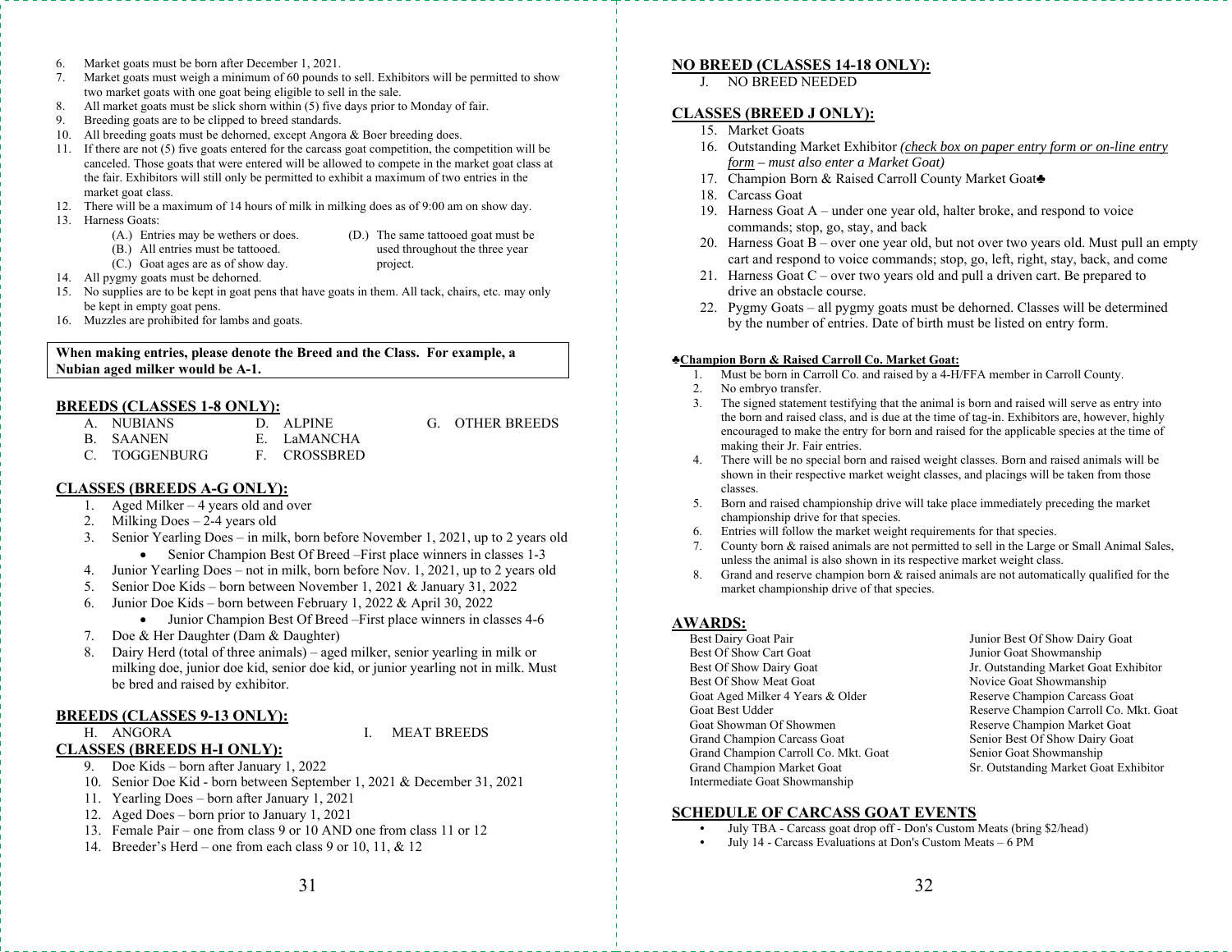6. Market goats must be born after December 1, 2021.
7. Market goats must weigh a minimum of 60 pounds to sell. Exhibitors will be permitted to show two market goats with one goat being eligible to sell in the sale.
8. All market goats must be slick shorn within (5) five days prior to Monday of fair.
9. Breeding goats are to be clipped to breed standards.
10. All breeding goats must be dehorned, except Angora & Boer breeding does.
11. If there are not (5) five goats entered for the carcass goat competition, the competition will be canceled. Those goats that were entered will be allowed to compete in the market goat class at the fair. Exhibitors will still only be permitted to exhibit a maximum of two entries in the market goat class.
12. There will be a maximum of 14 hours of milk in milking does as of 9:00 am on show day.
13. Harness Goats:
    - (A.) Entries may be wethers or does.
    - (B.) All entries must be tattooed.
    - (C.) Goat ages are as of show day.
    - (D.) The same tattooed goat must be used throughout the three year project.
14. All pygmy goats must be dehorned.
15. No supplies are to be kept in goat pens that have goats in them. All tack, chairs, etc. may only be kept in empty goat pens.
16. Muzzles are prohibited for lambs and goats.

**When making entries, please denote the Breed and the Class. For example, a Nubian aged milker would be A-1.**

## BREEDS (CLASSES 1-8 ONLY):

- A. NUBIANS
- B. SAANEN
- C. TOGGENBURG
- D. ALPINE
- E. LaMANCHA
- F. CROSSBRED
- G. OTHER BREEDS

## CLASSES (BREEDS A-G ONLY):

1. Aged Milker – 4 years old and over
2. Milking Does – 2-4 years old
3. Senior Yearling Does – in milk, born before November 1, 2021, up to 2 years old
   - Senior Champion Best Of Breed –First place winners in classes 1-3
4. Junior Yearling Does – not in milk, born before Nov. 1, 2021, up to 2 years old
5. Senior Doe Kids – born between November 1, 2021 & January 31, 2022
6. Junior Doe Kids – born between February 1, 2022 & April 30, 2022
   - Junior Champion Best Of Breed –First place winners in classes 4-6
7. Doe & Her Daughter (Dam & Daughter)
8. Dairy Herd (total of three animals) – aged milker, senior yearling in milk or milking doe, junior doe kid, senior doe kid, or junior yearling not in milk. Must be bred and raised by exhibitor.

## BREEDS (CLASSES 9-13 ONLY):

- H. ANGORA
- I. MEAT BREEDS

## CLASSES (BREEDS H-I ONLY):

9. Doe Kids – born after January 1, 2022
10. Senior Doe Kid - born between September 1, 2021 & December 31, 2021
11. Yearling Does – born after January 1, 2021
12. Aged Does – born prior to January 1, 2021
13. Female Pair – one from class 9 or 10 AND one from class 11 or 12
14. Breeder's Herd – one from each class 9 or 10, 11, & 12

## NO BREED (CLASSES 14-18 ONLY):

- J. NO BREED NEEDED

## CLASSES (BREED J ONLY):

15. Market Goats
16. Outstanding Market Exhibitor *(check box on paper entry form or on-line entry form – must also enter a Market Goat)*
17. Champion Born & Raised Carroll County Market Goat♣
18. Carcass Goat
19. Harness Goat A – under one year old, halter broke, and respond to voice commands; stop, go, stay, and back
20. Harness Goat B – over one year old, but not over two years old. Must pull an empty cart and respond to voice commands; stop, go, left, right, stay, back, and come
21. Harness Goat C – over two years old and pull a driven cart. Be prepared to drive an obstacle course.
22. Pygmy Goats – all pygmy goats must be dehorned. Classes will be determined by the number of entries. Date of birth must be listed on entry form.

**♣Champion Born & Raised Carroll Co. Market Goat:**

1. Must be born in Carroll Co. and raised by a 4-H/FFA member in Carroll County.
2. No embryo transfer.
3. The signed statement testifying that the animal is born and raised will serve as entry into the born and raised class, and is due at the time of tag-in. Exhibitors are, however, highly encouraged to make the entry for born and raised for the applicable species at the time of making their Jr. Fair entries.
4. There will be no special born and raised weight classes. Born and raised animals will be shown in their respective market weight classes, and placings will be taken from those classes.
5. Born and raised championship drive will take place immediately preceding the market championship drive for that species.
6. Entries will follow the market weight requirements for that species.
7. County born & raised animals are not permitted to sell in the Large or Small Animal Sales, unless the animal is also shown in its respective market weight class.
8. Grand and reserve champion born & raised animals are not automatically qualified for the market championship drive of that species.

## AWARDS:

- Best Dairy Goat Pair
- Best Of Show Cart Goat
- Best Of Show Dairy Goat
- Best Of Show Meat Goat
- Goat Aged Milker 4 Years & Older
- Goat Best Udder
- Goat Showman Of Showmen
- Grand Champion Carcass Goat
- Grand Champion Carroll Co. Mkt. Goat
- Grand Champion Market Goat
- Intermediate Goat Showmanship
- Junior Best Of Show Dairy Goat
- Junior Goat Showmanship
- Jr. Outstanding Market Goat Exhibitor
- Novice Goat Showmanship
- Reserve Champion Carcass Goat
- Reserve Champion Carroll Co. Mkt. Goat
- Reserve Champion Market Goat
- Senior Best Of Show Dairy Goat
- Senior Goat Showmanship
- Sr. Outstanding Market Goat Exhibitor

## SCHEDULE OF CARCASS GOAT EVENTS

- July TBA - Carcass goat drop off - Don's Custom Meats (bring $2/head)
- July 14 - Carcass Evaluations at Don's Custom Meats – 6 PM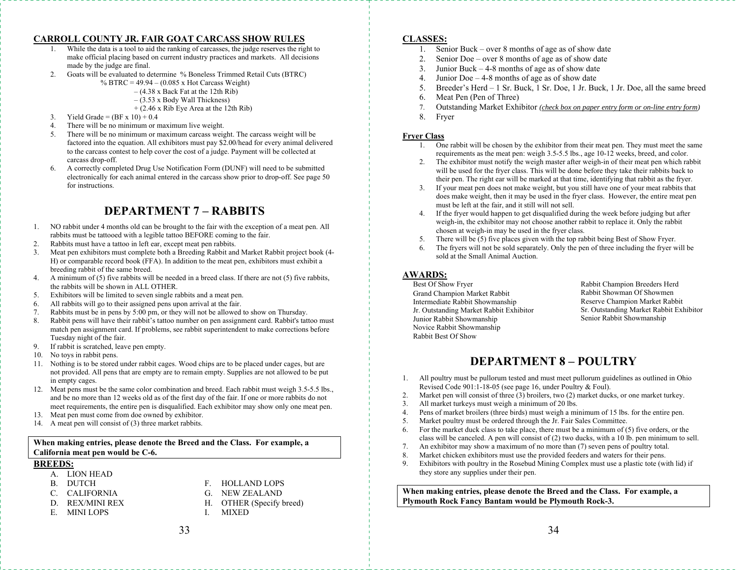## CARROLL COUNTY JR. FAIR GOAT CARCASS SHOW RULES

1. While the data is a tool to aid the ranking of carcasses, the judge reserves the right to make official placing based on current industry practices and markets. All decisions made by the judge are final.
2. Goats will be evaluated to determine % Boneless Trimmed Retail Cuts (BTRC)

   $$\% \text{ BTRC} = 49.94 - (0.085 \times \text{Hot Carcass Weight}) - (4.38 \times \text{Back Fat at the 12th Rib}) - (3.53 \times \text{Body Wall Thickness}) + (2.46 \times \text{Rib Eye Area at the 12th Rib})$$

3. Yield Grade = (BF x 10) + 0.4
4. There will be no minimum or maximum live weight.
5. There will be no minimum or maximum carcass weight. The carcass weight will be factored into the equation. All exhibitors must pay $2.00/head for every animal delivered to the carcass contest to help cover the cost of a judge. Payment will be collected at carcass drop-off.
6. A correctly completed Drug Use Notification Form (DUNF) will need to be submitted electronically for each animal entered in the carcass show prior to drop-off. See page 50 for instructions.

# DEPARTMENT 7 – RABBITS

1. NO rabbit under 4 months old can be brought to the fair with the exception of a meat pen. All rabbits must be tattooed with a legible tattoo BEFORE coming to the fair.
2. Rabbits must have a tattoo in left ear, except meat pen rabbits.
3. Meat pen exhibitors must complete both a Breeding Rabbit and Market Rabbit project book (4-H) or comparable record book (FFA). In addition to the meat pen, exhibitors must exhibit a breeding rabbit of the same breed.
4. A minimum of (5) five rabbits will be needed in a breed class. If there are not (5) five rabbits, the rabbits will be shown in ALL OTHER.
5. Exhibitors will be limited to seven single rabbits and a meat pen.
6. All rabbits will go to their assigned pens upon arrival at the fair.
7. Rabbits must be in pens by 5:00 pm, or they will not be allowed to show on Thursday.
8. Rabbit pens will have their rabbit's tattoo number on pen assignment card. Rabbit's tattoo must match pen assignment card. If problems, see rabbit superintendent to make corrections before Tuesday night of the fair.
9. If rabbit is scratched, leave pen empty.
10. No toys in rabbit pens.
11. Nothing is to be stored under rabbit cages. Wood chips are to be placed under cages, but are not provided. All pens that are empty are to remain empty. Supplies are not allowed to be put in empty cages.
12. Meat pens must be the same color combination and breed. Each rabbit must weigh 3.5-5.5 lbs., and be no more than 12 weeks old as of the first day of the fair. If one or more rabbits do not meet requirements, the entire pen is disqualified. Each exhibitor may show only one meat pen.
13. Meat pen must come from doe owned by exhibitor.
14. A meat pen will consist of (3) three market rabbits.

**When making entries, please denote the Breed and the Class. For example, a California meat pen would be C-6.**

## BREEDS:

A. LION HEAD
B. DUTCH
C. CALIFORNIA
D. REX/MINI REX
E. MINI LOPS
F. HOLLAND LOPS
G. NEW ZEALAND
H. OTHER (Specify breed)
I. MIXED

## CLASSES:

1. Senior Buck – over 8 months of age as of show date
2. Senior Doe – over 8 months of age as of show date
3. Junior Buck – 4-8 months of age as of show date
4. Junior Doe – 4-8 months of age as of show date
5. Breeder's Herd – 1 Sr. Buck, 1 Sr. Doe, 1 Jr. Buck, 1 Jr. Doe, all the same breed
6. Meat Pen (Pen of Three)
7. Outstanding Market Exhibitor *(check box on paper entry form or on-line entry form)*
8. Fryer

### Fryer Class

1. One rabbit will be chosen by the exhibitor from their meat pen. They must meet the same requirements as the meat pen: weigh 3.5-5.5 lbs., age 10-12 weeks, breed, and color.
2. The exhibitor must notify the weigh master after weigh-in of their meat pen which rabbit will be used for the fryer class. This will be done before they take their rabbits back to their pen. The right ear will be marked at that time, identifying that rabbit as the fryer.
3. If your meat pen does not make weight, but you still have one of your meat rabbits that does make weight, then it may be used in the fryer class. However, the entire meat pen must be left at the fair, and it still will not sell.
4. If the fryer would happen to get disqualified during the week before judging but after weigh-in, the exhibitor may not choose another rabbit to replace it. Only the rabbit chosen at weigh-in may be used in the fryer class.
5. There will be (5) five places given with the top rabbit being Best of Show Fryer.
6. The fryers will not be sold separately. Only the pen of three including the fryer will be sold at the Small Animal Auction.

## AWARDS:

- Best Of Show Fryer
- Grand Champion Market Rabbit
- Intermediate Rabbit Showmanship
- Jr. Outstanding Market Rabbit Exhibitor
- Junior Rabbit Showmanship
- Novice Rabbit Showmanship
- Rabbit Best Of Show
- Rabbit Champion Breeders Herd
- Rabbit Showman Of Showmen
- Reserve Champion Market Rabbit
- Sr. Outstanding Market Rabbit Exhibitor
- Senior Rabbit Showmanship

# DEPARTMENT 8 – POULTRY

1. All poultry must be pullorum tested and must meet pullorum guidelines as outlined in Ohio Revised Code 901:1-18-05 (see page 16, under Poultry & Foul).
2. Market pen will consist of three (3) broilers, two (2) market ducks, or one market turkey.
3. All market turkeys must weigh a minimum of 20 lbs.
4. Pens of market broilers (three birds) must weigh a minimum of 15 lbs. for the entire pen.
5. Market poultry must be ordered through the Jr. Fair Sales Committee.
6. For the market duck class to take place, there must be a minimum of (5) five orders, or the class will be canceled. A pen will consist of (2) two ducks, with a 10 lb. pen minimum to sell.
7. An exhibitor may show a maximum of no more than (7) seven pens of poultry total.
8. Market chicken exhibitors must use the provided feeders and waters for their pens.
9. Exhibitors with poultry in the Rosebud Mining Complex must use a plastic tote (with lid) if they store any supplies under their pen.

**When making entries, please denote the Breed and the Class. For example, a Plymouth Rock Fancy Bantam would be Plymouth Rock-3.**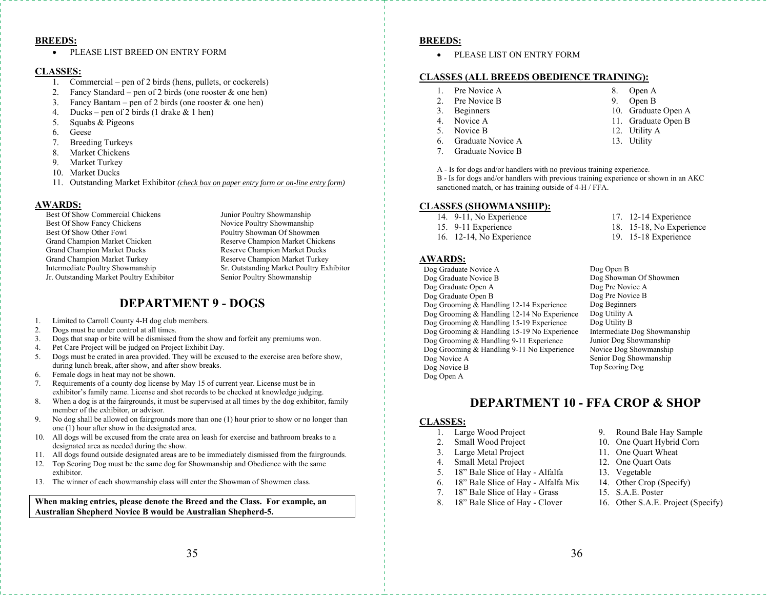**BREEDS:**

- PLEASE LIST BREED ON ENTRY FORM

**CLASSES:**

1. Commercial – pen of 2 birds (hens, pullets, or cockerels)
2. Fancy Standard – pen of 2 birds (one rooster & one hen)
3. Fancy Bantam – pen of 2 birds (one rooster & one hen)
4. Ducks – pen of 2 birds (1 drake & 1 hen)
5. Squabs & Pigeons
6. Geese
7. Breeding Turkeys
8. Market Chickens
9. Market Turkey
10. Market Ducks
11. Outstanding Market Exhibitor *(check box on paper entry form or on-line entry form)*

**AWARDS:**

Best Of Show Commercial Chickens
Best Of Show Fancy Chickens
Best Of Show Other Fowl
Grand Champion Market Chicken
Grand Champion Market Ducks
Grand Champion Market Turkey
Intermediate Poultry Showmanship
Jr. Outstanding Market Poultry Exhibitor
Junior Poultry Showmanship
Novice Poultry Showmanship
Poultry Showman Of Showmen
Reserve Champion Market Chickens
Reserve Champion Market Ducks
Reserve Champion Market Turkey
Sr. Outstanding Market Poultry Exhibitor
Senior Poultry Showmanship

## DEPARTMENT 9 - DOGS

1. Limited to Carroll County 4-H dog club members.
2. Dogs must be under control at all times.
3. Dogs that snap or bite will be dismissed from the show and forfeit any premiums won.
4. Pet Care Project will be judged on Project Exhibit Day.
5. Dogs must be crated in area provided. They will be excused to the exercise area before show, during lunch break, after show, and after show breaks.
6. Female dogs in heat may not be shown.
7. Requirements of a county dog license by May 15 of current year. License must be in exhibitor's family name. License and shot records to be checked at knowledge judging.
8. When a dog is at the fairgrounds, it must be supervised at all times by the dog exhibitor, family member of the exhibitor, or advisor.
9. No dog shall be allowed on fairgrounds more than one (1) hour prior to show or no longer than one (1) hour after show in the designated area.
10. All dogs will be excused from the crate area on leash for exercise and bathroom breaks to a designated area as needed during the show.
11. All dogs found outside designated areas are to be immediately dismissed from the fairgrounds.
12. Top Scoring Dog must be the same dog for Showmanship and Obedience with the same exhibitor.
13. The winner of each showmanship class will enter the Showman of Showmen class.

**When making entries, please denote the Breed and the Class. For example, an Australian Shepherd Novice B would be Australian Shepherd-5.**

**BREEDS:**

- PLEASE LIST ON ENTRY FORM

**CLASSES (ALL BREEDS OBEDIENCE TRAINING):**

1. Pre Novice A
2. Pre Novice B
3. Beginners
4. Novice A
5. Novice B
6. Graduate Novice A
7. Graduate Novice B
8. Open A
9. Open B
10. Graduate Open A
11. Graduate Open B
12. Utility A
13. Utility

A - Is for dogs and/or handlers with no previous training experience.
B - Is for dogs and/or handlers with previous training experience or shown in an AKC sanctioned match, or has training outside of 4-H / FFA.

**CLASSES (SHOWMANSHIP):**

14. 9-11, No Experience
15. 9-11 Experience
16. 12-14, No Experience
17. 12-14 Experience
18. 15-18, No Experience
19. 15-18 Experience

**AWARDS:**

Dog Graduate Novice A
Dog Graduate Novice B
Dog Graduate Open A
Dog Graduate Open B
Dog Grooming & Handling 12-14 Experience
Dog Grooming & Handling 12-14 No Experience
Dog Grooming & Handling 15-19 Experience
Dog Grooming & Handling 15-19 No Experience
Dog Grooming & Handling 9-11 Experience
Dog Grooming & Handling 9-11 No Experience
Dog Novice A
Dog Novice B
Dog Open A
Dog Open B
Dog Showman Of Showmen
Dog Pre Novice A
Dog Pre Novice B
Dog Beginners
Dog Utility A
Dog Utility B
Intermediate Dog Showmanship
Junior Dog Showmanship
Novice Dog Showmanship
Senior Dog Showmanship
Top Scoring Dog

## DEPARTMENT 10 - FFA CROP & SHOP

**CLASSES:**

1. Large Wood Project
2. Small Wood Project
3. Large Metal Project
4. Small Metal Project
5. 18" Bale Slice of Hay - Alfalfa
6. 18" Bale Slice of Hay - Alfalfa Mix
7. 18" Bale Slice of Hay - Grass
8. 18" Bale Slice of Hay - Clover
9. Round Bale Hay Sample
10. One Quart Hybrid Corn
11. One Quart Wheat
12. One Quart Oats
13. Vegetable
14. Other Crop (Specify)
15. S.A.E. Poster
16. Other S.A.E. Project (Specify)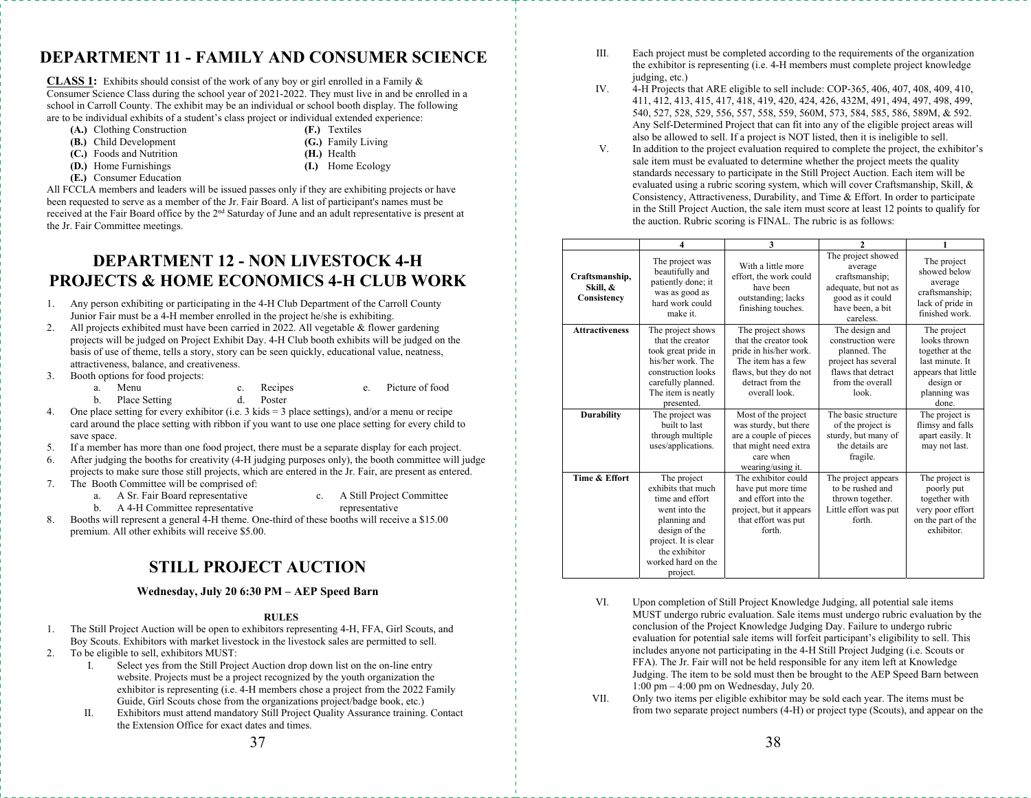# DEPARTMENT 11 - FAMILY AND CONSUMER SCIENCE

**CLASS 1:** Exhibits should consist of the work of any boy or girl enrolled in a Family & Consumer Science Class during the school year of 2021-2022. They must live in and be enrolled in a school in Carroll County. The exhibit may be an individual or school booth display. The following are to be individual exhibits of a student's class project or individual extended experience:

- **(A.)** Clothing Construction
- **(B.)** Child Development
- **(C.)** Foods and Nutrition
- **(D.)** Home Furnishings
- **(E.)** Consumer Education
- **(F.)** Textiles
- **(G.)** Family Living
- **(H.)** Health
- **(I.)** Home Ecology

All FCCLA members and leaders will be issued passes only if they are exhibiting projects or have been requested to serve as a member of the Jr. Fair Board. A list of participant's names must be received at the Fair Board office by the 2nd Saturday of June and an adult representative is present at the Jr. Fair Committee meetings.

# DEPARTMENT 12 - NON LIVESTOCK 4-H PROJECTS & HOME ECONOMICS 4-H CLUB WORK

1. Any person exhibiting or participating in the 4-H Club Department of the Carroll County Junior Fair must be a 4-H member enrolled in the project he/she is exhibiting.
2. All projects exhibited must have been carried in 2022. All vegetable & flower gardening projects will be judged on Project Exhibit Day. 4-H Club booth exhibits will be judged on the basis of use of theme, tells a story, story can be seen quickly, educational value, neatness, attractiveness, balance, and creativeness.
3. Booth options for food projects:
   a. Menu
   b. Place Setting
   c. Recipes
   d. Poster
   e. Picture of food
4. One place setting for every exhibitor (i.e. 3 kids = 3 place settings), and/or a menu or recipe card around the place setting with ribbon if you want to use one place setting for every child to save space.
5. If a member has more than one food project, there must be a separate display for each project.
6. After judging the booths for creativity (4-H judging purposes only), the booth committee will judge projects to make sure those still projects, which are entered in the Jr. Fair, are present as entered.
7. The Booth Committee will be comprised of:
   a. A Sr. Fair Board representative
   b. A 4-H Committee representative
   c. A Still Project Committee representative
8. Booths will represent a general 4-H theme. One-third of these booths will receive a $15.00 premium. All other exhibits will receive $5.00.

# STILL PROJECT AUCTION

**Wednesday, July 20 6:30 PM – AEP Speed Barn**

**RULES**

1. The Still Project Auction will be open to exhibitors representing 4-H, FFA, Girl Scouts, and Boy Scouts. Exhibitors with market livestock in the livestock sales are permitted to sell.
2. To be eligible to sell, exhibitors MUST:
   I. Select yes from the Still Project Auction drop down list on the on-line entry website. Projects must be a project recognized by the youth organization the exhibitor is representing (i.e. 4-H members chose a project from the 2022 Family Guide, Girl Scouts chose from the organizations project/badge book, etc.)
   II. Exhibitors must attend mandatory Still Project Quality Assurance training. Contact the Extension Office for exact dates and times.
   III. Each project must be completed according to the requirements of the organization the exhibitor is representing (i.e. 4-H members must complete project knowledge judging, etc.)
   IV. 4-H Projects that ARE eligible to sell include: COP-365, 406, 407, 408, 409, 410, 411, 412, 413, 415, 417, 418, 419, 420, 424, 426, 432M, 491, 494, 497, 498, 499, 540, 527, 528, 529, 556, 557, 558, 559, 560M, 573, 584, 585, 586, 589M, & 592. Any Self-Determined Project that can fit into any of the eligible project areas will also be allowed to sell. If a project is NOT listed, then it is ineligible to sell.
   V. In addition to the project evaluation required to complete the project, the exhibitor's sale item must be evaluated to determine whether the project meets the quality standards necessary to participate in the Still Project Auction. Each item will be evaluated using a rubric scoring system, which will cover Craftsmanship, Skill, & Consistency, Attractiveness, Durability, and Time & Effort. In order to participate in the Still Project Auction, the sale item must score at least 12 points to qualify for the auction. Rubric scoring is FINAL. The rubric is as follows:

| | 4 | 3 | 2 | 1 |
|---|---|---|---|---|
| **Craftsmanship, Skill, & Consistency** | The project was beautifully and patiently done; it was as good as hard work could make it. | With a little more effort, the work could have been outstanding; lacks finishing touches. | The project showed average craftsmanship; adequate, but not as good as it could have been, a bit careless. | The project showed below average craftsmanship; lack of pride in finished work. |
| **Attractiveness** | The project shows that the creator took great pride in his/her work. The construction looks carefully planned. The item is neatly presented. | The project shows that the creator took pride in his/her work. The item has a few flaws, but they do not detract from the overall look. | The design and construction were planned. The project has several flaws that detract from the overall look. | The project looks thrown together at the last minute. It appears that little design or planning was done. |
| **Durability** | The project was built to last through multiple uses/applications. | Most of the project was sturdy, but there are a couple of pieces that might need extra care when wearing/using it. | The basic structure of the project is sturdy, but many of the details are fragile. | The project is flimsy and falls apart easily. It may not last. |
| **Time & Effort** | The project exhibits that much time and effort went into the planning and design of the project. It is clear the exhibitor worked hard on the project. | The exhibitor could have put more time and effort into the project, but it appears that effort was put forth. | The project appears to be rushed and thrown together. Little effort was put forth. | The project is poorly put together with very poor effort on the part of the exhibitor. |

   VI. Upon completion of Still Project Knowledge Judging, all potential sale items MUST undergo rubric evaluation. Sale items must undergo rubric evaluation by the conclusion of the Project Knowledge Judging Day. Failure to undergo rubric evaluation for potential sale items will forfeit participant's eligibility to sell. This includes anyone not participating in the 4-H Still Project Judging (i.e. Scouts or FFA). The Jr. Fair will not be held responsible for any item left at Knowledge Judging. The item to be sold must then be brought to the AEP Speed Barn between 1:00 pm – 4:00 pm on Wednesday, July 20.
   VII. Only two items per eligible exhibitor may be sold each year. The items must be from two separate project numbers (4-H) or project type (Scouts), and appear on the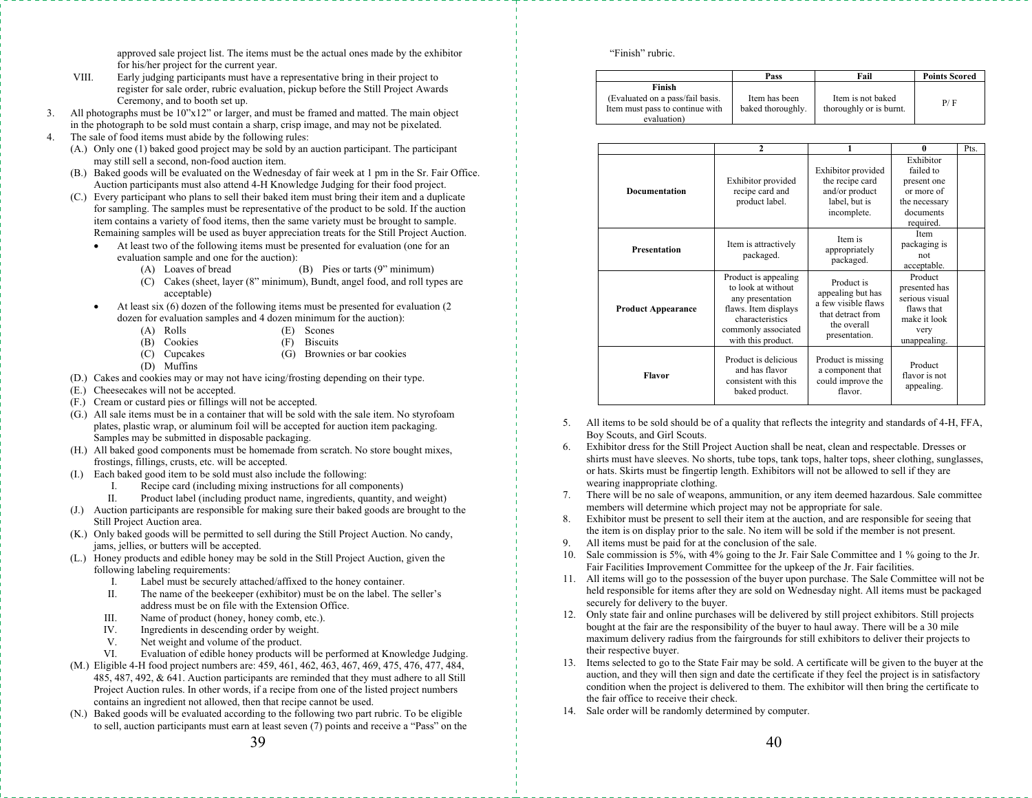approved sale project list. The items must be the actual ones made by the exhibitor for his/her project for the current year.

VIII. Early judging participants must have a representative bring in their project to register for sale order, rubric evaluation, pickup before the Still Project Awards Ceremony, and to booth set up.

3. All photographs must be 10"x12" or larger, and must be framed and matted. The main object in the photograph to be sold must contain a sharp, crisp image, and may not be pixelated.

4. The sale of food items must abide by the following rules:

(A.) Only one (1) baked good project may be sold by an auction participant. The participant may still sell a second, non-food auction item.

(B.) Baked goods will be evaluated on the Wednesday of fair week at 1 pm in the Sr. Fair Office. Auction participants must also attend 4-H Knowledge Judging for their food project.

(C.) Every participant who plans to sell their baked item must bring their item and a duplicate for sampling. The samples must be representative of the product to be sold. If the auction item contains a variety of food items, then the same variety must be brought to sample. Remaining samples will be used as buyer appreciation treats for the Still Project Auction.

- At least two of the following items must be presented for evaluation (one for an evaluation sample and one for the auction):
  - (A) Loaves of bread
  - (B) Pies or tarts (9" minimum)
  - (C) Cakes (sheet, layer (8" minimum), Bundt, angel food, and roll types are acceptable)
- At least six (6) dozen of the following items must be presented for evaluation (2 dozen for evaluation samples and 4 dozen minimum for the auction):
  - (A) Rolls
  - (B) Cookies
  - (C) Cupcakes
  - (D) Muffins
  - (E) Scones
  - (F) Biscuits
  - (G) Brownies or bar cookies

(D.) Cakes and cookies may or may not have icing/frosting depending on their type.

(E.) Cheesecakes will not be accepted.

(F.) Cream or custard pies or fillings will not be accepted.

(G.) All sale items must be in a container that will be sold with the sale item. No styrofoam plates, plastic wrap, or aluminum foil will be accepted for auction item packaging. Samples may be submitted in disposable packaging.

(H.) All baked good components must be homemade from scratch. No store bought mixes, frostings, fillings, crusts, etc. will be accepted.

(I.) Each baked good item to be sold must also include the following:

I. Recipe card (including mixing instructions for all components)
II. Product label (including product name, ingredients, quantity, and weight)

(J.) Auction participants are responsible for making sure their baked goods are brought to the Still Project Auction area.

(K.) Only baked goods will be permitted to sell during the Still Project Auction. No candy, jams, jellies, or butters will be accepted.

(L.) Honey products and edible honey may be sold in the Still Project Auction, given the following labeling requirements:

I. Label must be securely attached/affixed to the honey container.
II. The name of the beekeeper (exhibitor) must be on the label. The seller's address must be on file with the Extension Office.
III. Name of product (honey, honey comb, etc.).
IV. Ingredients in descending order by weight.
V. Net weight and volume of the product.
VI. Evaluation of edible honey products will be performed at Knowledge Judging.

(M.) Eligible 4-H food project numbers are: 459, 461, 462, 463, 467, 469, 475, 476, 477, 484, 485, 487, 492, & 641. Auction participants are reminded that they must adhere to all Still Project Auction rules. In other words, if a recipe from one of the listed project numbers contains an ingredient not allowed, then that recipe cannot be used.

(N.) Baked goods will be evaluated according to the following two part rubric. To be eligible to sell, auction participants must earn at least seven (7) points and receive a "Pass" on the "Finish" rubric.

| | Pass | Fail | Points Scored |
|---|---|---|---|
| **Finish** (Evaluated on a pass/fail basis. Item must pass to continue with evaluation) | Item has been baked thoroughly. | Item is not baked thoroughly or is burnt. | P/ F |

| | 2 | 1 | 0 | Pts. |
|---|---|---|---|---|
| **Documentation** | Exhibitor provided recipe card and product label. | Exhibitor provided the recipe card and/or product label, but is incomplete. | Exhibitor failed to present one or more of the necessary documents required. | |
| **Presentation** | Item is attractively packaged. | Item is appropriately packaged. | Item packaging is not acceptable. | |
| **Product Appearance** | Product is appealing to look at without any presentation flaws. Item displays characteristics commonly associated with this product. | Product is appealing but has a few visible flaws that detract from the overall presentation. | Product presented has serious visual flaws that make it look very unappealing. | |
| **Flavor** | Product is delicious and has flavor consistent with this baked product. | Product is missing a component that could improve the flavor. | Product flavor is not appealing. | |

5. All items to be sold should be of a quality that reflects the integrity and standards of 4-H, FFA, Boy Scouts, and Girl Scouts.

6. Exhibitor dress for the Still Project Auction shall be neat, clean and respectable. Dresses or shirts must have sleeves. No shorts, tube tops, tank tops, halter tops, sheer clothing, sunglasses, or hats. Skirts must be fingertip length. Exhibitors will not be allowed to sell if they are wearing inappropriate clothing.

7. There will be no sale of weapons, ammunition, or any item deemed hazardous. Sale committee members will determine which project may not be appropriate for sale.

8. Exhibitor must be present to sell their item at the auction, and are responsible for seeing that the item is on display prior to the sale. No item will be sold if the member is not present.

9. All items must be paid for at the conclusion of the sale.

10. Sale commission is 5%, with 4% going to the Jr. Fair Sale Committee and 1 % going to the Jr. Fair Facilities Improvement Committee for the upkeep of the Jr. Fair facilities.

11. All items will go to the possession of the buyer upon purchase. The Sale Committee will not be held responsible for items after they are sold on Wednesday night. All items must be packaged securely for delivery to the buyer.

12. Only state fair and online purchases will be delivered by still project exhibitors. Still projects bought at the fair are the responsibility of the buyer to haul away. There will be a 30 mile maximum delivery radius from the fairgrounds for still exhibitors to deliver their projects to their respective buyer.

13. Items selected to go to the State Fair may be sold. A certificate will be given to the buyer at the auction, and they will then sign and date the certificate if they feel the project is in satisfactory condition when the project is delivered to them. The exhibitor will then bring the certificate to the fair office to receive their check.

14. Sale order will be randomly determined by computer.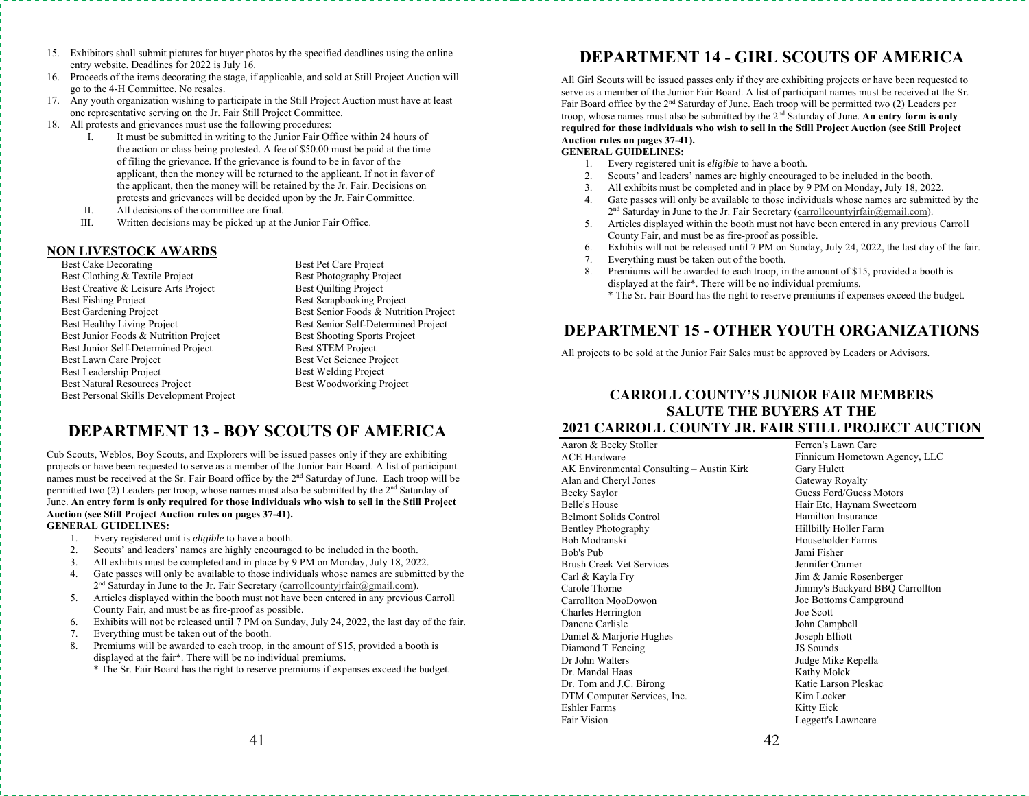15. Exhibitors shall submit pictures for buyer photos by the specified deadlines using the online entry website. Deadlines for 2022 is July 16.
16. Proceeds of the items decorating the stage, if applicable, and sold at Still Project Auction will go to the 4-H Committee. No resales.
17. Any youth organization wishing to participate in the Still Project Auction must have at least one representative serving on the Jr. Fair Still Project Committee.
18. All protests and grievances must use the following procedures:
    I. It must be submitted in writing to the Junior Fair Office within 24 hours of the action or class being protested. A fee of $50.00 must be paid at the time of filing the grievance. If the grievance is found to be in favor of the applicant, then the money will be returned to the applicant. If not in favor of the applicant, then the money will be retained by the Jr. Fair. Decisions on protests and grievances will be decided upon by the Jr. Fair Committee.
    II. All decisions of the committee are final.
    III. Written decisions may be picked up at the Junior Fair Office.

## NON LIVESTOCK AWARDS

- Best Cake Decorating
- Best Clothing & Textile Project
- Best Creative & Leisure Arts Project
- Best Fishing Project
- Best Gardening Project
- Best Healthy Living Project
- Best Junior Foods & Nutrition Project
- Best Junior Self-Determined Project
- Best Lawn Care Project
- Best Leadership Project
- Best Natural Resources Project
- Best Personal Skills Development Project
- Best Pet Care Project
- Best Photography Project
- Best Quilting Project
- Best Scrapbooking Project
- Best Senior Foods & Nutrition Project
- Best Senior Self-Determined Project
- Best Shooting Sports Project
- Best STEM Project
- Best Vet Science Project
- Best Welding Project
- Best Woodworking Project

# DEPARTMENT 13 - BOY SCOUTS OF AMERICA

Cub Scouts, Weblos, Boy Scouts, and Explorers will be issued passes only if they are exhibiting projects or have been requested to serve as a member of the Junior Fair Board. A list of participant names must be received at the Sr. Fair Board office by the 2nd Saturday of June. Each troop will be permitted two (2) Leaders per troop, whose names must also be submitted by the 2nd Saturday of June. **An entry form is only required for those individuals who wish to sell in the Still Project Auction (see Still Project Auction rules on pages 37-41).**

**GENERAL GUIDELINES:**

1. Every registered unit is *eligible* to have a booth.
2. Scouts' and leaders' names are highly encouraged to be included in the booth.
3. All exhibits must be completed and in place by 9 PM on Monday, July 18, 2022.
4. Gate passes will only be available to those individuals whose names are submitted by the 2nd Saturday in June to the Jr. Fair Secretary (carrollcountyjrfair@gmail.com).
5. Articles displayed within the booth must not have been entered in any previous Carroll County Fair, and must be as fire-proof as possible.
6. Exhibits will not be released until 7 PM on Sunday, July 24, 2022, the last day of the fair.
7. Everything must be taken out of the booth.
8. Premiums will be awarded to each troop, in the amount of $15, provided a booth is displayed at the fair*. There will be no individual premiums.
   * The Sr. Fair Board has the right to reserve premiums if expenses exceed the budget.

# DEPARTMENT 14 - GIRL SCOUTS OF AMERICA

All Girl Scouts will be issued passes only if they are exhibiting projects or have been requested to serve as a member of the Junior Fair Board. A list of participant names must be received at the Sr. Fair Board office by the 2nd Saturday of June. Each troop will be permitted two (2) Leaders per troop, whose names must also be submitted by the 2nd Saturday of June. **An entry form is only required for those individuals who wish to sell in the Still Project Auction (see Still Project Auction rules on pages 37-41).**

**GENERAL GUIDELINES:**

1. Every registered unit is *eligible* to have a booth.
2. Scouts' and leaders' names are highly encouraged to be included in the booth.
3. All exhibits must be completed and in place by 9 PM on Monday, July 18, 2022.
4. Gate passes will only be available to those individuals whose names are submitted by the 2nd Saturday in June to the Jr. Fair Secretary (carrollcountyjrfair@gmail.com).
5. Articles displayed within the booth must not have been entered in any previous Carroll County Fair, and must be as fire-proof as possible.
6. Exhibits will not be released until 7 PM on Sunday, July 24, 2022, the last day of the fair.
7. Everything must be taken out of the booth.
8. Premiums will be awarded to each troop, in the amount of $15, provided a booth is displayed at the fair*. There will be no individual premiums.
   * The Sr. Fair Board has the right to reserve premiums if expenses exceed the budget.

# DEPARTMENT 15 - OTHER YOUTH ORGANIZATIONS

All projects to be sold at the Junior Fair Sales must be approved by Leaders or Advisors.

## CARROLL COUNTY'S JUNIOR FAIR MEMBERS SALUTE THE BUYERS AT THE 2021 CARROLL COUNTY JR. FAIR STILL PROJECT AUCTION

- Aaron & Becky Stoller
- ACE Hardware
- AK Environmental Consulting – Austin Kirk
- Alan and Cheryl Jones
- Becky Saylor
- Belle's House
- Belmont Solids Control
- Bentley Photography
- Bob Modranski
- Bob's Pub
- Brush Creek Vet Services
- Carl & Kayla Fry
- Carole Thorne
- Carrollton MooDowon
- Charles Herrington
- Danene Carlisle
- Daniel & Marjorie Hughes
- Diamond T Fencing
- Dr John Walters
- Dr. Mandal Haas
- Dr. Tom and J.C. Birong
- DTM Computer Services, Inc.
- Eshler Farms
- Fair Vision
- Ferren's Lawn Care
- Finnicum Hometown Agency, LLC
- Gary Hulett
- Gateway Royalty
- Guess Ford/Guess Motors
- Hair Etc, Haynam Sweetcorn
- Hamilton Insurance
- Hillbilly Holler Farm
- Householder Farms
- Jami Fisher
- Jennifer Cramer
- Jim & Jamie Rosenberger
- Jimmy's Backyard BBQ Carrollton
- Joe Bottoms Campground
- Joe Scott
- John Campbell
- Joseph Elliott
- JS Sounds
- Judge Mike Repella
- Kathy Molek
- Katie Larson Pleskac
- Kim Locker
- Kitty Eick
- Leggett's Lawncare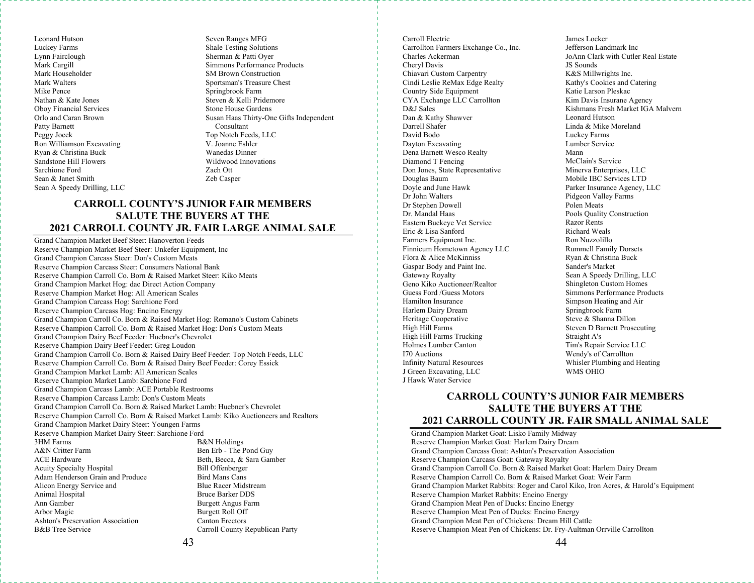Leonard Hutson
Luckey Farms
Lynn Fairclough
Mark Cargill
Mark Householder
Mark Walters
Mike Pence
Nathan & Kate Jones
Oboy Financial Services
Orlo and Caran Brown
Patty Barnett
Peggy Jocek
Ron Williamson Excavating
Ryan & Christina Buck
Sandstone Hill Flowers
Sarchione Ford
Sean & Janet Smith
Sean A Speedy Drilling, LLC
Seven Ranges MFG
Shale Testing Solutions
Sherman & Patti Oyer
Simmons Performance Products
SM Brown Construction
Sportsman's Treasure Chest
Springbrook Farm
Steven & Kelli Pridemore
Stone House Gardens
Susan Haas Thirty-One Gifts Independent Consultant
Top Notch Feeds, LLC
V. Joanne Eshler
Wanedas Dinner
Wildwood Innovations
Zach Ott
Zeb Casper

## CARROLL COUNTY'S JUNIOR FAIR MEMBERS SALUTE THE BUYERS AT THE 2021 CARROLL COUNTY JR. FAIR LARGE ANIMAL SALE

Grand Champion Market Beef Steer: Hanoverton Feeds
Reserve Champion Market Beef Steer: Unkefer Equipment, Inc
Grand Champion Carcass Steer: Don's Custom Meats
Reserve Champion Carcass Steer: Consumers National Bank
Reserve Champion Carroll Co. Born & Raised Market Steer: Kiko Meats
Grand Champion Market Hog: dac Direct Action Company
Reserve Champion Market Hog: All American Scales
Grand Champion Carcass Hog: Sarchione Ford
Reserve Champion Carcass Hog: Encino Energy
Grand Champion Carroll Co. Born & Raised Market Hog: Romano's Custom Cabinets
Reserve Champion Carroll Co. Born & Raised Market Hog: Don's Custom Meats
Grand Champion Dairy Beef Feeder: Huebner's Chevrolet
Reserve Champion Dairy Beef Feeder: Greg Loudon
Grand Champion Carroll Co. Born & Raised Dairy Beef Feeder: Top Notch Feeds, LLC
Reserve Champion Carroll Co. Born & Raised Dairy Beef Feeder: Corey Essick
Grand Champion Market Lamb: All American Scales
Reserve Champion Market Lamb: Sarchione Ford
Grand Champion Carcass Lamb: ACE Portable Restrooms
Reserve Champion Carcass Lamb: Don's Custom Meats
Grand Champion Carroll Co. Born & Raised Market Lamb: Huebner's Chevrolet
Reserve Champion Carroll Co. Born & Raised Market Lamb: Kiko Auctioneers and Realtors
Grand Champion Market Dairy Steer: Youngen Farms
Reserve Champion Market Dairy Steer: Sarchione Ford

3HM Farms
A&N Critter Farm
ACE Hardware
Acuity Specialty Hospital
Adam Henderson Grain and Produce
Alicon Energy Service and
Animal Hospital
Ann Gamber
Arbor Magic
Ashton's Preservation Association
B&B Tree Service
B&N Holdings
Ben Erb - The Pond Guy
Beth, Becca, & Sara Gamber
Bill Offenberger
Bird Mans Cans
Blue Racer Midstream
Bruce Barker DDS
Burgett Angus Farm
Burgett Roll Off
Canton Erectors
Carroll County Republican Party
Carroll Electric
Carrollton Farmers Exchange Co., Inc.
Charles Ackerman
Cheryl Davis
Chiavari Custom Carpentry
Cindi Leslie ReMax Edge Realty
Country Side Equipment
CYA Exchange LLC Carrollton
D&J Sales
Dan & Kathy Shawver
Darrell Shafer
David Bodo
Dayton Excavating
Dena Barnett Wesco Realty
Diamond T Fencing
Don Jones, State Representative
Douglas Baum
Doyle and June Hawk
Dr John Walters
Dr Stephen Dowell
Dr. Mandal Haas
Eastern Buckeye Vet Service
Eric & Lisa Sanford
Farmers Equipment Inc.
Finnicum Hometown Agency LLC
Flora & Alice McKinniss
Gaspar Body and Paint Inc.
Gateway Royalty
Geno Kiko Auctioneer/Realtor
Guess Ford /Guess Motors
Hamilton Insurance
Harlem Dairy Dream
Heritage Cooperative
High Hill Farms
High Hill Farms Trucking
Holmes Lumber Canton
I70 Auctions
Infinity Natural Resources
J Green Excavating, LLC
J Hawk Water Service
James Locker
Jefferson Landmark Inc
JoAnn Clark with Cutler Real Estate
JS Sounds
K&S Millwrights Inc.
Kathy's Cookies and Catering
Katie Larson Pleskac
Kim Davis Insurane Agency
Kishmans Fresh Market IGA Malvern
Leonard Hutson
Linda & Mike Moreland
Luckey Farms
Lumber Service
Mann
McClain's Service
Minerva Enterprises, LLC
Mobile IBC Services LTD
Parker Insurance Agency, LLC
Pidgeon Valley Farms
Polen Meats
Pools Quality Construction
Razor Rents
Richard Weals
Ron Nuzzolillo
Rummell Family Dorsets
Ryan & Christina Buck
Sander's Market
Sean A Speedy Drilling, LLC
Shingleton Custom Homes
Simmons Performance Products
Simpson Heating and Air
Springbrook Farm
Steve & Shanna Dillon
Steven D Barnett Prosecuting
Straight A's
Tim's Repair Service LLC
Wendy's of Carrollton
Whisler Plumbing and Heating
WMS OHIO

## CARROLL COUNTY'S JUNIOR FAIR MEMBERS SALUTE THE BUYERS AT THE 2021 CARROLL COUNTY JR. FAIR SMALL ANIMAL SALE

Grand Champion Market Goat: Lisko Family Midway
Reserve Champion Market Goat: Harlem Dairy Dream
Grand Champion Carcass Goat: Ashton's Preservation Association
Reserve Champion Carcass Goat: Gateway Royalty
Grand Champion Carroll Co. Born & Raised Market Goat: Harlem Dairy Dream
Reserve Champion Carroll Co. Born & Raised Market Goat: Weir Farm
Grand Champion Market Rabbits: Roger and Carol Kiko, Iron Acres, & Harold's Equipment
Reserve Champion Market Rabbits: Encino Energy
Grand Champion Meat Pen of Ducks: Encino Energy
Reserve Champion Meat Pen of Ducks: Encino Energy
Grand Champion Meat Pen of Chickens: Dream Hill Cattle
Reserve Champion Meat Pen of Chickens: Dr. Fry-Aultman Orrville Carrollton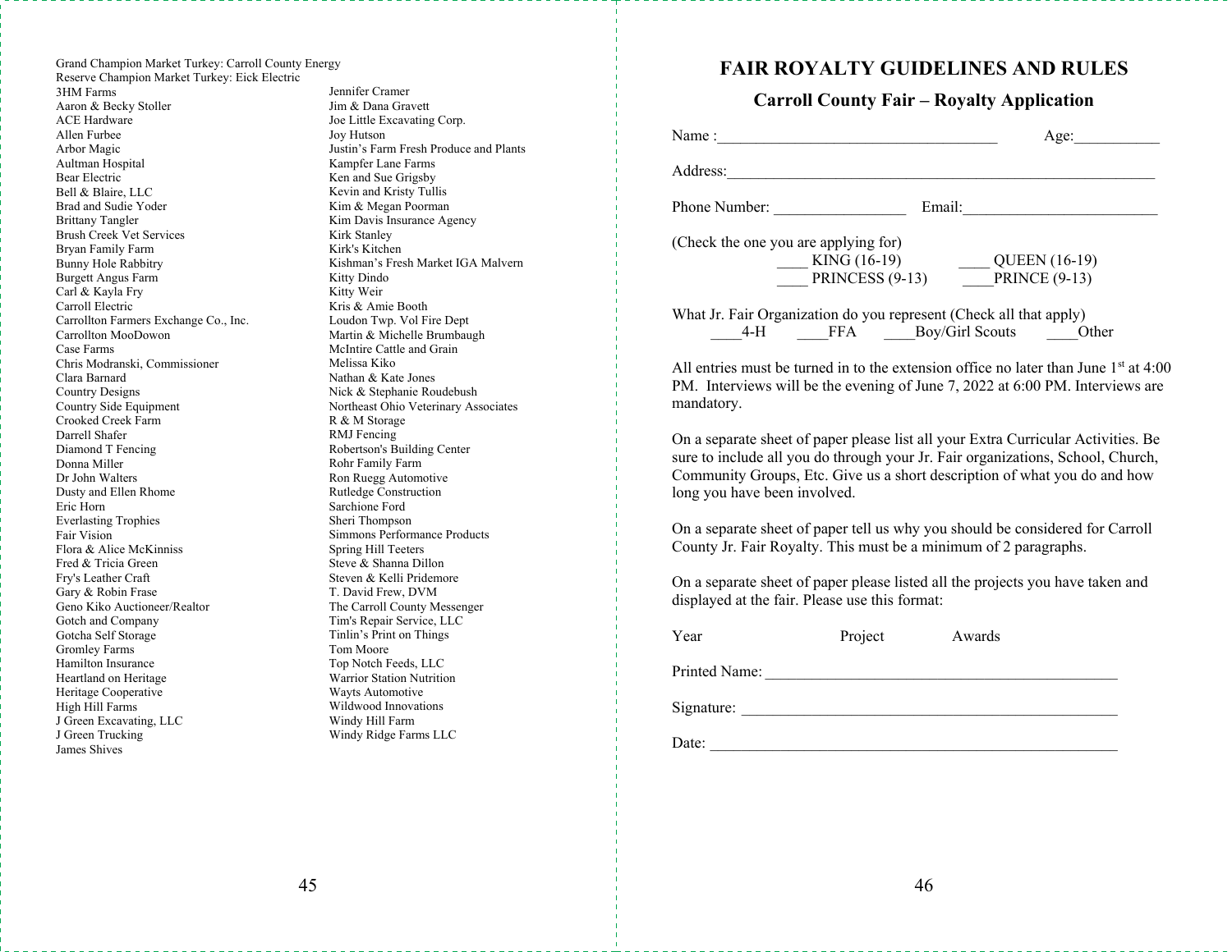Grand Champion Market Turkey: Carroll County Energy
Reserve Champion Market Turkey: Eick Electric

3HM Farms
Aaron & Becky Stoller
ACE Hardware
Allen Furbee
Arbor Magic
Aultman Hospital
Bear Electric
Bell & Blaire, LLC
Brad and Sudie Yoder
Brittany Tangler
Brush Creek Vet Services
Bryan Family Farm
Bunny Hole Rabbitry
Burgett Angus Farm
Carl & Kayla Fry
Carroll Electric
Carrollton Farmers Exchange Co., Inc.
Carrollton MooDowon
Case Farms
Chris Modranski, Commissioner
Clara Barnard
Country Designs
Country Side Equipment
Crooked Creek Farm
Darrell Shafer
Diamond T Fencing
Donna Miller
Dr John Walters
Dusty and Ellen Rhome
Eric Horn
Everlasting Trophies
Fair Vision
Flora & Alice McKinniss
Fred & Tricia Green
Fry's Leather Craft
Gary & Robin Frase
Geno Kiko Auctioneer/Realtor
Gotch and Company
Gotcha Self Storage
Gromley Farms
Hamilton Insurance
Heartland on Heritage
Heritage Cooperative
High Hill Farms
J Green Excavating, LLC
J Green Trucking
James Shives
Jennifer Cramer
Jim & Dana Gravett
Joe Little Excavating Corp.
Joy Hutson
Justin's Farm Fresh Produce and Plants
Kampfer Lane Farms
Ken and Sue Grigsby
Kevin and Kristy Tullis
Kim & Megan Poorman
Kim Davis Insurance Agency
Kirk Stanley
Kirk's Kitchen
Kishman's Fresh Market IGA Malvern
Kitty Dindo
Kitty Weir
Kris & Amie Booth
Loudon Twp. Vol Fire Dept
Martin & Michelle Brumbaugh
McIntire Cattle and Grain
Melissa Kiko
Nathan & Kate Jones
Nick & Stephanie Roudebush
Northeast Ohio Veterinary Associates
R & M Storage
RMJ Fencing
Robertson's Building Center
Rohr Family Farm
Ron Ruegg Automotive
Rutledge Construction
Sarchione Ford
Sheri Thompson
Simmons Performance Products
Spring Hill Teeters
Steve & Shanna Dillon
Steven & Kelli Pridemore
T. David Frew, DVM
The Carroll County Messenger
Tim's Repair Service, LLC
Tinlin's Print on Things
Tom Moore
Top Notch Feeds, LLC
Warrior Station Nutrition
Wayts Automotive
Wildwood Innovations
Windy Hill Farm
Windy Ridge Farms LLC

# FAIR ROYALTY GUIDELINES AND RULES

## Carroll County Fair – Royalty Application

Name :____________________________________ Age:___________

Address:__________________________________________________________

Phone Number: _________________ Email:_________________________

(Check the one you are applying for)

____ KING (16-19) ____ QUEEN (16-19)
____ PRINCESS (9-13) ____PRINCE (9-13)

What Jr. Fair Organization do you represent (Check all that apply)

____4-H ____FFA ____Boy/Girl Scouts ____Other

All entries must be turned in to the extension office no later than June 1st at 4:00 PM. Interviews will be the evening of June 7, 2022 at 6:00 PM. Interviews are mandatory.

On a separate sheet of paper please list all your Extra Curricular Activities. Be sure to include all you do through your Jr. Fair organizations, School, Church, Community Groups, Etc. Give us a short description of what you do and how long you have been involved.

On a separate sheet of paper tell us why you should be considered for Carroll County Jr. Fair Royalty. This must be a minimum of 2 paragraphs.

On a separate sheet of paper please listed all the projects you have taken and displayed at the fair. Please use this format:

Year Project Awards

Printed Name: ______________________________________________

Signature: _________________________________________________

Date: _____________________________________________________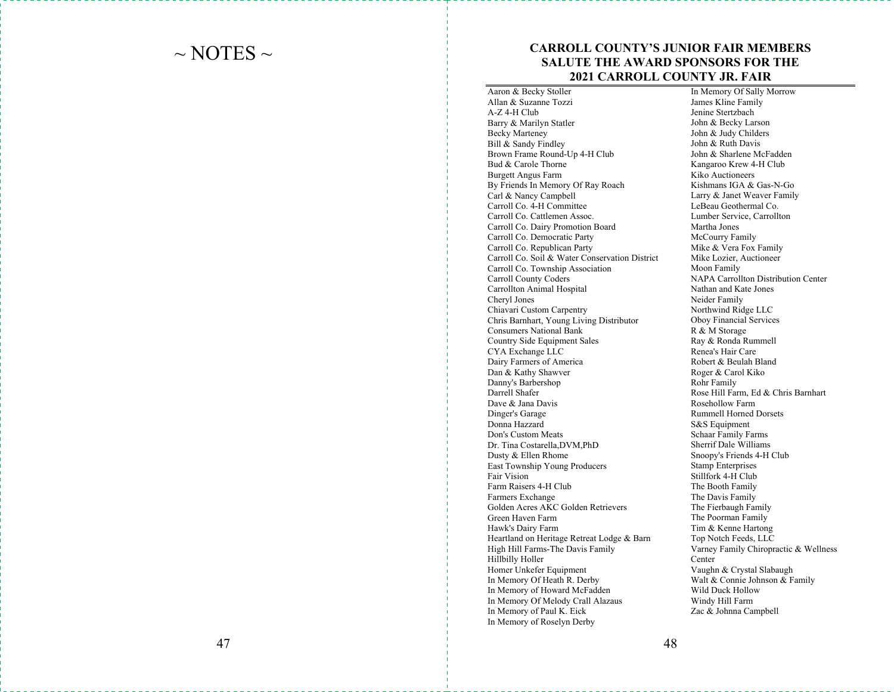# ~ NOTES ~

## CARROLL COUNTY'S JUNIOR FAIR MEMBERS SALUTE THE AWARD SPONSORS FOR THE 2021 CARROLL COUNTY JR. FAIR

Aaron & Becky Stoller
Allan & Suzanne Tozzi
A-Z 4-H Club
Barry & Marilyn Statler
Becky Marteney
Bill & Sandy Findley
Brown Frame Round-Up 4-H Club
Bud & Carole Thorne
Burgett Angus Farm
By Friends In Memory Of Ray Roach
Carl & Nancy Campbell
Carroll Co. 4-H Committee
Carroll Co. Cattlemen Assoc.
Carroll Co. Dairy Promotion Board
Carroll Co. Democratic Party
Carroll Co. Republican Party
Carroll Co. Soil & Water Conservation District
Carroll Co. Township Association
Carroll County Coders
Carrollton Animal Hospital
Cheryl Jones
Chiavari Custom Carpentry
Chris Barnhart, Young Living Distributor
Consumers National Bank
Country Side Equipment Sales
CYA Exchange LLC
Dairy Farmers of America
Dan & Kathy Shawver
Danny's Barbershop
Darrell Shafer
Dave & Jana Davis
Dinger's Garage
Donna Hazzard
Don's Custom Meats
Dr. Tina Costarella,DVM,PhD
Dusty & Ellen Rhome
East Township Young Producers
Fair Vision
Farm Raisers 4-H Club
Farmers Exchange
Golden Acres AKC Golden Retrievers
Green Haven Farm
Hawk's Dairy Farm
Heartland on Heritage Retreat Lodge & Barn
High Hill Farms-The Davis Family
Hillbilly Holler
Homer Unkefer Equipment
In Memory Of Heath R. Derby
In Memory of Howard McFadden
In Memory Of Melody Crall Alazaus
In Memory of Paul K. Eick
In Memory of Roselyn Derby
In Memory Of Sally Morrow
James Kline Family
Jenine Stertzbach
John & Becky Larson
John & Judy Childers
John & Ruth Davis
John & Sharlene McFadden
Kangaroo Krew 4-H Club
Kiko Auctioneers
Kishmans IGA & Gas-N-Go
Larry & Janet Weaver Family
LeBeau Geothermal Co.
Lumber Service, Carrollton
Martha Jones
McCourry Family
Mike & Vera Fox Family
Mike Lozier, Auctioneer
Moon Family
NAPA Carrollton Distribution Center
Nathan and Kate Jones
Neider Family
Northwind Ridge LLC
Oboy Financial Services
R & M Storage
Ray & Ronda Rummell
Renea's Hair Care
Robert & Beulah Bland
Roger & Carol Kiko
Rohr Family
Rose Hill Farm, Ed & Chris Barnhart
Rosehollow Farm
Rummell Horned Dorsets
S&S Equipment
Schaar Family Farms
Sherrif Dale Williams
Snoopy's Friends 4-H Club
Stamp Enterprises
Stillfork 4-H Club
The Booth Family
The Davis Family
The Fierbaugh Family
The Poorman Family
Tim & Kenne Hartong
Top Notch Feeds, LLC
Varney Family Chiropractic & Wellness Center
Vaughn & Crystal Slabaugh
Walt & Connie Johnson & Family
Wild Duck Hollow
Windy Hill Farm
Zac & Johnna Campbell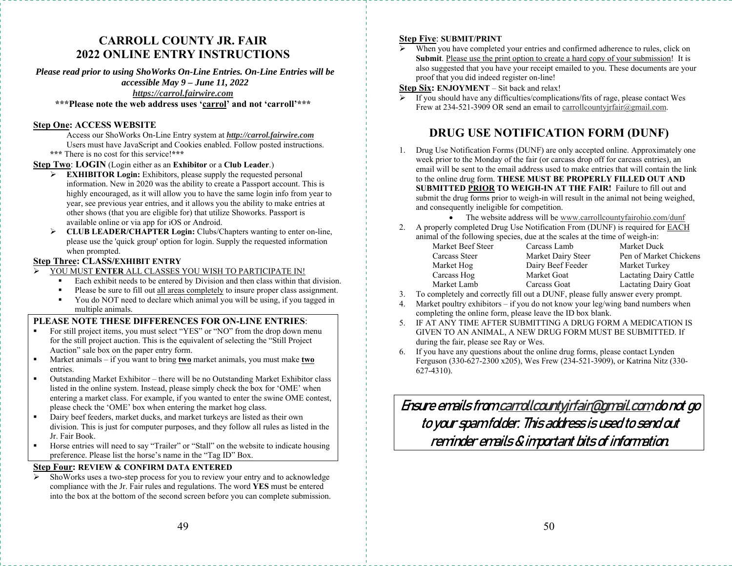# CARROLL COUNTY JR. FAIR
# 2022 ONLINE ENTRY INSTRUCTIONS

***Please read prior to using ShoWorks On-Line Entries. On-Line Entries will be accessible May 9 – June 11, 2022***
***https://carrol.fairwire.com***

**\*\*\*Please note the web address uses '<u>carrol</u>' and not 'carroll'\*\*\***

**<u>Step One</u>: ACCESS WEBSITE**

Access our ShoWorks On-Line Entry system at ***http://carrol.fairwire.com***
Users must have JavaScript and Cookies enabled. Follow posted instructions.
**\*\*\*** There is no cost for this service!**\*\*\***

**<u>Step Two</u>**: **LOGIN** (Login either as an **Exhibitor** or a **Club Leader**.)

- **EXHIBITOR Login:** Exhibitors, please supply the requested personal information. New in 2020 was the ability to create a Passport account. This is highly encouraged, as it will allow you to have the same login info from year to year, see previous year entries, and it allows you the ability to make entries at other shows (that you are eligible for) that utilize Showorks. Passport is available online or via app for iOS or Android.
- **CLUB LEADER/CHAPTER Login:** Clubs/Chapters wanting to enter on-line, please use the 'quick group' option for login. Supply the requested information when prompted.

**<u>Step Three</u>: CLASS/EXHIBIT ENTRY**

- <u>YOU MUST **ENTER** ALL CLASSES YOU WISH TO PARTICIPATE IN!</u>
  - Each exhibit needs to be entered by Division and then class within that division.
  - Please be sure to fill out <u>all areas completely</u> to insure proper class assignment.
  - You do NOT need to declare which animal you will be using, if you tagged in multiple animals.

**PLEASE NOTE THESE DIFFERENCES FOR ON-LINE ENTRIES**:

- For still project items, you must select "YES" or "NO" from the drop down menu for the still project auction. This is the equivalent of selecting the "Still Project Auction" sale box on the paper entry form.
- Market animals – if you want to bring **<u>two</u>** market animals, you must make **<u>two</u>** entries.
- Outstanding Market Exhibitor – there will be no Outstanding Market Exhibitor class listed in the online system. Instead, please simply check the box for 'OME' when entering a market class. For example, if you wanted to enter the swine OME contest, please check the 'OME' box when entering the market hog class.
- Dairy beef feeders, market ducks, and market turkeys are listed as their own division. This is just for computer purposes, and they follow all rules as listed in the Jr. Fair Book.
- Horse entries will need to say "Trailer" or "Stall" on the website to indicate housing preference. Please list the horse's name in the "Tag ID" Box.

**<u>Step Four</u>: REVIEW & CONFIRM DATA ENTERED**

- ShoWorks uses a two-step process for you to review your entry and to acknowledge compliance with the Jr. Fair rules and regulations. The word **YES** must be entered into the box at the bottom of the second screen before you can complete submission.

**<u>Step Five</u>**: **SUBMIT/PRINT**

- When you have completed your entries and confirmed adherence to rules, click on **Submit**. <u>Please use the print option to create a hard copy of your submission</u>! It is also suggested that you have your receipt emailed to you. These documents are your proof that you did indeed register on-line!

**<u>Step Six</u>: ENJOYMENT** – Sit back and relax!

- If you should have any difficulties/complications/fits of rage, please contact Wes Frew at 234-521-3909 OR send an email to carrollcountyjrfair@gmail.com.

## DRUG USE NOTIFICATION FORM (DUNF)

1. Drug Use Notification Forms (DUNF) are only accepted online. Approximately one week prior to the Monday of the fair (or carcass drop off for carcass entries), an email will be sent to the email address used to make entries that will contain the link to the online drug form. **THESE MUST BE PROPERLY FILLED OUT AND SUBMITTED <u>PRIOR</u> TO WEIGH-IN AT THE FAIR!** Failure to fill out and submit the drug forms prior to weigh-in will result in the animal not being weighed, and consequently ineligible for competition.
   - The website address will be www.carrollcountyfairohio.com/dunf
2. A properly completed Drug Use Notification From (DUNF) is required for <u>EACH</u> animal of the following species, due at the scales at the time of weigh-in:

| | | |
|---|---|---|
| Market Beef Steer | Carcass Lamb | Market Duck |
| Carcass Steer | Market Dairy Steer | Pen of Market Chickens |
| Market Hog | Dairy Beef Feeder | Market Turkey |
| Carcass Hog | Market Goat | Lactating Dairy Cattle |
| Market Lamb | Carcass Goat | Lactating Dairy Goat |

3. To completely and correctly fill out a DUNF, please fully answer every prompt.
4. Market poultry exhibitors – if you do not know your leg/wing band numbers when completing the online form, please leave the ID box blank.
5. IF AT ANY TIME AFTER SUBMITTING A DRUG FORM A MEDICATION IS GIVEN TO AN ANIMAL, A NEW DRUG FORM MUST BE SUBMITTED. If during the fair, please see Ray or Wes.
6. If you have any questions about the online drug forms, please contact Lynden Ferguson (330-627-2300 x205), Wes Frew (234-521-3909), or Katrina Nitz (330-627-4310).

***Ensure emails from <u>carrollcountyjrfair@gmail.com</u> do not go to your spam folder. This address is used to send out reminder emails & important bits of information.***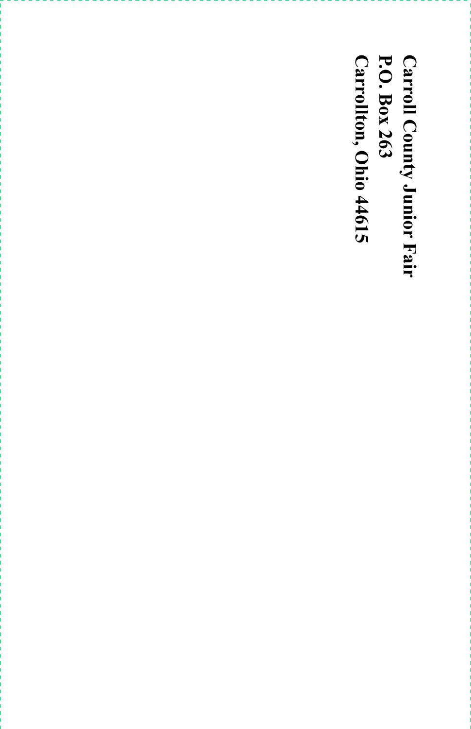**Carroll County Junior Fair**
**P.O. Box 263**
**Carrollton, Ohio 44615**